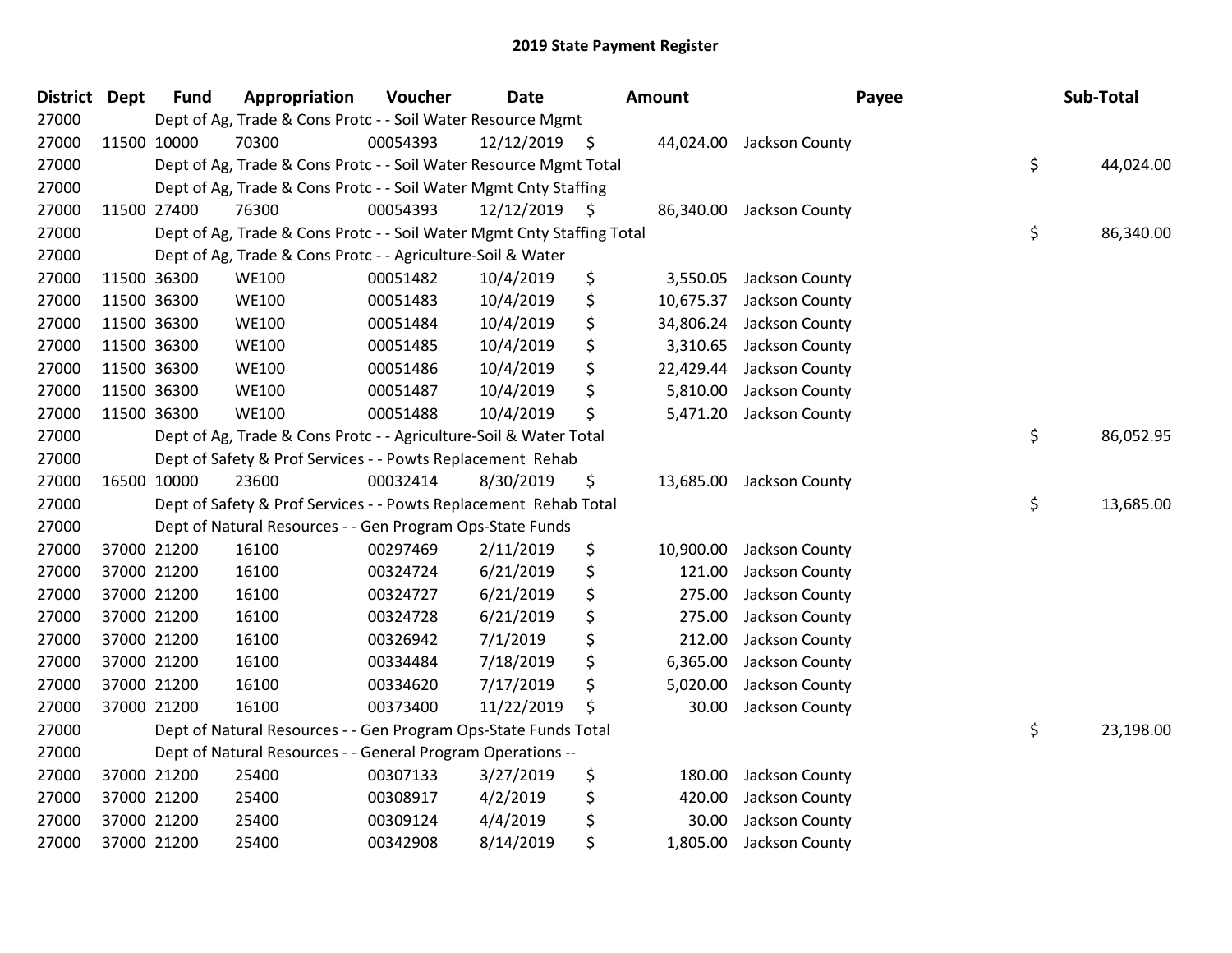# 2019 State Payment Register

| District | Dept | Fund | Appropriation | Voucher | Date | Amount | Payee | Sub-Total |
|---|---|---|---|---|---|---|---|---|
| 27000 | | Dept of Ag, Trade & Cons Protc - - Soil Water Resource Mgmt | | | | | | |
| 27000 | 11500 | 10000 | 70300 | 00054393 | 12/12/2019 | $ 44,024.00 | Jackson County | |
| 27000 | | Dept of Ag, Trade & Cons Protc - - Soil Water Resource Mgmt Total | | | | | | $ 44,024.00 |
| 27000 | | Dept of Ag, Trade & Cons Protc - - Soil Water Mgmt Cnty Staffing | | | | | | |
| 27000 | 11500 | 27400 | 76300 | 00054393 | 12/12/2019 | $ 86,340.00 | Jackson County | |
| 27000 | | Dept of Ag, Trade & Cons Protc - - Soil Water Mgmt Cnty Staffing Total | | | | | | $ 86,340.00 |
| 27000 | | Dept of Ag, Trade & Cons Protc - - Agriculture-Soil & Water | | | | | | |
| 27000 | 11500 | 36300 | WE100 | 00051482 | 10/4/2019 | $ 3,550.05 | Jackson County | |
| 27000 | 11500 | 36300 | WE100 | 00051483 | 10/4/2019 | $ 10,675.37 | Jackson County | |
| 27000 | 11500 | 36300 | WE100 | 00051484 | 10/4/2019 | $ 34,806.24 | Jackson County | |
| 27000 | 11500 | 36300 | WE100 | 00051485 | 10/4/2019 | $ 3,310.65 | Jackson County | |
| 27000 | 11500 | 36300 | WE100 | 00051486 | 10/4/2019 | $ 22,429.44 | Jackson County | |
| 27000 | 11500 | 36300 | WE100 | 00051487 | 10/4/2019 | $ 5,810.00 | Jackson County | |
| 27000 | 11500 | 36300 | WE100 | 00051488 | 10/4/2019 | $ 5,471.20 | Jackson County | |
| 27000 | | Dept of Ag, Trade & Cons Protc - - Agriculture-Soil & Water Total | | | | | | $ 86,052.95 |
| 27000 | | Dept of Safety & Prof Services - - Powts Replacement Rehab | | | | | | |
| 27000 | 16500 | 10000 | 23600 | 00032414 | 8/30/2019 | $ 13,685.00 | Jackson County | |
| 27000 | | Dept of Safety & Prof Services - - Powts Replacement Rehab Total | | | | | | $ 13,685.00 |
| 27000 | | Dept of Natural Resources - - Gen Program Ops-State Funds | | | | | | |
| 27000 | 37000 | 21200 | 16100 | 00297469 | 2/11/2019 | $ 10,900.00 | Jackson County | |
| 27000 | 37000 | 21200 | 16100 | 00324724 | 6/21/2019 | $ 121.00 | Jackson County | |
| 27000 | 37000 | 21200 | 16100 | 00324727 | 6/21/2019 | $ 275.00 | Jackson County | |
| 27000 | 37000 | 21200 | 16100 | 00324728 | 6/21/2019 | $ 275.00 | Jackson County | |
| 27000 | 37000 | 21200 | 16100 | 00326942 | 7/1/2019 | $ 212.00 | Jackson County | |
| 27000 | 37000 | 21200 | 16100 | 00334484 | 7/18/2019 | $ 6,365.00 | Jackson County | |
| 27000 | 37000 | 21200 | 16100 | 00334620 | 7/17/2019 | $ 5,020.00 | Jackson County | |
| 27000 | 37000 | 21200 | 16100 | 00373400 | 11/22/2019 | $ 30.00 | Jackson County | |
| 27000 | | Dept of Natural Resources - - Gen Program Ops-State Funds Total | | | | | | $ 23,198.00 |
| 27000 | | Dept of Natural Resources - - General Program Operations -- | | | | | | |
| 27000 | 37000 | 21200 | 25400 | 00307133 | 3/27/2019 | $ 180.00 | Jackson County | |
| 27000 | 37000 | 21200 | 25400 | 00308917 | 4/2/2019 | $ 420.00 | Jackson County | |
| 27000 | 37000 | 21200 | 25400 | 00309124 | 4/4/2019 | $ 30.00 | Jackson County | |
| 27000 | 37000 | 21200 | 25400 | 00342908 | 8/14/2019 | $ 1,805.00 | Jackson County | |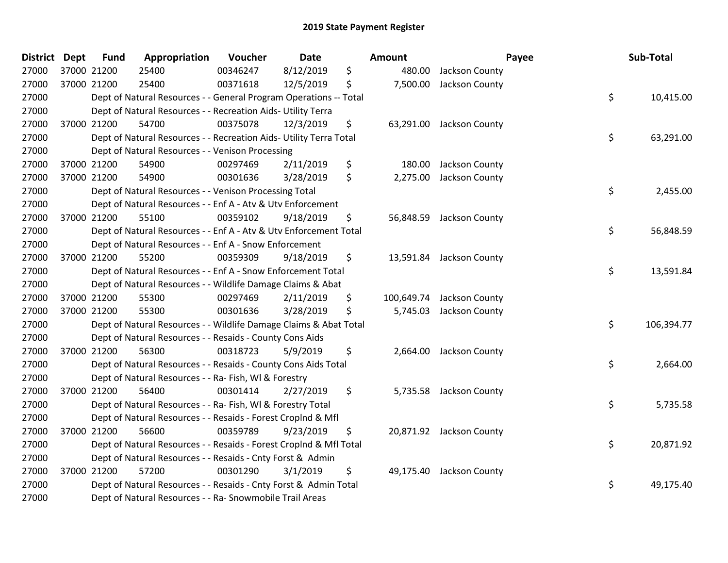## 2019 State Payment Register

| District | Dept | Fund | Appropriation | Voucher | Date | Amount | Payee | Sub-Total |
|---|---|---|---|---|---|---|---|---|
| 27000 | 37000 | 21200 | 25400 | 00346247 | 8/12/2019 | $ 480.00 | Jackson County | |
| 27000 | 37000 | 21200 | 25400 | 00371618 | 12/5/2019 | $ 7,500.00 | Jackson County | |
| 27000 | | Dept of Natural Resources - - General Program Operations -- Total | | | | | | $ 10,415.00 |
| 27000 | | Dept of Natural Resources - - Recreation Aids- Utility Terra | | | | | | |
| 27000 | 37000 | 21200 | 54700 | 00375078 | 12/3/2019 | $ 63,291.00 | Jackson County | |
| 27000 | | Dept of Natural Resources - - Recreation Aids- Utility Terra Total | | | | | | $ 63,291.00 |
| 27000 | | Dept of Natural Resources - - Venison Processing | | | | | | |
| 27000 | 37000 | 21200 | 54900 | 00297469 | 2/11/2019 | $ 180.00 | Jackson County | |
| 27000 | 37000 | 21200 | 54900 | 00301636 | 3/28/2019 | $ 2,275.00 | Jackson County | |
| 27000 | | Dept of Natural Resources - - Venison Processing Total | | | | | | $ 2,455.00 |
| 27000 | | Dept of Natural Resources - - Enf A - Atv & Utv Enforcement | | | | | | |
| 27000 | 37000 | 21200 | 55100 | 00359102 | 9/18/2019 | $ 56,848.59 | Jackson County | |
| 27000 | | Dept of Natural Resources - - Enf A - Atv & Utv Enforcement Total | | | | | | $ 56,848.59 |
| 27000 | | Dept of Natural Resources - - Enf A - Snow Enforcement | | | | | | |
| 27000 | 37000 | 21200 | 55200 | 00359309 | 9/18/2019 | $ 13,591.84 | Jackson County | |
| 27000 | | Dept of Natural Resources - - Enf A - Snow Enforcement Total | | | | | | $ 13,591.84 |
| 27000 | | Dept of Natural Resources - - Wildlife Damage Claims & Abat | | | | | | |
| 27000 | 37000 | 21200 | 55300 | 00297469 | 2/11/2019 | $ 100,649.74 | Jackson County | |
| 27000 | 37000 | 21200 | 55300 | 00301636 | 3/28/2019 | $ 5,745.03 | Jackson County | |
| 27000 | | Dept of Natural Resources - - Wildlife Damage Claims & Abat Total | | | | | | $ 106,394.77 |
| 27000 | | Dept of Natural Resources - - Resaids - County Cons Aids | | | | | | |
| 27000 | 37000 | 21200 | 56300 | 00318723 | 5/9/2019 | $ 2,664.00 | Jackson County | |
| 27000 | | Dept of Natural Resources - - Resaids - County Cons Aids Total | | | | | | $ 2,664.00 |
| 27000 | | Dept of Natural Resources - - Ra- Fish, Wl & Forestry | | | | | | |
| 27000 | 37000 | 21200 | 56400 | 00301414 | 2/27/2019 | $ 5,735.58 | Jackson County | |
| 27000 | | Dept of Natural Resources - - Ra- Fish, Wl & Forestry Total | | | | | | $ 5,735.58 |
| 27000 | | Dept of Natural Resources - - Resaids - Forest Croplnd & Mfl | | | | | | |
| 27000 | 37000 | 21200 | 56600 | 00359789 | 9/23/2019 | $ 20,871.92 | Jackson County | |
| 27000 | | Dept of Natural Resources - - Resaids - Forest Croplnd & Mfl Total | | | | | | $ 20,871.92 |
| 27000 | | Dept of Natural Resources - - Resaids - Cnty Forst & Admin | | | | | | |
| 27000 | 37000 | 21200 | 57200 | 00301290 | 3/1/2019 | $ 49,175.40 | Jackson County | |
| 27000 | | Dept of Natural Resources - - Resaids - Cnty Forst & Admin Total | | | | | | $ 49,175.40 |
| 27000 | | Dept of Natural Resources - - Ra- Snowmobile Trail Areas | | | | | | |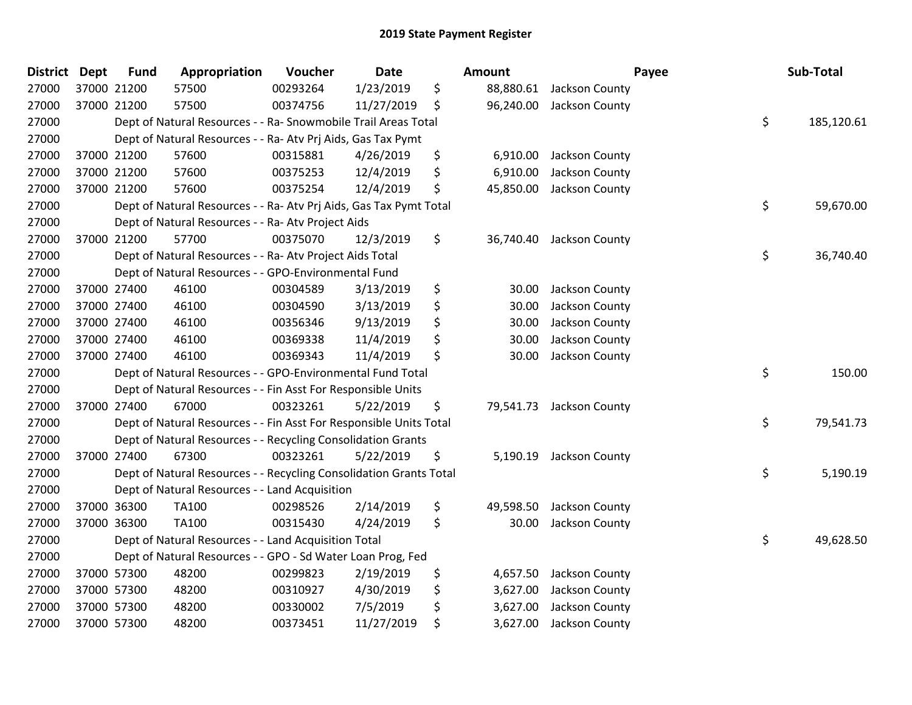## 2019 State Payment Register

| District | Dept | Fund | Appropriation | Voucher | Date | Amount | Payee | Sub-Total |
|---|---|---|---|---|---|---|---|---|
| 27000 | 37000 | 21200 | 57500 | 00293264 | 1/23/2019 | $ 88,880.61 | Jackson County | |
| 27000 | 37000 | 21200 | 57500 | 00374756 | 11/27/2019 | $ 96,240.00 | Jackson County | |
| 27000 | | Dept of Natural Resources - - Ra- Snowmobile Trail Areas Total | | | | | | $ 185,120.61 |
| 27000 | | Dept of Natural Resources - - Ra- Atv Prj Aids, Gas Tax Pymt | | | | | | |
| 27000 | 37000 | 21200 | 57600 | 00315881 | 4/26/2019 | $ 6,910.00 | Jackson County | |
| 27000 | 37000 | 21200 | 57600 | 00375253 | 12/4/2019 | $ 6,910.00 | Jackson County | |
| 27000 | 37000 | 21200 | 57600 | 00375254 | 12/4/2019 | $ 45,850.00 | Jackson County | |
| 27000 | | Dept of Natural Resources - - Ra- Atv Prj Aids, Gas Tax Pymt Total | | | | | | $ 59,670.00 |
| 27000 | | Dept of Natural Resources - - Ra- Atv Project Aids | | | | | | |
| 27000 | 37000 | 21200 | 57700 | 00375070 | 12/3/2019 | $ 36,740.40 | Jackson County | |
| 27000 | | Dept of Natural Resources - - Ra- Atv Project Aids Total | | | | | | $ 36,740.40 |
| 27000 | | Dept of Natural Resources - - GPO-Environmental Fund | | | | | | |
| 27000 | 37000 | 27400 | 46100 | 00304589 | 3/13/2019 | $ 30.00 | Jackson County | |
| 27000 | 37000 | 27400 | 46100 | 00304590 | 3/13/2019 | $ 30.00 | Jackson County | |
| 27000 | 37000 | 27400 | 46100 | 00356346 | 9/13/2019 | $ 30.00 | Jackson County | |
| 27000 | 37000 | 27400 | 46100 | 00369338 | 11/4/2019 | $ 30.00 | Jackson County | |
| 27000 | 37000 | 27400 | 46100 | 00369343 | 11/4/2019 | $ 30.00 | Jackson County | |
| 27000 | | Dept of Natural Resources - - GPO-Environmental Fund Total | | | | | | $ 150.00 |
| 27000 | | Dept of Natural Resources - - Fin Asst For Responsible Units | | | | | | |
| 27000 | 37000 | 27400 | 67000 | 00323261 | 5/22/2019 | $ 79,541.73 | Jackson County | |
| 27000 | | Dept of Natural Resources - - Fin Asst For Responsible Units Total | | | | | | $ 79,541.73 |
| 27000 | | Dept of Natural Resources - - Recycling Consolidation Grants | | | | | | |
| 27000 | 37000 | 27400 | 67300 | 00323261 | 5/22/2019 | $ 5,190.19 | Jackson County | |
| 27000 | | Dept of Natural Resources - - Recycling Consolidation Grants Total | | | | | | $ 5,190.19 |
| 27000 | | Dept of Natural Resources - - Land Acquisition | | | | | | |
| 27000 | 37000 | 36300 | TA100 | 00298526 | 2/14/2019 | $ 49,598.50 | Jackson County | |
| 27000 | 37000 | 36300 | TA100 | 00315430 | 4/24/2019 | $ 30.00 | Jackson County | |
| 27000 | | Dept of Natural Resources - - Land Acquisition Total | | | | | | $ 49,628.50 |
| 27000 | | Dept of Natural Resources - - GPO - Sd Water Loan Prog, Fed | | | | | | |
| 27000 | 37000 | 57300 | 48200 | 00299823 | 2/19/2019 | $ 4,657.50 | Jackson County | |
| 27000 | 37000 | 57300 | 48200 | 00310927 | 4/30/2019 | $ 3,627.00 | Jackson County | |
| 27000 | 37000 | 57300 | 48200 | 00330002 | 7/5/2019 | $ 3,627.00 | Jackson County | |
| 27000 | 37000 | 57300 | 48200 | 00373451 | 11/27/2019 | $ 3,627.00 | Jackson County | |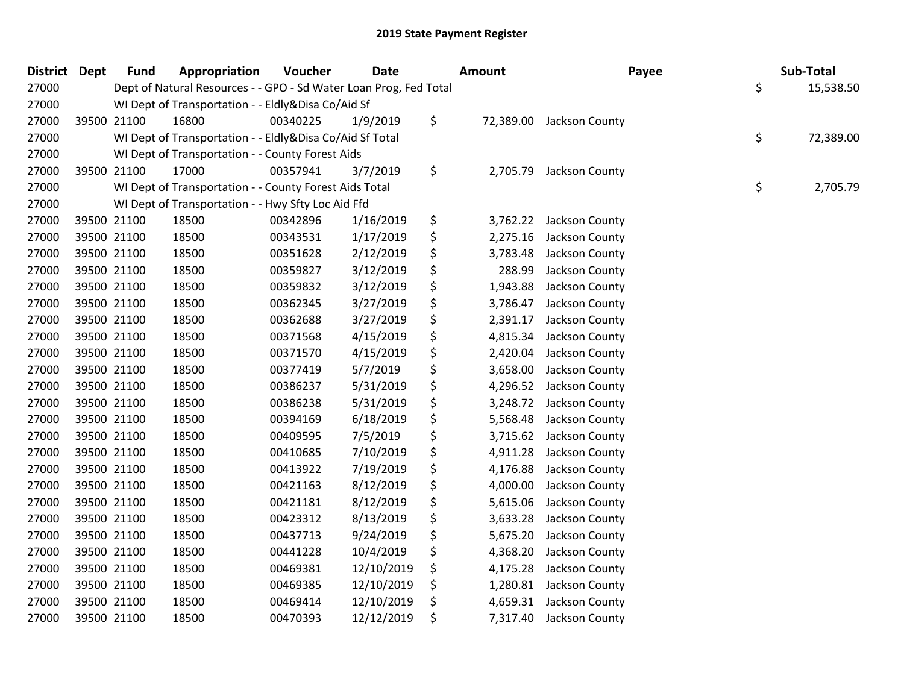## 2019 State Payment Register

| District | Dept | Fund | Appropriation | Voucher | Date | Amount | Payee | Sub-Total |
|---|---|---|---|---|---|---|---|---|
| 27000 | | Dept of Natural Resources - - GPO - Sd Water Loan Prog, Fed Total | | | | | | $ 15,538.50 |
| 27000 | | WI Dept of Transportation - - Eldly&Disa Co/Aid Sf | | | | | | |
| 27000 | 39500 | 21100 | 16800 | 00340225 | 1/9/2019 | $ 72,389.00 | Jackson County | |
| 27000 | | WI Dept of Transportation - - Eldly&Disa Co/Aid Sf Total | | | | | | $ 72,389.00 |
| 27000 | | WI Dept of Transportation - - County Forest Aids | | | | | | |
| 27000 | 39500 | 21100 | 17000 | 00357941 | 3/7/2019 | $ 2,705.79 | Jackson County | |
| 27000 | | WI Dept of Transportation - - County Forest Aids Total | | | | | | $ 2,705.79 |
| 27000 | | WI Dept of Transportation - - Hwy Sfty Loc Aid Ffd | | | | | | |
| 27000 | 39500 | 21100 | 18500 | 00342896 | 1/16/2019 | $ 3,762.22 | Jackson County | |
| 27000 | 39500 | 21100 | 18500 | 00343531 | 1/17/2019 | $ 2,275.16 | Jackson County | |
| 27000 | 39500 | 21100 | 18500 | 00351628 | 2/12/2019 | $ 3,783.48 | Jackson County | |
| 27000 | 39500 | 21100 | 18500 | 00359827 | 3/12/2019 | $ 288.99 | Jackson County | |
| 27000 | 39500 | 21100 | 18500 | 00359832 | 3/12/2019 | $ 1,943.88 | Jackson County | |
| 27000 | 39500 | 21100 | 18500 | 00362345 | 3/27/2019 | $ 3,786.47 | Jackson County | |
| 27000 | 39500 | 21100 | 18500 | 00362688 | 3/27/2019 | $ 2,391.17 | Jackson County | |
| 27000 | 39500 | 21100 | 18500 | 00371568 | 4/15/2019 | $ 4,815.34 | Jackson County | |
| 27000 | 39500 | 21100 | 18500 | 00371570 | 4/15/2019 | $ 2,420.04 | Jackson County | |
| 27000 | 39500 | 21100 | 18500 | 00377419 | 5/7/2019 | $ 3,658.00 | Jackson County | |
| 27000 | 39500 | 21100 | 18500 | 00386237 | 5/31/2019 | $ 4,296.52 | Jackson County | |
| 27000 | 39500 | 21100 | 18500 | 00386238 | 5/31/2019 | $ 3,248.72 | Jackson County | |
| 27000 | 39500 | 21100 | 18500 | 00394169 | 6/18/2019 | $ 5,568.48 | Jackson County | |
| 27000 | 39500 | 21100 | 18500 | 00409595 | 7/5/2019 | $ 3,715.62 | Jackson County | |
| 27000 | 39500 | 21100 | 18500 | 00410685 | 7/10/2019 | $ 4,911.28 | Jackson County | |
| 27000 | 39500 | 21100 | 18500 | 00413922 | 7/19/2019 | $ 4,176.88 | Jackson County | |
| 27000 | 39500 | 21100 | 18500 | 00421163 | 8/12/2019 | $ 4,000.00 | Jackson County | |
| 27000 | 39500 | 21100 | 18500 | 00421181 | 8/12/2019 | $ 5,615.06 | Jackson County | |
| 27000 | 39500 | 21100 | 18500 | 00423312 | 8/13/2019 | $ 3,633.28 | Jackson County | |
| 27000 | 39500 | 21100 | 18500 | 00437713 | 9/24/2019 | $ 5,675.20 | Jackson County | |
| 27000 | 39500 | 21100 | 18500 | 00441228 | 10/4/2019 | $ 4,368.20 | Jackson County | |
| 27000 | 39500 | 21100 | 18500 | 00469381 | 12/10/2019 | $ 4,175.28 | Jackson County | |
| 27000 | 39500 | 21100 | 18500 | 00469385 | 12/10/2019 | $ 1,280.81 | Jackson County | |
| 27000 | 39500 | 21100 | 18500 | 00469414 | 12/10/2019 | $ 4,659.31 | Jackson County | |
| 27000 | 39500 | 21100 | 18500 | 00470393 | 12/12/2019 | $ 7,317.40 | Jackson County | |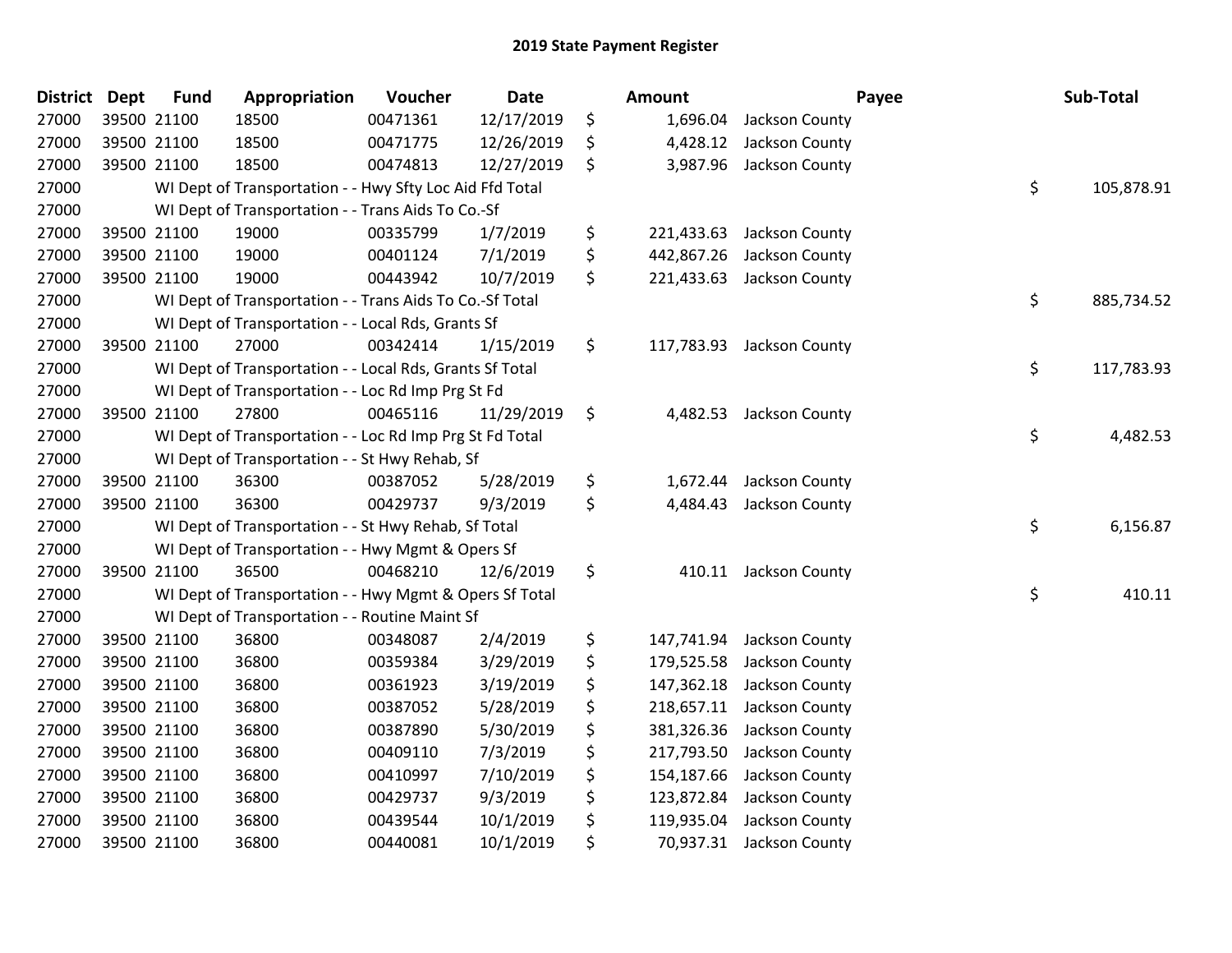# 2019 State Payment Register

| District | Dept | Fund | Appropriation | Voucher | Date | Amount | Payee | Sub-Total |
|---|---|---|---|---|---|---|---|---|
| 27000 | 39500 | 21100 | 18500 | 00471361 | 12/17/2019 | $ 1,696.04 | Jackson County | |
| 27000 | 39500 | 21100 | 18500 | 00471775 | 12/26/2019 | $ 4,428.12 | Jackson County | |
| 27000 | 39500 | 21100 | 18500 | 00474813 | 12/27/2019 | $ 3,987.96 | Jackson County | |
| 27000 | | | WI Dept of Transportation - - Hwy Sfty Loc Aid Ffd Total | | | | | $ 105,878.91 |
| 27000 | | | WI Dept of Transportation - - Trans Aids To Co.-Sf | | | | | |
| 27000 | 39500 | 21100 | 19000 | 00335799 | 1/7/2019 | $ 221,433.63 | Jackson County | |
| 27000 | 39500 | 21100 | 19000 | 00401124 | 7/1/2019 | $ 442,867.26 | Jackson County | |
| 27000 | 39500 | 21100 | 19000 | 00443942 | 10/7/2019 | $ 221,433.63 | Jackson County | |
| 27000 | | | WI Dept of Transportation - - Trans Aids To Co.-Sf Total | | | | | $ 885,734.52 |
| 27000 | | | WI Dept of Transportation - - Local Rds, Grants Sf | | | | | |
| 27000 | 39500 | 21100 | 27000 | 00342414 | 1/15/2019 | $ 117,783.93 | Jackson County | |
| 27000 | | | WI Dept of Transportation - - Local Rds, Grants Sf Total | | | | | $ 117,783.93 |
| 27000 | | | WI Dept of Transportation - - Loc Rd Imp Prg St Fd | | | | | |
| 27000 | 39500 | 21100 | 27800 | 00465116 | 11/29/2019 | $ 4,482.53 | Jackson County | |
| 27000 | | | WI Dept of Transportation - - Loc Rd Imp Prg St Fd Total | | | | | $ 4,482.53 |
| 27000 | | | WI Dept of Transportation - - St Hwy Rehab, Sf | | | | | |
| 27000 | 39500 | 21100 | 36300 | 00387052 | 5/28/2019 | $ 1,672.44 | Jackson County | |
| 27000 | 39500 | 21100 | 36300 | 00429737 | 9/3/2019 | $ 4,484.43 | Jackson County | |
| 27000 | | | WI Dept of Transportation - - St Hwy Rehab, Sf Total | | | | | $ 6,156.87 |
| 27000 | | | WI Dept of Transportation - - Hwy Mgmt & Opers Sf | | | | | |
| 27000 | 39500 | 21100 | 36500 | 00468210 | 12/6/2019 | $ 410.11 | Jackson County | |
| 27000 | | | WI Dept of Transportation - - Hwy Mgmt & Opers Sf Total | | | | | $ 410.11 |
| 27000 | | | WI Dept of Transportation - - Routine Maint Sf | | | | | |
| 27000 | 39500 | 21100 | 36800 | 00348087 | 2/4/2019 | $ 147,741.94 | Jackson County | |
| 27000 | 39500 | 21100 | 36800 | 00359384 | 3/29/2019 | $ 179,525.58 | Jackson County | |
| 27000 | 39500 | 21100 | 36800 | 00361923 | 3/19/2019 | $ 147,362.18 | Jackson County | |
| 27000 | 39500 | 21100 | 36800 | 00387052 | 5/28/2019 | $ 218,657.11 | Jackson County | |
| 27000 | 39500 | 21100 | 36800 | 00387890 | 5/30/2019 | $ 381,326.36 | Jackson County | |
| 27000 | 39500 | 21100 | 36800 | 00409110 | 7/3/2019 | $ 217,793.50 | Jackson County | |
| 27000 | 39500 | 21100 | 36800 | 00410997 | 7/10/2019 | $ 154,187.66 | Jackson County | |
| 27000 | 39500 | 21100 | 36800 | 00429737 | 9/3/2019 | $ 123,872.84 | Jackson County | |
| 27000 | 39500 | 21100 | 36800 | 00439544 | 10/1/2019 | $ 119,935.04 | Jackson County | |
| 27000 | 39500 | 21100 | 36800 | 00440081 | 10/1/2019 | $ 70,937.31 | Jackson County | |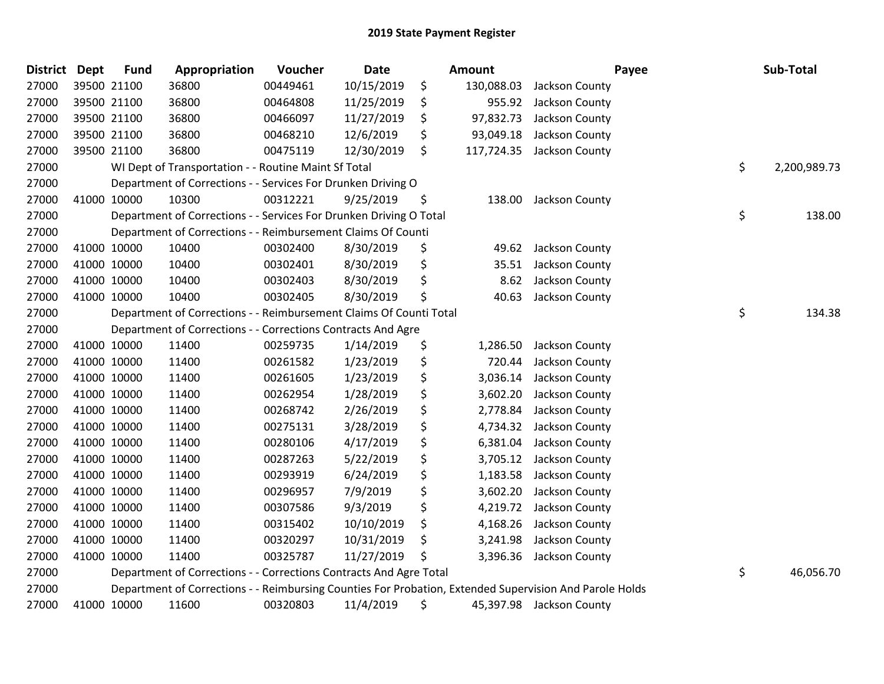# 2019 State Payment Register

| District | Dept | Fund | Appropriation | Voucher | Date | Amount | Payee | Sub-Total |
|---|---|---|---|---|---|---|---|---|
| 27000 | 39500 | 21100 | 36800 | 00449461 | 10/15/2019 | $ 130,088.03 | Jackson County | |
| 27000 | 39500 | 21100 | 36800 | 00464808 | 11/25/2019 | $ 955.92 | Jackson County | |
| 27000 | 39500 | 21100 | 36800 | 00466097 | 11/27/2019 | $ 97,832.73 | Jackson County | |
| 27000 | 39500 | 21100 | 36800 | 00468210 | 12/6/2019 | $ 93,049.18 | Jackson County | |
| 27000 | 39500 | 21100 | 36800 | 00475119 | 12/30/2019 | $ 117,724.35 | Jackson County | |
| 27000 | | | WI Dept of Transportation - - Routine Maint Sf Total | | | | | $ 2,200,989.73 |
| 27000 | | | Department of Corrections - - Services For Drunken Driving O | | | | | |
| 27000 | 41000 | 10000 | 10300 | 00312221 | 9/25/2019 | $ 138.00 | Jackson County | |
| 27000 | | | Department of Corrections - - Services For Drunken Driving O Total | | | | | $ 138.00 |
| 27000 | | | Department of Corrections - - Reimbursement Claims Of Counti | | | | | |
| 27000 | 41000 | 10000 | 10400 | 00302400 | 8/30/2019 | $ 49.62 | Jackson County | |
| 27000 | 41000 | 10000 | 10400 | 00302401 | 8/30/2019 | $ 35.51 | Jackson County | |
| 27000 | 41000 | 10000 | 10400 | 00302403 | 8/30/2019 | $ 8.62 | Jackson County | |
| 27000 | 41000 | 10000 | 10400 | 00302405 | 8/30/2019 | $ 40.63 | Jackson County | |
| 27000 | | | Department of Corrections - - Reimbursement Claims Of Counti Total | | | | | $ 134.38 |
| 27000 | | | Department of Corrections - - Corrections Contracts And Agre | | | | | |
| 27000 | 41000 | 10000 | 11400 | 00259735 | 1/14/2019 | $ 1,286.50 | Jackson County | |
| 27000 | 41000 | 10000 | 11400 | 00261582 | 1/23/2019 | $ 720.44 | Jackson County | |
| 27000 | 41000 | 10000 | 11400 | 00261605 | 1/23/2019 | $ 3,036.14 | Jackson County | |
| 27000 | 41000 | 10000 | 11400 | 00262954 | 1/28/2019 | $ 3,602.20 | Jackson County | |
| 27000 | 41000 | 10000 | 11400 | 00268742 | 2/26/2019 | $ 2,778.84 | Jackson County | |
| 27000 | 41000 | 10000 | 11400 | 00275131 | 3/28/2019 | $ 4,734.32 | Jackson County | |
| 27000 | 41000 | 10000 | 11400 | 00280106 | 4/17/2019 | $ 6,381.04 | Jackson County | |
| 27000 | 41000 | 10000 | 11400 | 00287263 | 5/22/2019 | $ 3,705.12 | Jackson County | |
| 27000 | 41000 | 10000 | 11400 | 00293919 | 6/24/2019 | $ 1,183.58 | Jackson County | |
| 27000 | 41000 | 10000 | 11400 | 00296957 | 7/9/2019 | $ 3,602.20 | Jackson County | |
| 27000 | 41000 | 10000 | 11400 | 00307586 | 9/3/2019 | $ 4,219.72 | Jackson County | |
| 27000 | 41000 | 10000 | 11400 | 00315402 | 10/10/2019 | $ 4,168.26 | Jackson County | |
| 27000 | 41000 | 10000 | 11400 | 00320297 | 10/31/2019 | $ 3,241.98 | Jackson County | |
| 27000 | 41000 | 10000 | 11400 | 00325787 | 11/27/2019 | $ 3,396.36 | Jackson County | |
| 27000 | | | Department of Corrections - - Corrections Contracts And Agre Total | | | | | $ 46,056.70 |
| 27000 | | | Department of Corrections - - Reimbursing Counties For Probation, Extended Supervision And Parole Holds | | | | | |
| 27000 | 41000 | 10000 | 11600 | 00320803 | 11/4/2019 | $ 45,397.98 | Jackson County | |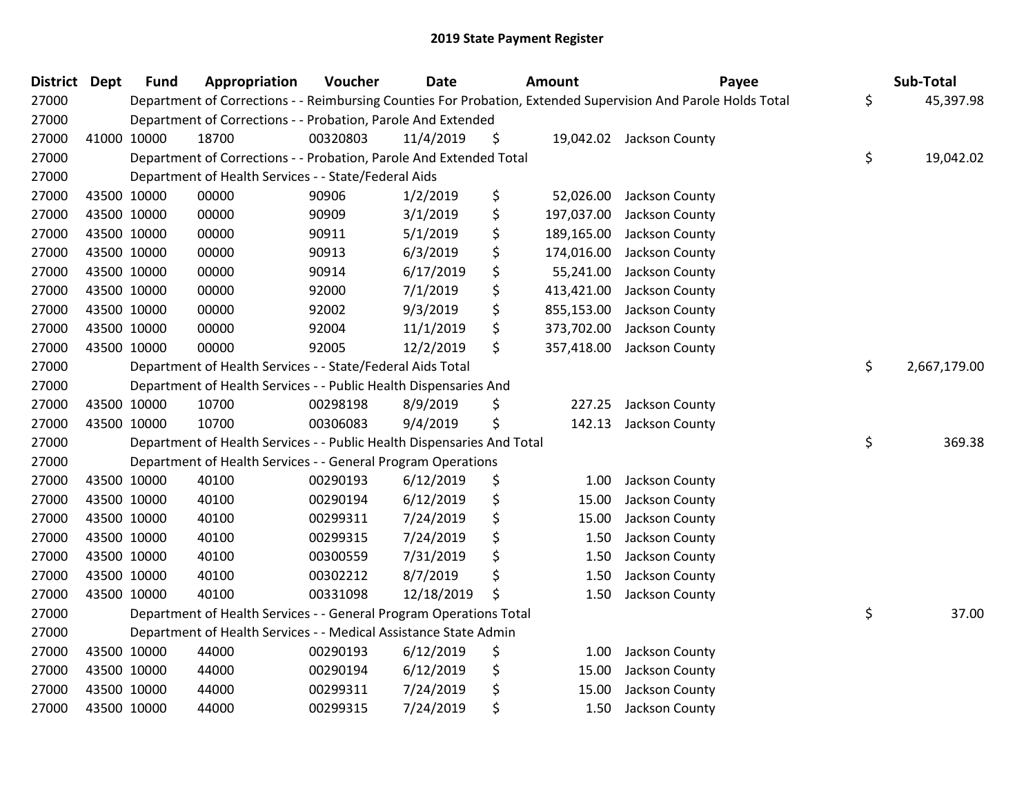# 2019 State Payment Register

| District | Dept | Fund | Appropriation | Voucher | Date | Amount | Payee | Sub-Total |
|---|---|---|---|---|---|---|---|---|
| 27000 | | Department of Corrections - - Reimbursing Counties For Probation, Extended Supervision And Parole Holds Total | | | | | | $ 45,397.98 |
| 27000 | | Department of Corrections - - Probation, Parole And Extended | | | | | | |
| 27000 | 41000 | 10000 | 18700 | 00320803 | 11/4/2019 | $ 19,042.02 | Jackson County | |
| 27000 | | Department of Corrections - - Probation, Parole And Extended Total | | | | | | $ 19,042.02 |
| 27000 | | Department of Health Services - - State/Federal Aids | | | | | | |
| 27000 | 43500 | 10000 | 00000 | 90906 | 1/2/2019 | $ 52,026.00 | Jackson County | |
| 27000 | 43500 | 10000 | 00000 | 90909 | 3/1/2019 | $ 197,037.00 | Jackson County | |
| 27000 | 43500 | 10000 | 00000 | 90911 | 5/1/2019 | $ 189,165.00 | Jackson County | |
| 27000 | 43500 | 10000 | 00000 | 90913 | 6/3/2019 | $ 174,016.00 | Jackson County | |
| 27000 | 43500 | 10000 | 00000 | 90914 | 6/17/2019 | $ 55,241.00 | Jackson County | |
| 27000 | 43500 | 10000 | 00000 | 92000 | 7/1/2019 | $ 413,421.00 | Jackson County | |
| 27000 | 43500 | 10000 | 00000 | 92002 | 9/3/2019 | $ 855,153.00 | Jackson County | |
| 27000 | 43500 | 10000 | 00000 | 92004 | 11/1/2019 | $ 373,702.00 | Jackson County | |
| 27000 | 43500 | 10000 | 00000 | 92005 | 12/2/2019 | $ 357,418.00 | Jackson County | |
| 27000 | | Department of Health Services - - State/Federal Aids Total | | | | | | $ 2,667,179.00 |
| 27000 | | Department of Health Services - - Public Health Dispensaries And | | | | | | |
| 27000 | 43500 | 10000 | 10700 | 00298198 | 8/9/2019 | $ 227.25 | Jackson County | |
| 27000 | 43500 | 10000 | 10700 | 00306083 | 9/4/2019 | $ 142.13 | Jackson County | |
| 27000 | | Department of Health Services - - Public Health Dispensaries And Total | | | | | | $ 369.38 |
| 27000 | | Department of Health Services - - General Program Operations | | | | | | |
| 27000 | 43500 | 10000 | 40100 | 00290193 | 6/12/2019 | $ 1.00 | Jackson County | |
| 27000 | 43500 | 10000 | 40100 | 00290194 | 6/12/2019 | $ 15.00 | Jackson County | |
| 27000 | 43500 | 10000 | 40100 | 00299311 | 7/24/2019 | $ 15.00 | Jackson County | |
| 27000 | 43500 | 10000 | 40100 | 00299315 | 7/24/2019 | $ 1.50 | Jackson County | |
| 27000 | 43500 | 10000 | 40100 | 00300559 | 7/31/2019 | $ 1.50 | Jackson County | |
| 27000 | 43500 | 10000 | 40100 | 00302212 | 8/7/2019 | $ 1.50 | Jackson County | |
| 27000 | 43500 | 10000 | 40100 | 00331098 | 12/18/2019 | $ 1.50 | Jackson County | |
| 27000 | | Department of Health Services - - General Program Operations Total | | | | | | $ 37.00 |
| 27000 | | Department of Health Services - - Medical Assistance State Admin | | | | | | |
| 27000 | 43500 | 10000 | 44000 | 00290193 | 6/12/2019 | $ 1.00 | Jackson County | |
| 27000 | 43500 | 10000 | 44000 | 00290194 | 6/12/2019 | $ 15.00 | Jackson County | |
| 27000 | 43500 | 10000 | 44000 | 00299311 | 7/24/2019 | $ 15.00 | Jackson County | |
| 27000 | 43500 | 10000 | 44000 | 00299315 | 7/24/2019 | $ 1.50 | Jackson County | |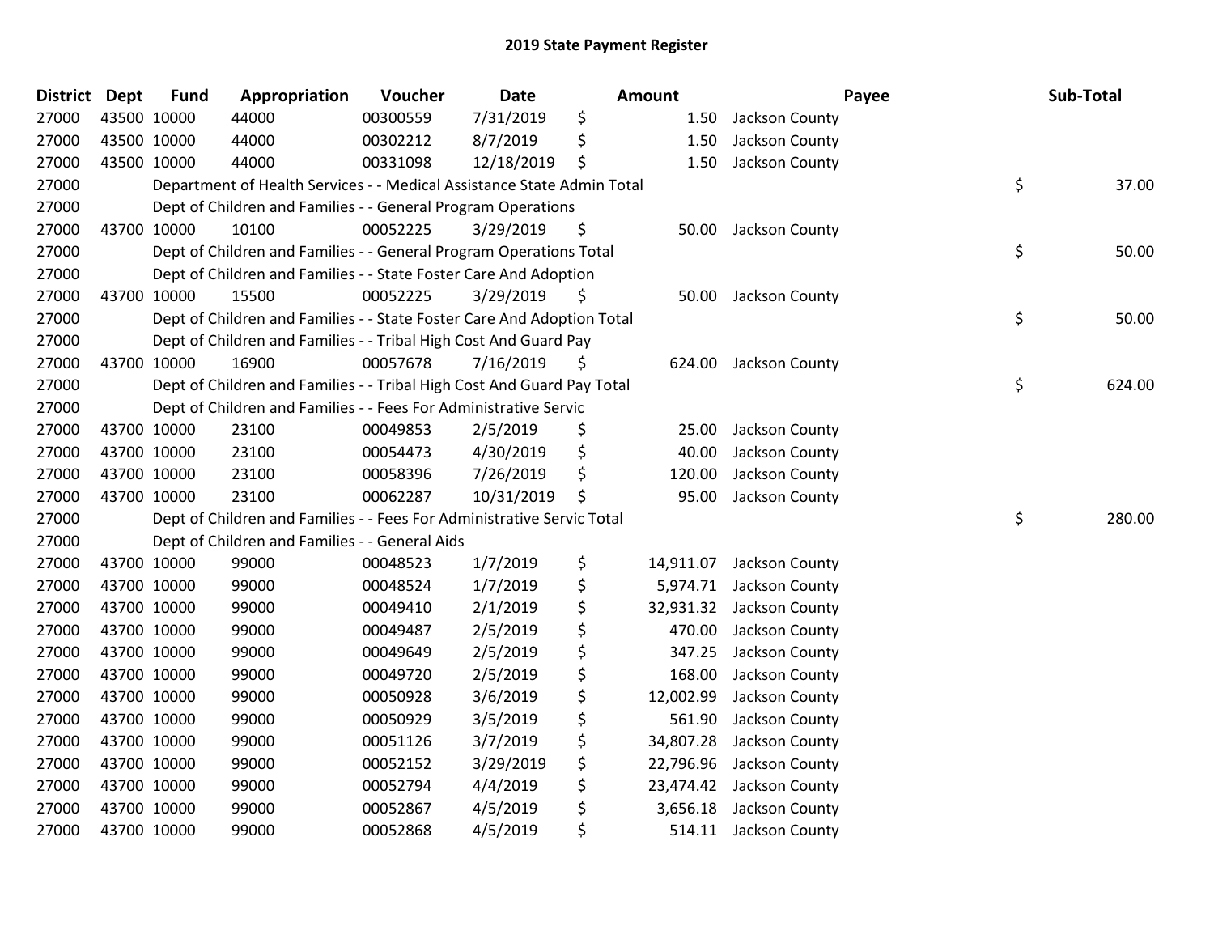# 2019 State Payment Register

| District | Dept | Fund | Appropriation | Voucher | Date | Amount | Payee | Sub-Total |
|---|---|---|---|---|---|---|---|---|
| 27000 | 43500 | 10000 | 44000 | 00300559 | 7/31/2019 | $ 1.50 | Jackson County | |
| 27000 | 43500 | 10000 | 44000 | 00302212 | 8/7/2019 | $ 1.50 | Jackson County | |
| 27000 | 43500 | 10000 | 44000 | 00331098 | 12/18/2019 | $ 1.50 | Jackson County | |
| 27000 | | Department of Health Services - - Medical Assistance State Admin Total | | | | | | $ 37.00 |
| 27000 | | Dept of Children and Families - - General Program Operations | | | | | | |
| 27000 | 43700 | 10000 | 10100 | 00052225 | 3/29/2019 | $ 50.00 | Jackson County | |
| 27000 | | Dept of Children and Families - - General Program Operations Total | | | | | | $ 50.00 |
| 27000 | | Dept of Children and Families - - State Foster Care And Adoption | | | | | | |
| 27000 | 43700 | 10000 | 15500 | 00052225 | 3/29/2019 | $ 50.00 | Jackson County | |
| 27000 | | Dept of Children and Families - - State Foster Care And Adoption Total | | | | | | $ 50.00 |
| 27000 | | Dept of Children and Families - - Tribal High Cost And Guard Pay | | | | | | |
| 27000 | 43700 | 10000 | 16900 | 00057678 | 7/16/2019 | $ 624.00 | Jackson County | |
| 27000 | | Dept of Children and Families - - Tribal High Cost And Guard Pay Total | | | | | | $ 624.00 |
| 27000 | | Dept of Children and Families - - Fees For Administrative Servic | | | | | | |
| 27000 | 43700 | 10000 | 23100 | 00049853 | 2/5/2019 | $ 25.00 | Jackson County | |
| 27000 | 43700 | 10000 | 23100 | 00054473 | 4/30/2019 | $ 40.00 | Jackson County | |
| 27000 | 43700 | 10000 | 23100 | 00058396 | 7/26/2019 | $ 120.00 | Jackson County | |
| 27000 | 43700 | 10000 | 23100 | 00062287 | 10/31/2019 | $ 95.00 | Jackson County | |
| 27000 | | Dept of Children and Families - - Fees For Administrative Servic Total | | | | | | $ 280.00 |
| 27000 | | Dept of Children and Families - - General Aids | | | | | | |
| 27000 | 43700 | 10000 | 99000 | 00048523 | 1/7/2019 | $ 14,911.07 | Jackson County | |
| 27000 | 43700 | 10000 | 99000 | 00048524 | 1/7/2019 | $ 5,974.71 | Jackson County | |
| 27000 | 43700 | 10000 | 99000 | 00049410 | 2/1/2019 | $ 32,931.32 | Jackson County | |
| 27000 | 43700 | 10000 | 99000 | 00049487 | 2/5/2019 | $ 470.00 | Jackson County | |
| 27000 | 43700 | 10000 | 99000 | 00049649 | 2/5/2019 | $ 347.25 | Jackson County | |
| 27000 | 43700 | 10000 | 99000 | 00049720 | 2/5/2019 | $ 168.00 | Jackson County | |
| 27000 | 43700 | 10000 | 99000 | 00050928 | 3/6/2019 | $ 12,002.99 | Jackson County | |
| 27000 | 43700 | 10000 | 99000 | 00050929 | 3/5/2019 | $ 561.90 | Jackson County | |
| 27000 | 43700 | 10000 | 99000 | 00051126 | 3/7/2019 | $ 34,807.28 | Jackson County | |
| 27000 | 43700 | 10000 | 99000 | 00052152 | 3/29/2019 | $ 22,796.96 | Jackson County | |
| 27000 | 43700 | 10000 | 99000 | 00052794 | 4/4/2019 | $ 23,474.42 | Jackson County | |
| 27000 | 43700 | 10000 | 99000 | 00052867 | 4/5/2019 | $ 3,656.18 | Jackson County | |
| 27000 | 43700 | 10000 | 99000 | 00052868 | 4/5/2019 | $ 514.11 | Jackson County | |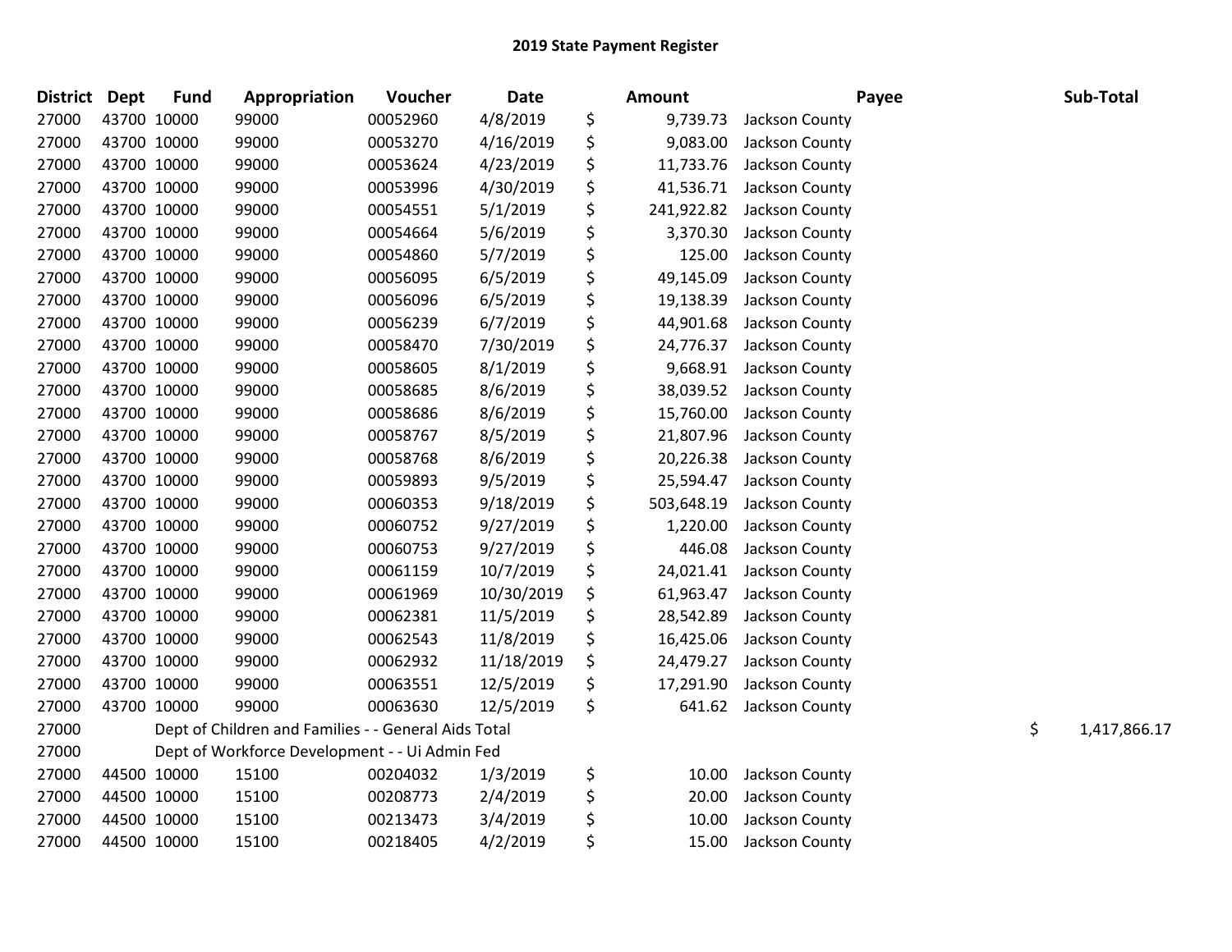# 2019 State Payment Register

| District | Dept | Fund | Appropriation | Voucher | Date | Amount | Payee | Sub-Total |
|---|---|---|---|---|---|---|---|---|
| 27000 | 43700 | 10000 | 99000 | 00052960 | 4/8/2019 | $ 9,739.73 | Jackson County | |
| 27000 | 43700 | 10000 | 99000 | 00053270 | 4/16/2019 | $ 9,083.00 | Jackson County | |
| 27000 | 43700 | 10000 | 99000 | 00053624 | 4/23/2019 | $ 11,733.76 | Jackson County | |
| 27000 | 43700 | 10000 | 99000 | 00053996 | 4/30/2019 | $ 41,536.71 | Jackson County | |
| 27000 | 43700 | 10000 | 99000 | 00054551 | 5/1/2019 | $ 241,922.82 | Jackson County | |
| 27000 | 43700 | 10000 | 99000 | 00054664 | 5/6/2019 | $ 3,370.30 | Jackson County | |
| 27000 | 43700 | 10000 | 99000 | 00054860 | 5/7/2019 | $ 125.00 | Jackson County | |
| 27000 | 43700 | 10000 | 99000 | 00056095 | 6/5/2019 | $ 49,145.09 | Jackson County | |
| 27000 | 43700 | 10000 | 99000 | 00056096 | 6/5/2019 | $ 19,138.39 | Jackson County | |
| 27000 | 43700 | 10000 | 99000 | 00056239 | 6/7/2019 | $ 44,901.68 | Jackson County | |
| 27000 | 43700 | 10000 | 99000 | 00058470 | 7/30/2019 | $ 24,776.37 | Jackson County | |
| 27000 | 43700 | 10000 | 99000 | 00058605 | 8/1/2019 | $ 9,668.91 | Jackson County | |
| 27000 | 43700 | 10000 | 99000 | 00058685 | 8/6/2019 | $ 38,039.52 | Jackson County | |
| 27000 | 43700 | 10000 | 99000 | 00058686 | 8/6/2019 | $ 15,760.00 | Jackson County | |
| 27000 | 43700 | 10000 | 99000 | 00058767 | 8/5/2019 | $ 21,807.96 | Jackson County | |
| 27000 | 43700 | 10000 | 99000 | 00058768 | 8/6/2019 | $ 20,226.38 | Jackson County | |
| 27000 | 43700 | 10000 | 99000 | 00059893 | 9/5/2019 | $ 25,594.47 | Jackson County | |
| 27000 | 43700 | 10000 | 99000 | 00060353 | 9/18/2019 | $ 503,648.19 | Jackson County | |
| 27000 | 43700 | 10000 | 99000 | 00060752 | 9/27/2019 | $ 1,220.00 | Jackson County | |
| 27000 | 43700 | 10000 | 99000 | 00060753 | 9/27/2019 | $ 446.08 | Jackson County | |
| 27000 | 43700 | 10000 | 99000 | 00061159 | 10/7/2019 | $ 24,021.41 | Jackson County | |
| 27000 | 43700 | 10000 | 99000 | 00061969 | 10/30/2019 | $ 61,963.47 | Jackson County | |
| 27000 | 43700 | 10000 | 99000 | 00062381 | 11/5/2019 | $ 28,542.89 | Jackson County | |
| 27000 | 43700 | 10000 | 99000 | 00062543 | 11/8/2019 | $ 16,425.06 | Jackson County | |
| 27000 | 43700 | 10000 | 99000 | 00062932 | 11/18/2019 | $ 24,479.27 | Jackson County | |
| 27000 | 43700 | 10000 | 99000 | 00063551 | 12/5/2019 | $ 17,291.90 | Jackson County | |
| 27000 | 43700 | 10000 | 99000 | 00063630 | 12/5/2019 | $ 641.62 | Jackson County | |
| 27000 | Dept of Children and Families - - General Aids Total | | | | | | | $ 1,417,866.17 |
| 27000 | Dept of Workforce Development - - Ui Admin Fed | | | | | | | |
| 27000 | 44500 | 10000 | 15100 | 00204032 | 1/3/2019 | $ 10.00 | Jackson County | |
| 27000 | 44500 | 10000 | 15100 | 00208773 | 2/4/2019 | $ 20.00 | Jackson County | |
| 27000 | 44500 | 10000 | 15100 | 00213473 | 3/4/2019 | $ 10.00 | Jackson County | |
| 27000 | 44500 | 10000 | 15100 | 00218405 | 4/2/2019 | $ 15.00 | Jackson County | |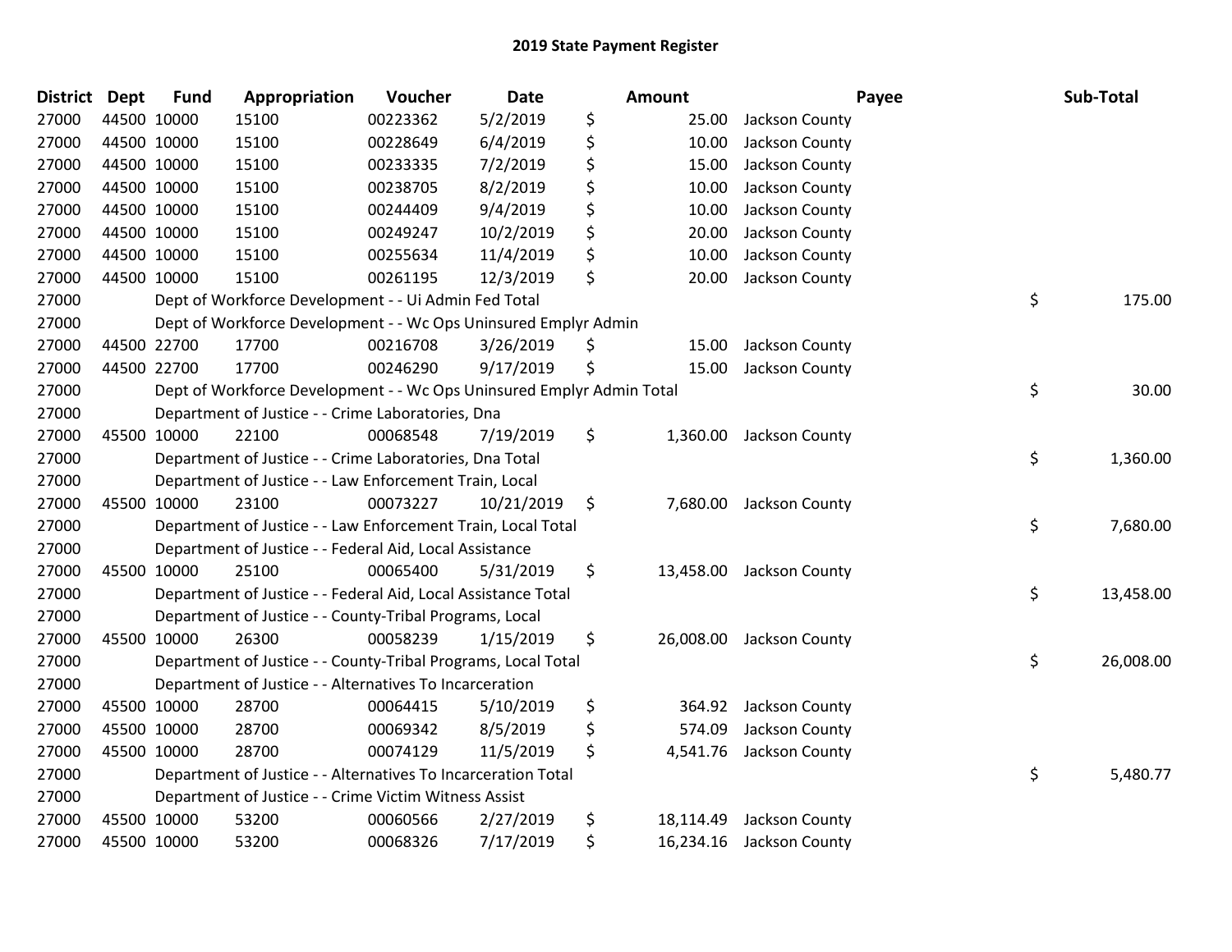# 2019 State Payment Register

| District | Dept | Fund | Appropriation | Voucher | Date | Amount | Payee | Sub-Total |
|---|---|---|---|---|---|---|---|---|
| 27000 | 44500 | 10000 | 15100 | 00223362 | 5/2/2019 | $ 25.00 | Jackson County | |
| 27000 | 44500 | 10000 | 15100 | 00228649 | 6/4/2019 | $ 10.00 | Jackson County | |
| 27000 | 44500 | 10000 | 15100 | 00233335 | 7/2/2019 | $ 15.00 | Jackson County | |
| 27000 | 44500 | 10000 | 15100 | 00238705 | 8/2/2019 | $ 10.00 | Jackson County | |
| 27000 | 44500 | 10000 | 15100 | 00244409 | 9/4/2019 | $ 10.00 | Jackson County | |
| 27000 | 44500 | 10000 | 15100 | 00249247 | 10/2/2019 | $ 20.00 | Jackson County | |
| 27000 | 44500 | 10000 | 15100 | 00255634 | 11/4/2019 | $ 10.00 | Jackson County | |
| 27000 | 44500 | 10000 | 15100 | 00261195 | 12/3/2019 | $ 20.00 | Jackson County | |
| 27000 | | | Dept of Workforce Development - - Ui Admin Fed Total | | | | | $ 175.00 |
| 27000 | | | Dept of Workforce Development - - Wc Ops Uninsured Emplyr Admin | | | | | |
| 27000 | 44500 | 22700 | 17700 | 00216708 | 3/26/2019 | $ 15.00 | Jackson County | |
| 27000 | 44500 | 22700 | 17700 | 00246290 | 9/17/2019 | $ 15.00 | Jackson County | |
| 27000 | | | Dept of Workforce Development - - Wc Ops Uninsured Emplyr Admin Total | | | | | $ 30.00 |
| 27000 | | | Department of Justice - - Crime Laboratories, Dna | | | | | |
| 27000 | 45500 | 10000 | 22100 | 00068548 | 7/19/2019 | $ 1,360.00 | Jackson County | |
| 27000 | | | Department of Justice - - Crime Laboratories, Dna Total | | | | | $ 1,360.00 |
| 27000 | | | Department of Justice - - Law Enforcement Train, Local | | | | | |
| 27000 | 45500 | 10000 | 23100 | 00073227 | 10/21/2019 | $ 7,680.00 | Jackson County | |
| 27000 | | | Department of Justice - - Law Enforcement Train, Local Total | | | | | $ 7,680.00 |
| 27000 | | | Department of Justice - - Federal Aid, Local Assistance | | | | | |
| 27000 | 45500 | 10000 | 25100 | 00065400 | 5/31/2019 | $ 13,458.00 | Jackson County | |
| 27000 | | | Department of Justice - - Federal Aid, Local Assistance Total | | | | | $ 13,458.00 |
| 27000 | | | Department of Justice - - County-Tribal Programs, Local | | | | | |
| 27000 | 45500 | 10000 | 26300 | 00058239 | 1/15/2019 | $ 26,008.00 | Jackson County | |
| 27000 | | | Department of Justice - - County-Tribal Programs, Local Total | | | | | $ 26,008.00 |
| 27000 | | | Department of Justice - - Alternatives To Incarceration | | | | | |
| 27000 | 45500 | 10000 | 28700 | 00064415 | 5/10/2019 | $ 364.92 | Jackson County | |
| 27000 | 45500 | 10000 | 28700 | 00069342 | 8/5/2019 | $ 574.09 | Jackson County | |
| 27000 | 45500 | 10000 | 28700 | 00074129 | 11/5/2019 | $ 4,541.76 | Jackson County | |
| 27000 | | | Department of Justice - - Alternatives To Incarceration Total | | | | | $ 5,480.77 |
| 27000 | | | Department of Justice - - Crime Victim Witness Assist | | | | | |
| 27000 | 45500 | 10000 | 53200 | 00060566 | 2/27/2019 | $ 18,114.49 | Jackson County | |
| 27000 | 45500 | 10000 | 53200 | 00068326 | 7/17/2019 | $ 16,234.16 | Jackson County | |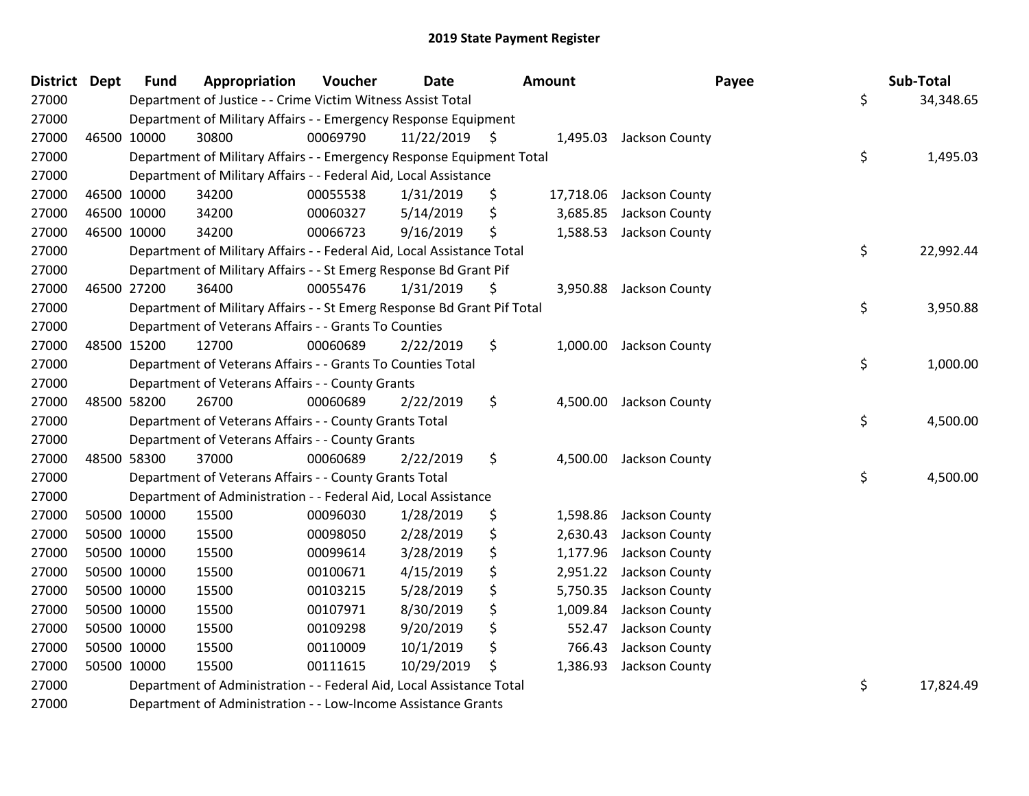# 2019 State Payment Register

| District | Dept | Fund | Appropriation | Voucher | Date | Amount | Payee | Sub-Total |
|---|---|---|---|---|---|---|---|---|
| 27000 | | | Department of Justice - - Crime Victim Witness Assist Total | | | | | $ 34,348.65 |
| 27000 | | | Department of Military Affairs - - Emergency Response Equipment | | | | | |
| 27000 | 46500 | 10000 | 30800 | 00069790 | 11/22/2019 | $ 1,495.03 | Jackson County | |
| 27000 | | | Department of Military Affairs - - Emergency Response Equipment Total | | | | | $ 1,495.03 |
| 27000 | | | Department of Military Affairs - - Federal Aid, Local Assistance | | | | | |
| 27000 | 46500 | 10000 | 34200 | 00055538 | 1/31/2019 | $ 17,718.06 | Jackson County | |
| 27000 | 46500 | 10000 | 34200 | 00060327 | 5/14/2019 | $ 3,685.85 | Jackson County | |
| 27000 | 46500 | 10000 | 34200 | 00066723 | 9/16/2019 | $ 1,588.53 | Jackson County | |
| 27000 | | | Department of Military Affairs - - Federal Aid, Local Assistance Total | | | | | $ 22,992.44 |
| 27000 | | | Department of Military Affairs - - St Emerg Response Bd Grant Pif | | | | | |
| 27000 | 46500 | 27200 | 36400 | 00055476 | 1/31/2019 | $ 3,950.88 | Jackson County | |
| 27000 | | | Department of Military Affairs - - St Emerg Response Bd Grant Pif Total | | | | | $ 3,950.88 |
| 27000 | | | Department of Veterans Affairs - - Grants To Counties | | | | | |
| 27000 | 48500 | 15200 | 12700 | 00060689 | 2/22/2019 | $ 1,000.00 | Jackson County | |
| 27000 | | | Department of Veterans Affairs - - Grants To Counties Total | | | | | $ 1,000.00 |
| 27000 | | | Department of Veterans Affairs - - County Grants | | | | | |
| 27000 | 48500 | 58200 | 26700 | 00060689 | 2/22/2019 | $ 4,500.00 | Jackson County | |
| 27000 | | | Department of Veterans Affairs - - County Grants Total | | | | | $ 4,500.00 |
| 27000 | | | Department of Veterans Affairs - - County Grants | | | | | |
| 27000 | 48500 | 58300 | 37000 | 00060689 | 2/22/2019 | $ 4,500.00 | Jackson County | |
| 27000 | | | Department of Veterans Affairs - - County Grants Total | | | | | $ 4,500.00 |
| 27000 | | | Department of Administration - - Federal Aid, Local Assistance | | | | | |
| 27000 | 50500 | 10000 | 15500 | 00096030 | 1/28/2019 | $ 1,598.86 | Jackson County | |
| 27000 | 50500 | 10000 | 15500 | 00098050 | 2/28/2019 | $ 2,630.43 | Jackson County | |
| 27000 | 50500 | 10000 | 15500 | 00099614 | 3/28/2019 | $ 1,177.96 | Jackson County | |
| 27000 | 50500 | 10000 | 15500 | 00100671 | 4/15/2019 | $ 2,951.22 | Jackson County | |
| 27000 | 50500 | 10000 | 15500 | 00103215 | 5/28/2019 | $ 5,750.35 | Jackson County | |
| 27000 | 50500 | 10000 | 15500 | 00107971 | 8/30/2019 | $ 1,009.84 | Jackson County | |
| 27000 | 50500 | 10000 | 15500 | 00109298 | 9/20/2019 | $ 552.47 | Jackson County | |
| 27000 | 50500 | 10000 | 15500 | 00110009 | 10/1/2019 | $ 766.43 | Jackson County | |
| 27000 | 50500 | 10000 | 15500 | 00111615 | 10/29/2019 | $ 1,386.93 | Jackson County | |
| 27000 | | | Department of Administration - - Federal Aid, Local Assistance Total | | | | | $ 17,824.49 |
| 27000 | | | Department of Administration - - Low-Income Assistance Grants | | | | | |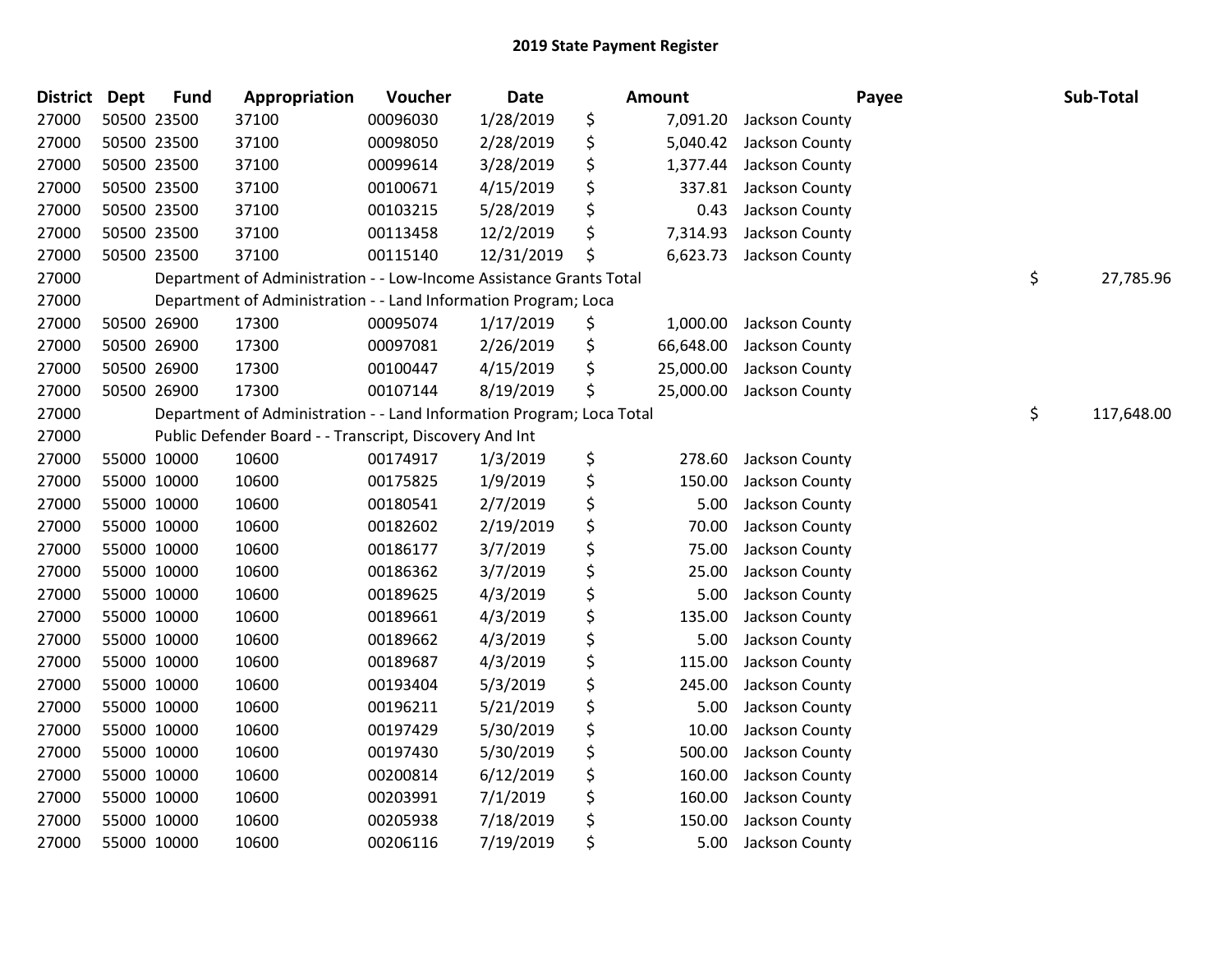# 2019 State Payment Register

| District | Dept | Fund | Appropriation | Voucher | Date | Amount | Payee | Sub-Total |
|---|---|---|---|---|---|---|---|---|
| 27000 | 50500 | 23500 | 37100 | 00096030 | 1/28/2019 | $ 7,091.20 | Jackson County | |
| 27000 | 50500 | 23500 | 37100 | 00098050 | 2/28/2019 | $ 5,040.42 | Jackson County | |
| 27000 | 50500 | 23500 | 37100 | 00099614 | 3/28/2019 | $ 1,377.44 | Jackson County | |
| 27000 | 50500 | 23500 | 37100 | 00100671 | 4/15/2019 | $ 337.81 | Jackson County | |
| 27000 | 50500 | 23500 | 37100 | 00103215 | 5/28/2019 | $ 0.43 | Jackson County | |
| 27000 | 50500 | 23500 | 37100 | 00113458 | 12/2/2019 | $ 7,314.93 | Jackson County | |
| 27000 | 50500 | 23500 | 37100 | 00115140 | 12/31/2019 | $ 6,623.73 | Jackson County | |
| 27000 | | | Department of Administration - - Low-Income Assistance Grants Total | | | | | $ 27,785.96 |
| 27000 | | | Department of Administration - - Land Information Program; Loca | | | | | |
| 27000 | 50500 | 26900 | 17300 | 00095074 | 1/17/2019 | $ 1,000.00 | Jackson County | |
| 27000 | 50500 | 26900 | 17300 | 00097081 | 2/26/2019 | $ 66,648.00 | Jackson County | |
| 27000 | 50500 | 26900 | 17300 | 00100447 | 4/15/2019 | $ 25,000.00 | Jackson County | |
| 27000 | 50500 | 26900 | 17300 | 00107144 | 8/19/2019 | $ 25,000.00 | Jackson County | |
| 27000 | | | Department of Administration - - Land Information Program; Loca Total | | | | | $ 117,648.00 |
| 27000 | | | Public Defender Board - - Transcript, Discovery And Int | | | | | |
| 27000 | 55000 | 10000 | 10600 | 00174917 | 1/3/2019 | $ 278.60 | Jackson County | |
| 27000 | 55000 | 10000 | 10600 | 00175825 | 1/9/2019 | $ 150.00 | Jackson County | |
| 27000 | 55000 | 10000 | 10600 | 00180541 | 2/7/2019 | $ 5.00 | Jackson County | |
| 27000 | 55000 | 10000 | 10600 | 00182602 | 2/19/2019 | $ 70.00 | Jackson County | |
| 27000 | 55000 | 10000 | 10600 | 00186177 | 3/7/2019 | $ 75.00 | Jackson County | |
| 27000 | 55000 | 10000 | 10600 | 00186362 | 3/7/2019 | $ 25.00 | Jackson County | |
| 27000 | 55000 | 10000 | 10600 | 00189625 | 4/3/2019 | $ 5.00 | Jackson County | |
| 27000 | 55000 | 10000 | 10600 | 00189661 | 4/3/2019 | $ 135.00 | Jackson County | |
| 27000 | 55000 | 10000 | 10600 | 00189662 | 4/3/2019 | $ 5.00 | Jackson County | |
| 27000 | 55000 | 10000 | 10600 | 00189687 | 4/3/2019 | $ 115.00 | Jackson County | |
| 27000 | 55000 | 10000 | 10600 | 00193404 | 5/3/2019 | $ 245.00 | Jackson County | |
| 27000 | 55000 | 10000 | 10600 | 00196211 | 5/21/2019 | $ 5.00 | Jackson County | |
| 27000 | 55000 | 10000 | 10600 | 00197429 | 5/30/2019 | $ 10.00 | Jackson County | |
| 27000 | 55000 | 10000 | 10600 | 00197430 | 5/30/2019 | $ 500.00 | Jackson County | |
| 27000 | 55000 | 10000 | 10600 | 00200814 | 6/12/2019 | $ 160.00 | Jackson County | |
| 27000 | 55000 | 10000 | 10600 | 00203991 | 7/1/2019 | $ 160.00 | Jackson County | |
| 27000 | 55000 | 10000 | 10600 | 00205938 | 7/18/2019 | $ 150.00 | Jackson County | |
| 27000 | 55000 | 10000 | 10600 | 00206116 | 7/19/2019 | $ 5.00 | Jackson County | |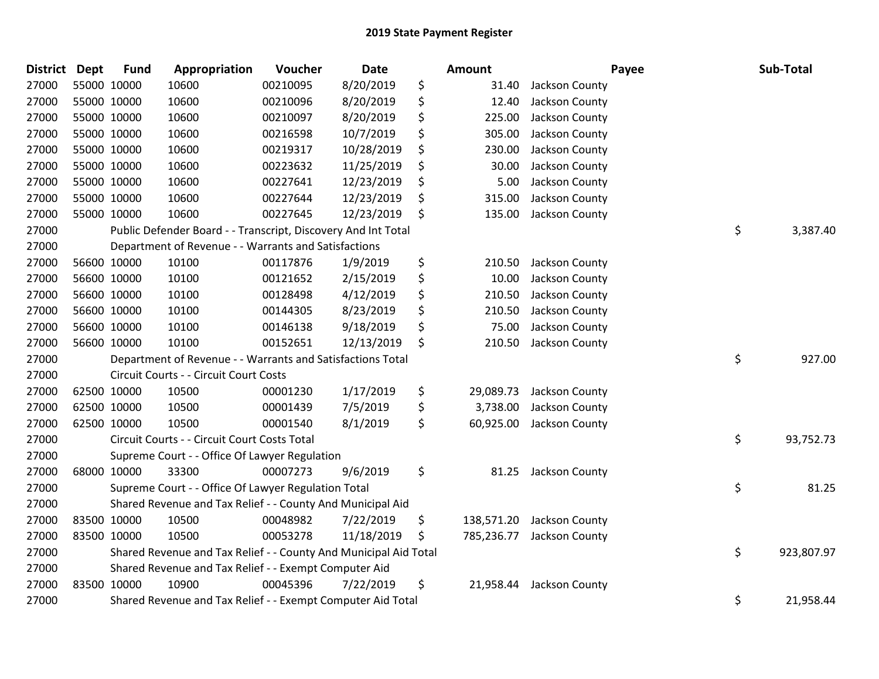# 2019 State Payment Register

| District | Dept | Fund | Appropriation | Voucher | Date | | Amount | Payee | | Sub-Total |
|---|---|---|---|---|---|---|---|---|---|---|
| 27000 | 55000 | 10000 | 10600 | 00210095 | 8/20/2019 | $ | 31.40 | Jackson County | | |
| 27000 | 55000 | 10000 | 10600 | 00210096 | 8/20/2019 | $ | 12.40 | Jackson County | | |
| 27000 | 55000 | 10000 | 10600 | 00210097 | 8/20/2019 | $ | 225.00 | Jackson County | | |
| 27000 | 55000 | 10000 | 10600 | 00216598 | 10/7/2019 | $ | 305.00 | Jackson County | | |
| 27000 | 55000 | 10000 | 10600 | 00219317 | 10/28/2019 | $ | 230.00 | Jackson County | | |
| 27000 | 55000 | 10000 | 10600 | 00223632 | 11/25/2019 | $ | 30.00 | Jackson County | | |
| 27000 | 55000 | 10000 | 10600 | 00227641 | 12/23/2019 | $ | 5.00 | Jackson County | | |
| 27000 | 55000 | 10000 | 10600 | 00227644 | 12/23/2019 | $ | 315.00 | Jackson County | | |
| 27000 | 55000 | 10000 | 10600 | 00227645 | 12/23/2019 | $ | 135.00 | Jackson County | | |
| 27000 | | Public Defender Board - - Transcript, Discovery And Int Total | | | | | | | $ | 3,387.40 |
| 27000 | | Department of Revenue - - Warrants and Satisfactions | | | | | | | | |
| 27000 | 56600 | 10000 | 10100 | 00117876 | 1/9/2019 | $ | 210.50 | Jackson County | | |
| 27000 | 56600 | 10000 | 10100 | 00121652 | 2/15/2019 | $ | 10.00 | Jackson County | | |
| 27000 | 56600 | 10000 | 10100 | 00128498 | 4/12/2019 | $ | 210.50 | Jackson County | | |
| 27000 | 56600 | 10000 | 10100 | 00144305 | 8/23/2019 | $ | 210.50 | Jackson County | | |
| 27000 | 56600 | 10000 | 10100 | 00146138 | 9/18/2019 | $ | 75.00 | Jackson County | | |
| 27000 | 56600 | 10000 | 10100 | 00152651 | 12/13/2019 | $ | 210.50 | Jackson County | | |
| 27000 | | Department of Revenue - - Warrants and Satisfactions Total | | | | | | | $ | 927.00 |
| 27000 | | Circuit Courts - - Circuit Court Costs | | | | | | | | |
| 27000 | 62500 | 10000 | 10500 | 00001230 | 1/17/2019 | $ | 29,089.73 | Jackson County | | |
| 27000 | 62500 | 10000 | 10500 | 00001439 | 7/5/2019 | $ | 3,738.00 | Jackson County | | |
| 27000 | 62500 | 10000 | 10500 | 00001540 | 8/1/2019 | $ | 60,925.00 | Jackson County | | |
| 27000 | | Circuit Courts - - Circuit Court Costs Total | | | | | | | $ | 93,752.73 |
| 27000 | | Supreme Court - - Office Of Lawyer Regulation | | | | | | | | |
| 27000 | 68000 | 10000 | 33300 | 00007273 | 9/6/2019 | $ | 81.25 | Jackson County | | |
| 27000 | | Supreme Court - - Office Of Lawyer Regulation Total | | | | | | | $ | 81.25 |
| 27000 | | Shared Revenue and Tax Relief - - County And Municipal Aid | | | | | | | | |
| 27000 | 83500 | 10000 | 10500 | 00048982 | 7/22/2019 | $ | 138,571.20 | Jackson County | | |
| 27000 | 83500 | 10000 | 10500 | 00053278 | 11/18/2019 | $ | 785,236.77 | Jackson County | | |
| 27000 | | Shared Revenue and Tax Relief - - County And Municipal Aid Total | | | | | | | $ | 923,807.97 |
| 27000 | | Shared Revenue and Tax Relief - - Exempt Computer Aid | | | | | | | | |
| 27000 | 83500 | 10000 | 10900 | 00045396 | 7/22/2019 | $ | 21,958.44 | Jackson County | | |
| 27000 | | Shared Revenue and Tax Relief - - Exempt Computer Aid Total | | | | | | | $ | 21,958.44 |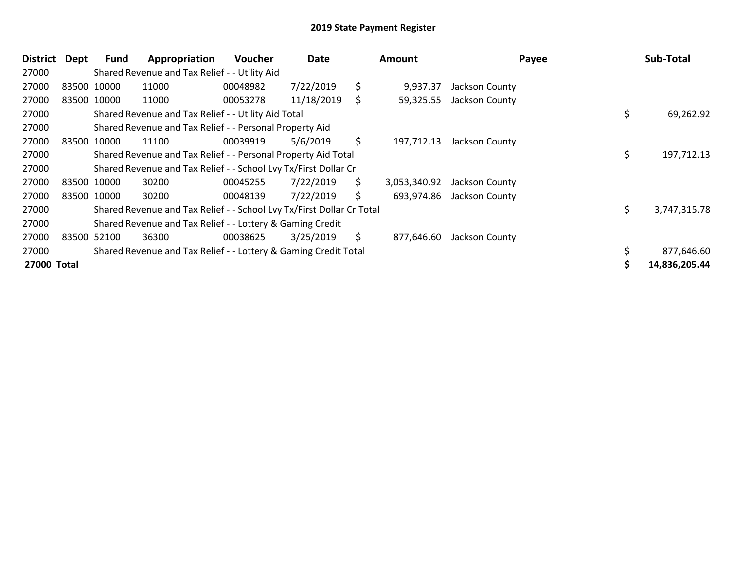# 2019 State Payment Register

| District | Dept | Fund | Appropriation | Voucher | Date | Amount | Payee | Sub-Total |
|---|---|---|---|---|---|---|---|---|
| 27000 | | Shared Revenue and Tax Relief - - Utility Aid | | | | | | |
| 27000 | 83500 | 10000 | 11000 | 00048982 | 7/22/2019 | $ 9,937.37 | Jackson County | |
| 27000 | 83500 | 10000 | 11000 | 00053278 | 11/18/2019 | $ 59,325.55 | Jackson County | |
| 27000 | | Shared Revenue and Tax Relief - - Utility Aid Total | | | | | | $ 69,262.92 |
| 27000 | | Shared Revenue and Tax Relief - - Personal Property Aid | | | | | | |
| 27000 | 83500 | 10000 | 11100 | 00039919 | 5/6/2019 | $ 197,712.13 | Jackson County | |
| 27000 | | Shared Revenue and Tax Relief - - Personal Property Aid Total | | | | | | $ 197,712.13 |
| 27000 | | Shared Revenue and Tax Relief - - School Lvy Tx/First Dollar Cr | | | | | | |
| 27000 | 83500 | 10000 | 30200 | 00045255 | 7/22/2019 | $ 3,053,340.92 | Jackson County | |
| 27000 | 83500 | 10000 | 30200 | 00048139 | 7/22/2019 | $ 693,974.86 | Jackson County | |
| 27000 | | Shared Revenue and Tax Relief - - School Lvy Tx/First Dollar Cr Total | | | | | | $ 3,747,315.78 |
| 27000 | | Shared Revenue and Tax Relief - - Lottery & Gaming Credit | | | | | | |
| 27000 | 83500 | 52100 | 36300 | 00038625 | 3/25/2019 | $ 877,646.60 | Jackson County | |
| 27000 | | Shared Revenue and Tax Relief - - Lottery & Gaming Credit Total | | | | | | $ 877,646.60 |
| **27000 Total** | | | | | | | | **$ 14,836,205.44** |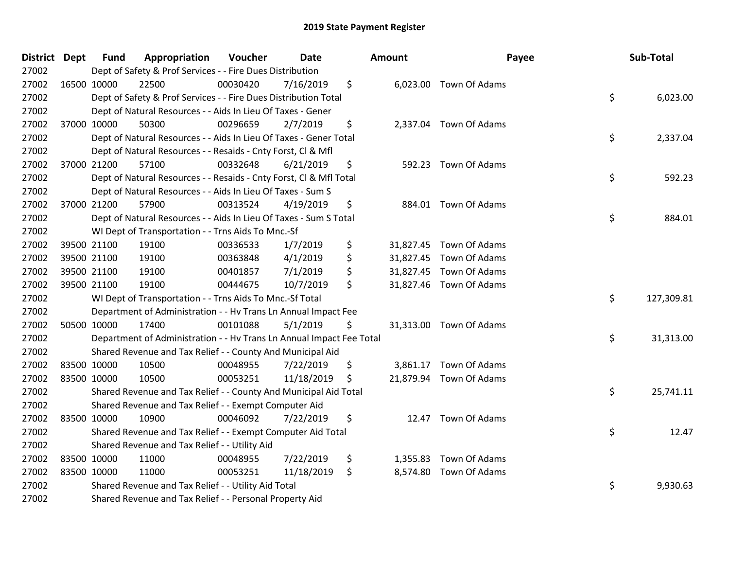## 2019 State Payment Register

| District | Dept | Fund | Appropriation | Voucher | Date | Amount | Payee | Sub-Total |
|---|---|---|---|---|---|---|---|---|
| 27002 | | Dept of Safety & Prof Services - - Fire Dues Distribution | | | | | | |
| 27002 | 16500 | 10000 | 22500 | 00030420 | 7/16/2019 | $ 6,023.00 | Town Of Adams | |
| 27002 | | Dept of Safety & Prof Services - - Fire Dues Distribution Total | | | | | | $ 6,023.00 |
| 27002 | | Dept of Natural Resources - - Aids In Lieu Of Taxes - Gener | | | | | | |
| 27002 | 37000 | 10000 | 50300 | 00296659 | 2/7/2019 | $ 2,337.04 | Town Of Adams | |
| 27002 | | Dept of Natural Resources - - Aids In Lieu Of Taxes - Gener Total | | | | | | $ 2,337.04 |
| 27002 | | Dept of Natural Resources - - Resaids - Cnty Forst, Cl & Mfl | | | | | | |
| 27002 | 37000 | 21200 | 57100 | 00332648 | 6/21/2019 | $ 592.23 | Town Of Adams | |
| 27002 | | Dept of Natural Resources - - Resaids - Cnty Forst, Cl & Mfl Total | | | | | | $ 592.23 |
| 27002 | | Dept of Natural Resources - - Aids In Lieu Of Taxes - Sum S | | | | | | |
| 27002 | 37000 | 21200 | 57900 | 00313524 | 4/19/2019 | $ 884.01 | Town Of Adams | |
| 27002 | | Dept of Natural Resources - - Aids In Lieu Of Taxes - Sum S Total | | | | | | $ 884.01 |
| 27002 | | WI Dept of Transportation - - Trns Aids To Mnc.-Sf | | | | | | |
| 27002 | 39500 | 21100 | 19100 | 00336533 | 1/7/2019 | $ 31,827.45 | Town Of Adams | |
| 27002 | 39500 | 21100 | 19100 | 00363848 | 4/1/2019 | $ 31,827.45 | Town Of Adams | |
| 27002 | 39500 | 21100 | 19100 | 00401857 | 7/1/2019 | $ 31,827.45 | Town Of Adams | |
| 27002 | 39500 | 21100 | 19100 | 00444675 | 10/7/2019 | $ 31,827.46 | Town Of Adams | |
| 27002 | | WI Dept of Transportation - - Trns Aids To Mnc.-Sf Total | | | | | | $ 127,309.81 |
| 27002 | | Department of Administration - - Hv Trans Ln Annual Impact Fee | | | | | | |
| 27002 | 50500 | 10000 | 17400 | 00101088 | 5/1/2019 | $ 31,313.00 | Town Of Adams | |
| 27002 | | Department of Administration - - Hv Trans Ln Annual Impact Fee Total | | | | | | $ 31,313.00 |
| 27002 | | Shared Revenue and Tax Relief - - County And Municipal Aid | | | | | | |
| 27002 | 83500 | 10000 | 10500 | 00048955 | 7/22/2019 | $ 3,861.17 | Town Of Adams | |
| 27002 | 83500 | 10000 | 10500 | 00053251 | 11/18/2019 | $ 21,879.94 | Town Of Adams | |
| 27002 | | Shared Revenue and Tax Relief - - County And Municipal Aid Total | | | | | | $ 25,741.11 |
| 27002 | | Shared Revenue and Tax Relief - - Exempt Computer Aid | | | | | | |
| 27002 | 83500 | 10000 | 10900 | 00046092 | 7/22/2019 | $ 12.47 | Town Of Adams | |
| 27002 | | Shared Revenue and Tax Relief - - Exempt Computer Aid Total | | | | | | $ 12.47 |
| 27002 | | Shared Revenue and Tax Relief - - Utility Aid | | | | | | |
| 27002 | 83500 | 10000 | 11000 | 00048955 | 7/22/2019 | $ 1,355.83 | Town Of Adams | |
| 27002 | 83500 | 10000 | 11000 | 00053251 | 11/18/2019 | $ 8,574.80 | Town Of Adams | |
| 27002 | | Shared Revenue and Tax Relief - - Utility Aid Total | | | | | | $ 9,930.63 |
| 27002 | | Shared Revenue and Tax Relief - - Personal Property Aid | | | | | | |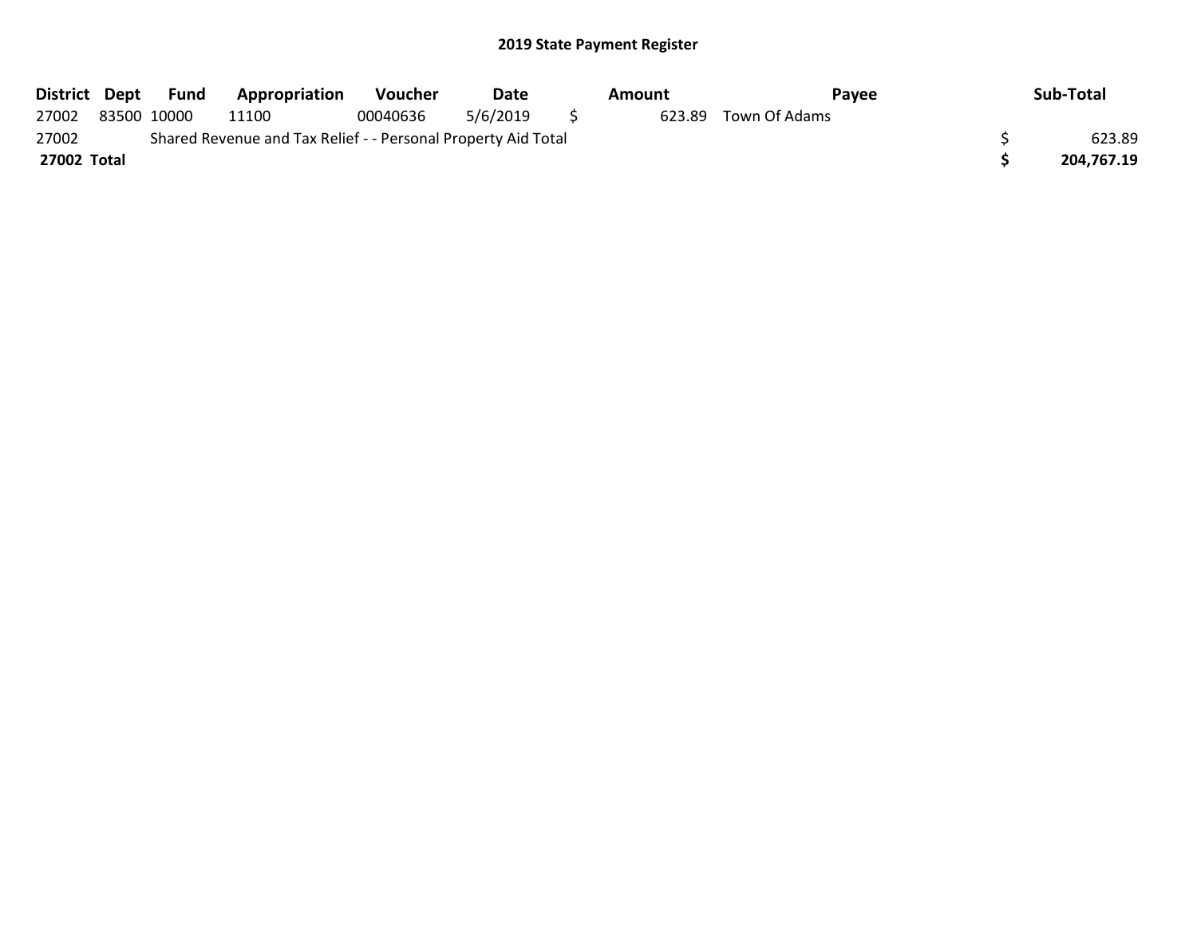## 2019 State Payment Register

| District | Dept | Fund | Appropriation | Voucher | Date | Amount | Payee | Sub-Total |
|---|---|---|---|---|---|---|---|---|
| 27002 | 83500 | 10000 | 11100 | 00040636 | 5/6/2019 | $ 623.89 | Town Of Adams | |
| 27002 | | Shared Revenue and Tax Relief - - Personal Property Aid Total | | | | | | $ 623.89 |
| **27002 Total** | | | | | | | | **$ 204,767.19** |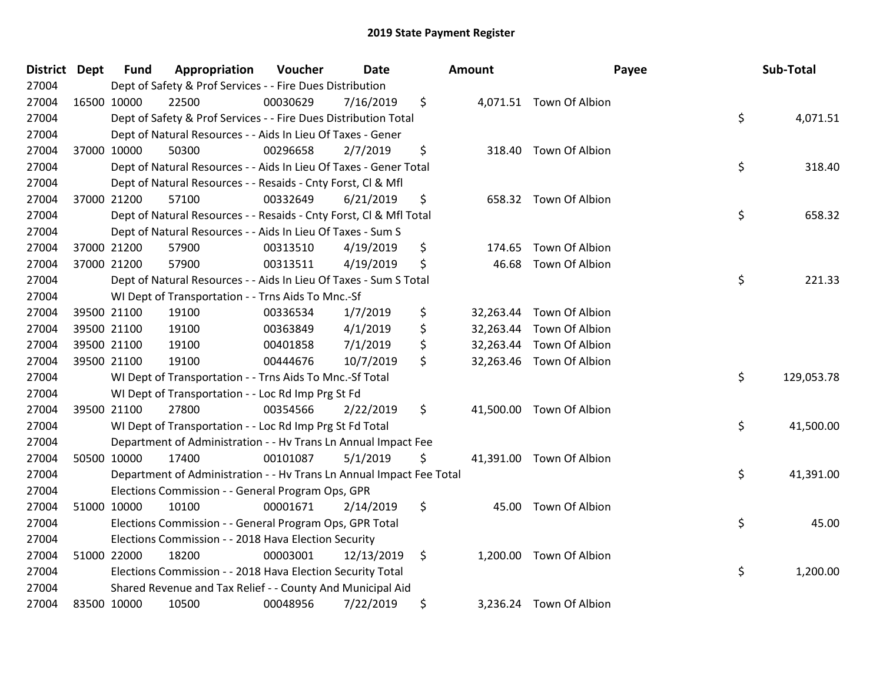# 2019 State Payment Register

| District | Dept | Fund | Appropriation | Voucher | Date | Amount | Payee | Sub-Total |
|---|---|---|---|---|---|---|---|---|
| 27004 | | Dept of Safety & Prof Services - - Fire Dues Distribution | | | | | | |
| 27004 | 16500 | 10000 | 22500 | 00030629 | 7/16/2019 | $ 4,071.51 | Town Of Albion | |
| 27004 | | Dept of Safety & Prof Services - - Fire Dues Distribution Total | | | | | | $ 4,071.51 |
| 27004 | | Dept of Natural Resources - - Aids In Lieu Of Taxes - Gener | | | | | | |
| 27004 | 37000 | 10000 | 50300 | 00296658 | 2/7/2019 | $ 318.40 | Town Of Albion | |
| 27004 | | Dept of Natural Resources - - Aids In Lieu Of Taxes - Gener Total | | | | | | $ 318.40 |
| 27004 | | Dept of Natural Resources - - Resaids - Cnty Forst, Cl & Mfl | | | | | | |
| 27004 | 37000 | 21200 | 57100 | 00332649 | 6/21/2019 | $ 658.32 | Town Of Albion | |
| 27004 | | Dept of Natural Resources - - Resaids - Cnty Forst, Cl & Mfl Total | | | | | | $ 658.32 |
| 27004 | | Dept of Natural Resources - - Aids In Lieu Of Taxes - Sum S | | | | | | |
| 27004 | 37000 | 21200 | 57900 | 00313510 | 4/19/2019 | $ 174.65 | Town Of Albion | |
| 27004 | 37000 | 21200 | 57900 | 00313511 | 4/19/2019 | $ 46.68 | Town Of Albion | |
| 27004 | | Dept of Natural Resources - - Aids In Lieu Of Taxes - Sum S Total | | | | | | $ 221.33 |
| 27004 | | WI Dept of Transportation - - Trns Aids To Mnc.-Sf | | | | | | |
| 27004 | 39500 | 21100 | 19100 | 00336534 | 1/7/2019 | $ 32,263.44 | Town Of Albion | |
| 27004 | 39500 | 21100 | 19100 | 00363849 | 4/1/2019 | $ 32,263.44 | Town Of Albion | |
| 27004 | 39500 | 21100 | 19100 | 00401858 | 7/1/2019 | $ 32,263.44 | Town Of Albion | |
| 27004 | 39500 | 21100 | 19100 | 00444676 | 10/7/2019 | $ 32,263.46 | Town Of Albion | |
| 27004 | | WI Dept of Transportation - - Trns Aids To Mnc.-Sf Total | | | | | | $ 129,053.78 |
| 27004 | | WI Dept of Transportation - - Loc Rd Imp Prg St Fd | | | | | | |
| 27004 | 39500 | 21100 | 27800 | 00354566 | 2/22/2019 | $ 41,500.00 | Town Of Albion | |
| 27004 | | WI Dept of Transportation - - Loc Rd Imp Prg St Fd Total | | | | | | $ 41,500.00 |
| 27004 | | Department of Administration - - Hv Trans Ln Annual Impact Fee | | | | | | |
| 27004 | 50500 | 10000 | 17400 | 00101087 | 5/1/2019 | $ 41,391.00 | Town Of Albion | |
| 27004 | | Department of Administration - - Hv Trans Ln Annual Impact Fee Total | | | | | | $ 41,391.00 |
| 27004 | | Elections Commission - - General Program Ops, GPR | | | | | | |
| 27004 | 51000 | 10000 | 10100 | 00001671 | 2/14/2019 | $ 45.00 | Town Of Albion | |
| 27004 | | Elections Commission - - General Program Ops, GPR Total | | | | | | $ 45.00 |
| 27004 | | Elections Commission - - 2018 Hava Election Security | | | | | | |
| 27004 | 51000 | 22000 | 18200 | 00003001 | 12/13/2019 | $ 1,200.00 | Town Of Albion | |
| 27004 | | Elections Commission - - 2018 Hava Election Security Total | | | | | | $ 1,200.00 |
| 27004 | | Shared Revenue and Tax Relief - - County And Municipal Aid | | | | | | |
| 27004 | 83500 | 10000 | 10500 | 00048956 | 7/22/2019 | $ 3,236.24 | Town Of Albion | |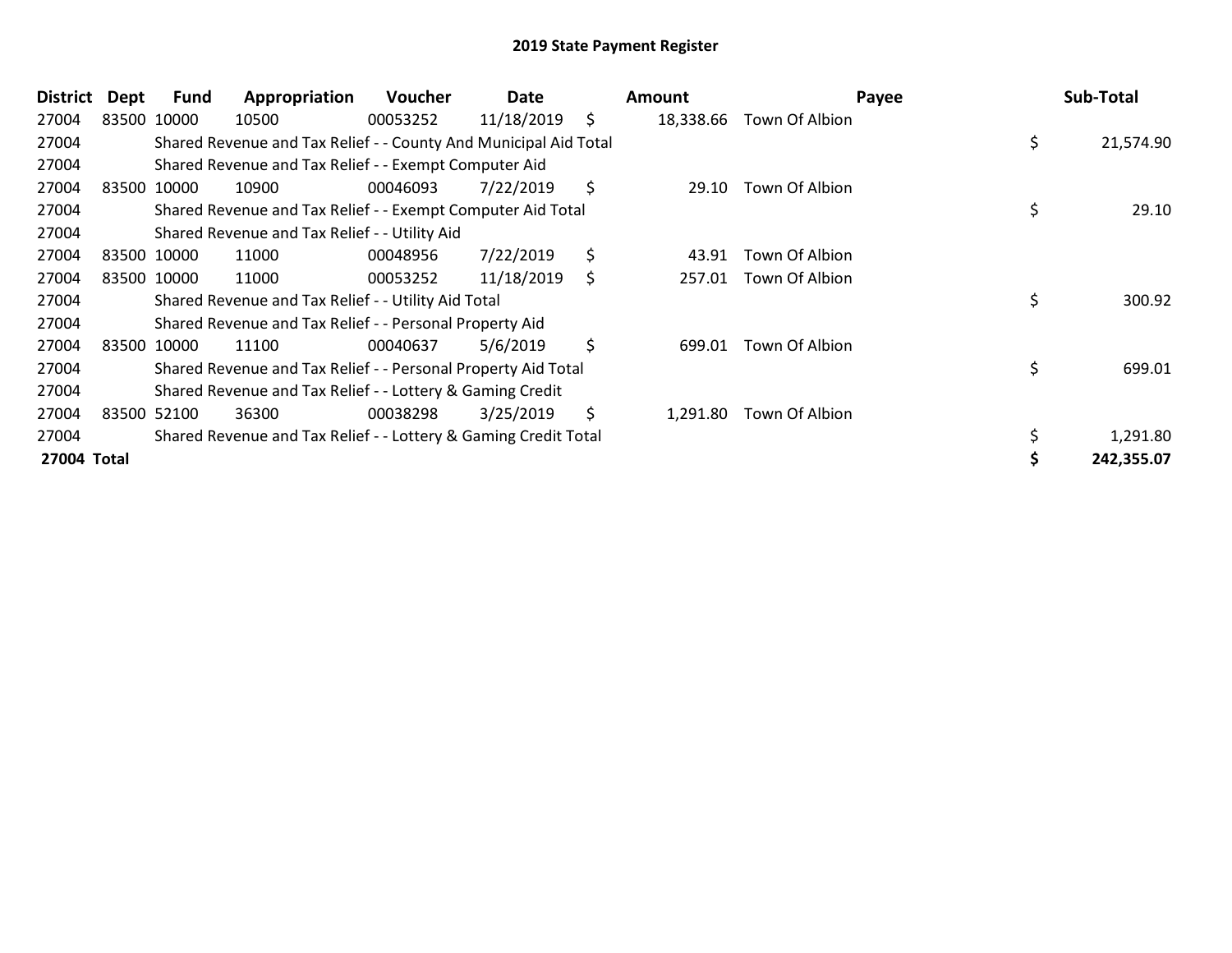# 2019 State Payment Register

| District | Dept | Fund | Appropriation | Voucher | Date | Amount | Payee | Sub-Total |
|---|---|---|---|---|---|---|---|---|
| 27004 | 83500 | 10000 | 10500 | 00053252 | 11/18/2019 | $ 18,338.66 | Town Of Albion | |
| 27004 | | Shared Revenue and Tax Relief - - County And Municipal Aid Total | | | | | | $ 21,574.90 |
| 27004 | | Shared Revenue and Tax Relief - - Exempt Computer Aid | | | | | | |
| 27004 | 83500 | 10000 | 10900 | 00046093 | 7/22/2019 | $ 29.10 | Town Of Albion | |
| 27004 | | Shared Revenue and Tax Relief - - Exempt Computer Aid Total | | | | | | $ 29.10 |
| 27004 | | Shared Revenue and Tax Relief - - Utility Aid | | | | | | |
| 27004 | 83500 | 10000 | 11000 | 00048956 | 7/22/2019 | $ 43.91 | Town Of Albion | |
| 27004 | 83500 | 10000 | 11000 | 00053252 | 11/18/2019 | $ 257.01 | Town Of Albion | |
| 27004 | | Shared Revenue and Tax Relief - - Utility Aid Total | | | | | | $ 300.92 |
| 27004 | | Shared Revenue and Tax Relief - - Personal Property Aid | | | | | | |
| 27004 | 83500 | 10000 | 11100 | 00040637 | 5/6/2019 | $ 699.01 | Town Of Albion | |
| 27004 | | Shared Revenue and Tax Relief - - Personal Property Aid Total | | | | | | $ 699.01 |
| 27004 | | Shared Revenue and Tax Relief - - Lottery & Gaming Credit | | | | | | |
| 27004 | 83500 | 52100 | 36300 | 00038298 | 3/25/2019 | $ 1,291.80 | Town Of Albion | |
| 27004 | | Shared Revenue and Tax Relief - - Lottery & Gaming Credit Total | | | | | | $ 1,291.80 |
| **27004 Total** | | | | | | | | **$ 242,355.07** |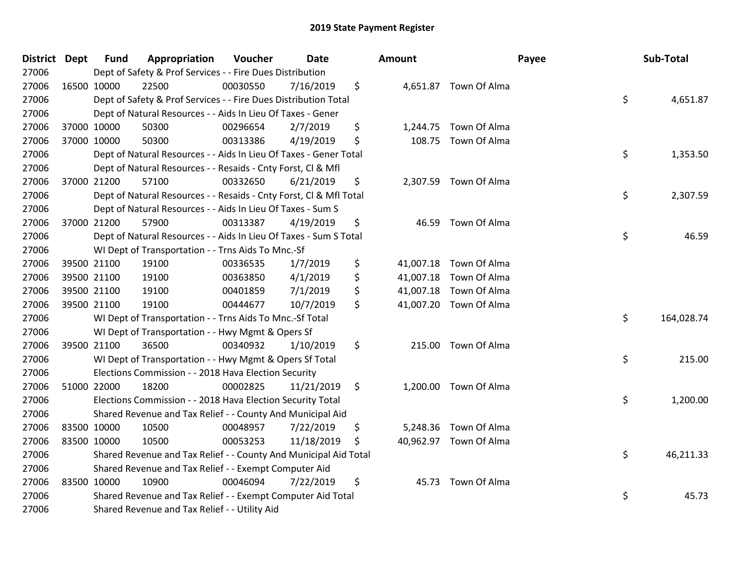# 2019 State Payment Register

| District | Dept | Fund | Appropriation | Voucher | Date | Amount | Payee | Sub-Total |
|---|---|---|---|---|---|---|---|---|
| 27006 | | Dept of Safety & Prof Services - - Fire Dues Distribution | | | | | | |
| 27006 | 16500 | 10000 | 22500 | 00030550 | 7/16/2019 | $ 4,651.87 | Town Of Alma | |
| 27006 | | Dept of Safety & Prof Services - - Fire Dues Distribution Total | | | | | | $ 4,651.87 |
| 27006 | | Dept of Natural Resources - - Aids In Lieu Of Taxes - Gener | | | | | | |
| 27006 | 37000 | 10000 | 50300 | 00296654 | 2/7/2019 | $ 1,244.75 | Town Of Alma | |
| 27006 | 37000 | 10000 | 50300 | 00313386 | 4/19/2019 | $ 108.75 | Town Of Alma | |
| 27006 | | Dept of Natural Resources - - Aids In Lieu Of Taxes - Gener Total | | | | | | $ 1,353.50 |
| 27006 | | Dept of Natural Resources - - Resaids - Cnty Forst, Cl & Mfl | | | | | | |
| 27006 | 37000 | 21200 | 57100 | 00332650 | 6/21/2019 | $ 2,307.59 | Town Of Alma | |
| 27006 | | Dept of Natural Resources - - Resaids - Cnty Forst, Cl & Mfl Total | | | | | | $ 2,307.59 |
| 27006 | | Dept of Natural Resources - - Aids In Lieu Of Taxes - Sum S | | | | | | |
| 27006 | 37000 | 21200 | 57900 | 00313387 | 4/19/2019 | $ 46.59 | Town Of Alma | |
| 27006 | | Dept of Natural Resources - - Aids In Lieu Of Taxes - Sum S Total | | | | | | $ 46.59 |
| 27006 | | WI Dept of Transportation - - Trns Aids To Mnc.-Sf | | | | | | |
| 27006 | 39500 | 21100 | 19100 | 00336535 | 1/7/2019 | $ 41,007.18 | Town Of Alma | |
| 27006 | 39500 | 21100 | 19100 | 00363850 | 4/1/2019 | $ 41,007.18 | Town Of Alma | |
| 27006 | 39500 | 21100 | 19100 | 00401859 | 7/1/2019 | $ 41,007.18 | Town Of Alma | |
| 27006 | 39500 | 21100 | 19100 | 00444677 | 10/7/2019 | $ 41,007.20 | Town Of Alma | |
| 27006 | | WI Dept of Transportation - - Trns Aids To Mnc.-Sf Total | | | | | | $ 164,028.74 |
| 27006 | | WI Dept of Transportation - - Hwy Mgmt & Opers Sf | | | | | | |
| 27006 | 39500 | 21100 | 36500 | 00340932 | 1/10/2019 | $ 215.00 | Town Of Alma | |
| 27006 | | WI Dept of Transportation - - Hwy Mgmt & Opers Sf Total | | | | | | $ 215.00 |
| 27006 | | Elections Commission - - 2018 Hava Election Security | | | | | | |
| 27006 | 51000 | 22000 | 18200 | 00002825 | 11/21/2019 | $ 1,200.00 | Town Of Alma | |
| 27006 | | Elections Commission - - 2018 Hava Election Security Total | | | | | | $ 1,200.00 |
| 27006 | | Shared Revenue and Tax Relief - - County And Municipal Aid | | | | | | |
| 27006 | 83500 | 10000 | 10500 | 00048957 | 7/22/2019 | $ 5,248.36 | Town Of Alma | |
| 27006 | 83500 | 10000 | 10500 | 00053253 | 11/18/2019 | $ 40,962.97 | Town Of Alma | |
| 27006 | | Shared Revenue and Tax Relief - - County And Municipal Aid Total | | | | | | $ 46,211.33 |
| 27006 | | Shared Revenue and Tax Relief - - Exempt Computer Aid | | | | | | |
| 27006 | 83500 | 10000 | 10900 | 00046094 | 7/22/2019 | $ 45.73 | Town Of Alma | |
| 27006 | | Shared Revenue and Tax Relief - - Exempt Computer Aid Total | | | | | | $ 45.73 |
| 27006 | | Shared Revenue and Tax Relief - - Utility Aid | | | | | | |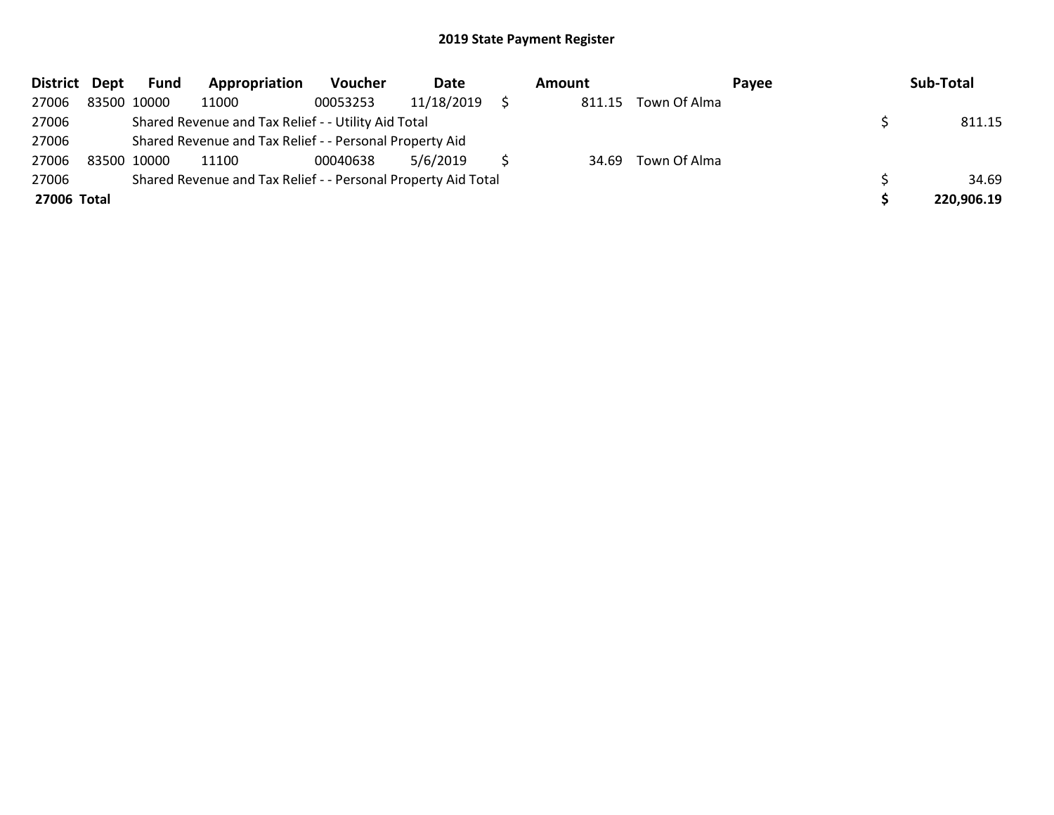## 2019 State Payment Register

| District | Dept | Fund | Appropriation | Voucher | Date | Amount | Payee | Sub-Total |
|---|---|---|---|---|---|---|---|---|
| 27006 | 83500 | 10000 | 11000 | 00053253 | 11/18/2019 | $ 811.15 | Town Of Alma | |
| 27006 | | Shared Revenue and Tax Relief - - Utility Aid Total | | | | | | $ 811.15 |
| 27006 | | Shared Revenue and Tax Relief - - Personal Property Aid | | | | | | |
| 27006 | 83500 | 10000 | 11100 | 00040638 | 5/6/2019 | $ 34.69 | Town Of Alma | |
| 27006 | | Shared Revenue and Tax Relief - - Personal Property Aid Total | | | | | | $ 34.69 |
| **27006 Total** | | | | | | | | **$ 220,906.19** |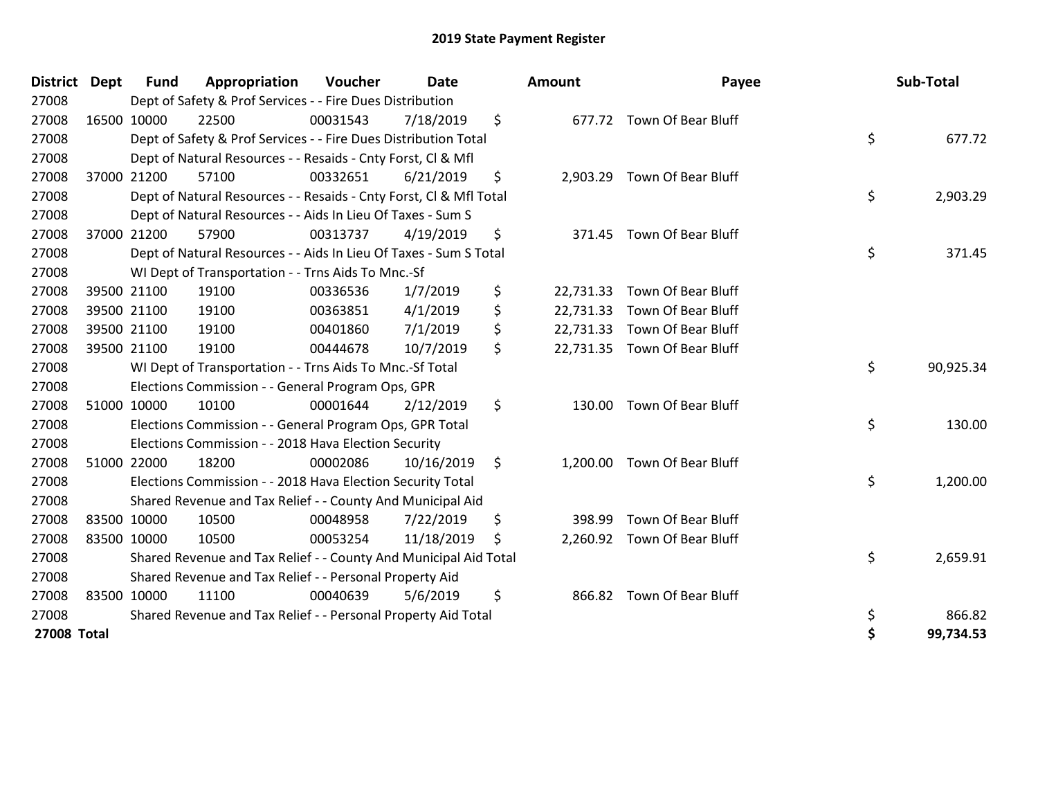# 2019 State Payment Register

| District | Dept | Fund | Appropriation | Voucher | Date | Amount | Payee | Sub-Total |
|---|---|---|---|---|---|---|---|---|
| 27008 | | Dept of Safety & Prof Services - - Fire Dues Distribution | | | | | | |
| 27008 | 16500 | 10000 | 22500 | 00031543 | 7/18/2019 | $ 677.72 | Town Of Bear Bluff | |
| 27008 | | Dept of Safety & Prof Services - - Fire Dues Distribution Total | | | | | | $ 677.72 |
| 27008 | | Dept of Natural Resources - - Resaids - Cnty Forst, Cl & Mfl | | | | | | |
| 27008 | 37000 | 21200 | 57100 | 00332651 | 6/21/2019 | $ 2,903.29 | Town Of Bear Bluff | |
| 27008 | | Dept of Natural Resources - - Resaids - Cnty Forst, Cl & Mfl Total | | | | | | $ 2,903.29 |
| 27008 | | Dept of Natural Resources - - Aids In Lieu Of Taxes - Sum S | | | | | | |
| 27008 | 37000 | 21200 | 57900 | 00313737 | 4/19/2019 | $ 371.45 | Town Of Bear Bluff | |
| 27008 | | Dept of Natural Resources - - Aids In Lieu Of Taxes - Sum S Total | | | | | | $ 371.45 |
| 27008 | | WI Dept of Transportation - - Trns Aids To Mnc.-Sf | | | | | | |
| 27008 | 39500 | 21100 | 19100 | 00336536 | 1/7/2019 | $ 22,731.33 | Town Of Bear Bluff | |
| 27008 | 39500 | 21100 | 19100 | 00363851 | 4/1/2019 | $ 22,731.33 | Town Of Bear Bluff | |
| 27008 | 39500 | 21100 | 19100 | 00401860 | 7/1/2019 | $ 22,731.33 | Town Of Bear Bluff | |
| 27008 | 39500 | 21100 | 19100 | 00444678 | 10/7/2019 | $ 22,731.35 | Town Of Bear Bluff | |
| 27008 | | WI Dept of Transportation - - Trns Aids To Mnc.-Sf Total | | | | | | $ 90,925.34 |
| 27008 | | Elections Commission - - General Program Ops, GPR | | | | | | |
| 27008 | 51000 | 10000 | 10100 | 00001644 | 2/12/2019 | $ 130.00 | Town Of Bear Bluff | |
| 27008 | | Elections Commission - - General Program Ops, GPR Total | | | | | | $ 130.00 |
| 27008 | | Elections Commission - - 2018 Hava Election Security | | | | | | |
| 27008 | 51000 | 22000 | 18200 | 00002086 | 10/16/2019 | $ 1,200.00 | Town Of Bear Bluff | |
| 27008 | | Elections Commission - - 2018 Hava Election Security Total | | | | | | $ 1,200.00 |
| 27008 | | Shared Revenue and Tax Relief - - County And Municipal Aid | | | | | | |
| 27008 | 83500 | 10000 | 10500 | 00048958 | 7/22/2019 | $ 398.99 | Town Of Bear Bluff | |
| 27008 | 83500 | 10000 | 10500 | 00053254 | 11/18/2019 | $ 2,260.92 | Town Of Bear Bluff | |
| 27008 | | Shared Revenue and Tax Relief - - County And Municipal Aid Total | | | | | | $ 2,659.91 |
| 27008 | | Shared Revenue and Tax Relief - - Personal Property Aid | | | | | | |
| 27008 | 83500 | 10000 | 11100 | 00040639 | 5/6/2019 | $ 866.82 | Town Of Bear Bluff | |
| 27008 | | Shared Revenue and Tax Relief - - Personal Property Aid Total | | | | | | $ 866.82 |
| **27008 Total** | | | | | | | | **$ 99,734.53** |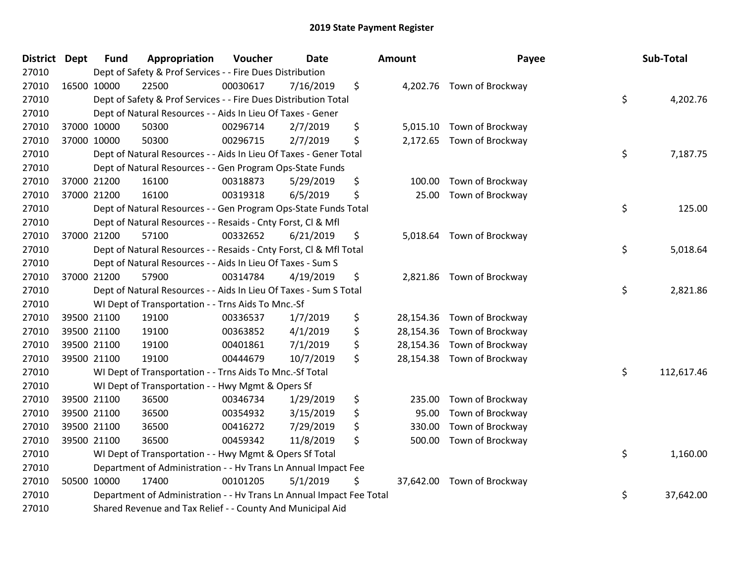# 2019 State Payment Register

| District | Dept | Fund | Appropriation | Voucher | Date | Amount | Payee | Sub-Total |
|---|---|---|---|---|---|---|---|---|
| 27010 | Dept of Safety & Prof Services - - Fire Dues Distribution | | | | | | | |
| 27010 | 16500 | 10000 | 22500 | 00030617 | 7/16/2019 | $ 4,202.76 | Town of Brockway | |
| 27010 | Dept of Safety & Prof Services - - Fire Dues Distribution Total | | | | | | | $ 4,202.76 |
| 27010 | Dept of Natural Resources - - Aids In Lieu Of Taxes - Gener | | | | | | | |
| 27010 | 37000 | 10000 | 50300 | 00296714 | 2/7/2019 | $ 5,015.10 | Town of Brockway | |
| 27010 | 37000 | 10000 | 50300 | 00296715 | 2/7/2019 | $ 2,172.65 | Town of Brockway | |
| 27010 | Dept of Natural Resources - - Aids In Lieu Of Taxes - Gener Total | | | | | | | $ 7,187.75 |
| 27010 | Dept of Natural Resources - - Gen Program Ops-State Funds | | | | | | | |
| 27010 | 37000 | 21200 | 16100 | 00318873 | 5/29/2019 | $ 100.00 | Town of Brockway | |
| 27010 | 37000 | 21200 | 16100 | 00319318 | 6/5/2019 | $ 25.00 | Town of Brockway | |
| 27010 | Dept of Natural Resources - - Gen Program Ops-State Funds Total | | | | | | | $ 125.00 |
| 27010 | Dept of Natural Resources - - Resaids - Cnty Forst, Cl & Mfl | | | | | | | |
| 27010 | 37000 | 21200 | 57100 | 00332652 | 6/21/2019 | $ 5,018.64 | Town of Brockway | |
| 27010 | Dept of Natural Resources - - Resaids - Cnty Forst, Cl & Mfl Total | | | | | | | $ 5,018.64 |
| 27010 | Dept of Natural Resources - - Aids In Lieu Of Taxes - Sum S | | | | | | | |
| 27010 | 37000 | 21200 | 57900 | 00314784 | 4/19/2019 | $ 2,821.86 | Town of Brockway | |
| 27010 | Dept of Natural Resources - - Aids In Lieu Of Taxes - Sum S Total | | | | | | | $ 2,821.86 |
| 27010 | WI Dept of Transportation - - Trns Aids To Mnc.-Sf | | | | | | | |
| 27010 | 39500 | 21100 | 19100 | 00336537 | 1/7/2019 | $ 28,154.36 | Town of Brockway | |
| 27010 | 39500 | 21100 | 19100 | 00363852 | 4/1/2019 | $ 28,154.36 | Town of Brockway | |
| 27010 | 39500 | 21100 | 19100 | 00401861 | 7/1/2019 | $ 28,154.36 | Town of Brockway | |
| 27010 | 39500 | 21100 | 19100 | 00444679 | 10/7/2019 | $ 28,154.38 | Town of Brockway | |
| 27010 | WI Dept of Transportation - - Trns Aids To Mnc.-Sf Total | | | | | | | $ 112,617.46 |
| 27010 | WI Dept of Transportation - - Hwy Mgmt & Opers Sf | | | | | | | |
| 27010 | 39500 | 21100 | 36500 | 00346734 | 1/29/2019 | $ 235.00 | Town of Brockway | |
| 27010 | 39500 | 21100 | 36500 | 00354932 | 3/15/2019 | $ 95.00 | Town of Brockway | |
| 27010 | 39500 | 21100 | 36500 | 00416272 | 7/29/2019 | $ 330.00 | Town of Brockway | |
| 27010 | 39500 | 21100 | 36500 | 00459342 | 11/8/2019 | $ 500.00 | Town of Brockway | |
| 27010 | WI Dept of Transportation - - Hwy Mgmt & Opers Sf Total | | | | | | | $ 1,160.00 |
| 27010 | Department of Administration - - Hv Trans Ln Annual Impact Fee | | | | | | | |
| 27010 | 50500 | 10000 | 17400 | 00101205 | 5/1/2019 | $ 37,642.00 | Town of Brockway | |
| 27010 | Department of Administration - - Hv Trans Ln Annual Impact Fee Total | | | | | | | $ 37,642.00 |
| 27010 | Shared Revenue and Tax Relief - - County And Municipal Aid | | | | | | | |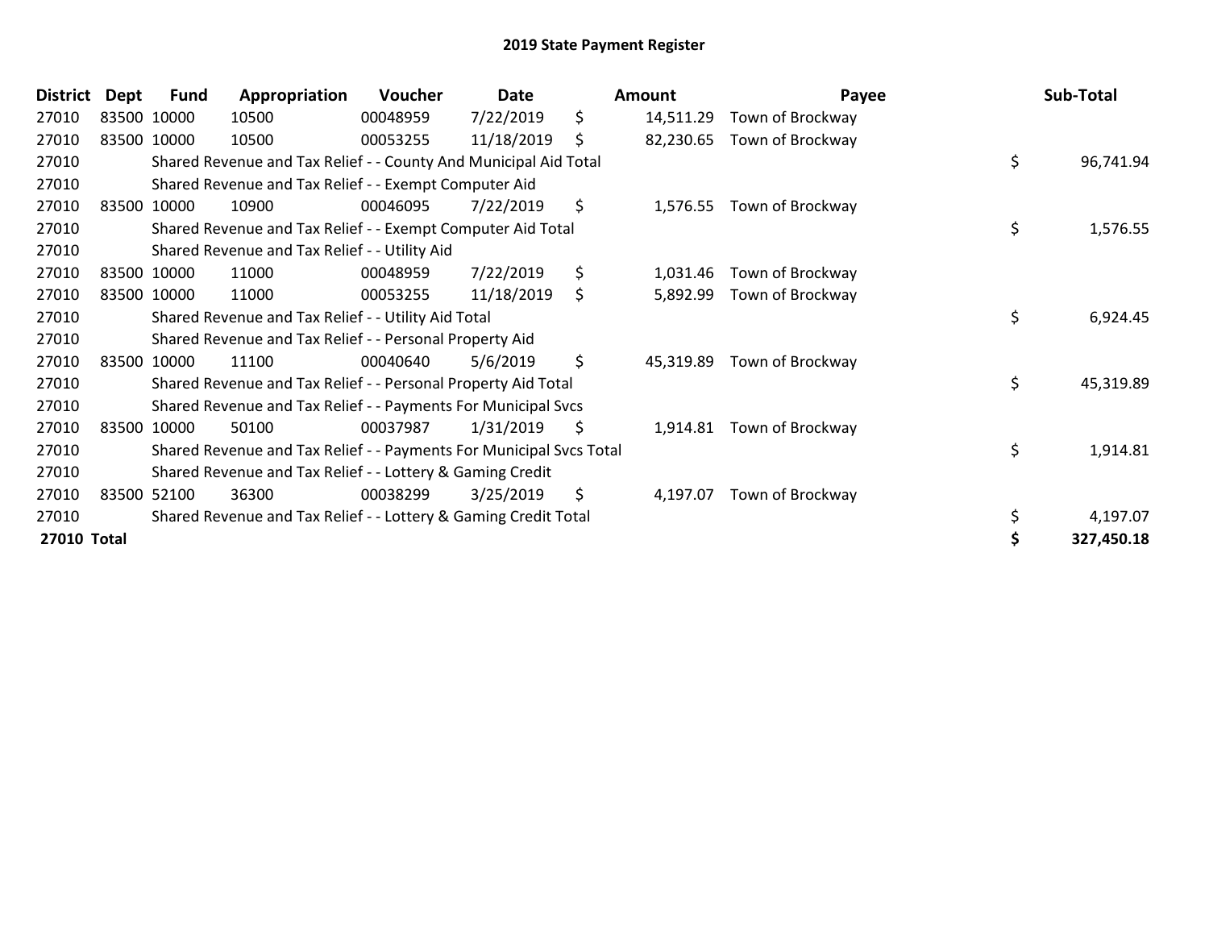# 2019 State Payment Register

| District | Dept | Fund | Appropriation | Voucher | Date | Amount | Payee | Sub-Total |
|---|---|---|---|---|---|---|---|---|
| 27010 | 83500 | 10000 | 10500 | 00048959 | 7/22/2019 | $ 14,511.29 | Town of Brockway | |
| 27010 | 83500 | 10000 | 10500 | 00053255 | 11/18/2019 | $ 82,230.65 | Town of Brockway | |
| 27010 | | Shared Revenue and Tax Relief - - County And Municipal Aid Total | | | | | | $ 96,741.94 |
| 27010 | | Shared Revenue and Tax Relief - - Exempt Computer Aid | | | | | | |
| 27010 | 83500 | 10000 | 10900 | 00046095 | 7/22/2019 | $ 1,576.55 | Town of Brockway | |
| 27010 | | Shared Revenue and Tax Relief - - Exempt Computer Aid Total | | | | | | $ 1,576.55 |
| 27010 | | Shared Revenue and Tax Relief - - Utility Aid | | | | | | |
| 27010 | 83500 | 10000 | 11000 | 00048959 | 7/22/2019 | $ 1,031.46 | Town of Brockway | |
| 27010 | 83500 | 10000 | 11000 | 00053255 | 11/18/2019 | $ 5,892.99 | Town of Brockway | |
| 27010 | | Shared Revenue and Tax Relief - - Utility Aid Total | | | | | | $ 6,924.45 |
| 27010 | | Shared Revenue and Tax Relief - - Personal Property Aid | | | | | | |
| 27010 | 83500 | 10000 | 11100 | 00040640 | 5/6/2019 | $ 45,319.89 | Town of Brockway | |
| 27010 | | Shared Revenue and Tax Relief - - Personal Property Aid Total | | | | | | $ 45,319.89 |
| 27010 | | Shared Revenue and Tax Relief - - Payments For Municipal Svcs | | | | | | |
| 27010 | 83500 | 10000 | 50100 | 00037987 | 1/31/2019 | $ 1,914.81 | Town of Brockway | |
| 27010 | | Shared Revenue and Tax Relief - - Payments For Municipal Svcs Total | | | | | | $ 1,914.81 |
| 27010 | | Shared Revenue and Tax Relief - - Lottery & Gaming Credit | | | | | | |
| 27010 | 83500 | 52100 | 36300 | 00038299 | 3/25/2019 | $ 4,197.07 | Town of Brockway | |
| 27010 | | Shared Revenue and Tax Relief - - Lottery & Gaming Credit Total | | | | | | $ 4,197.07 |
| **27010 Total** | | | | | | | | **$ 327,450.18** |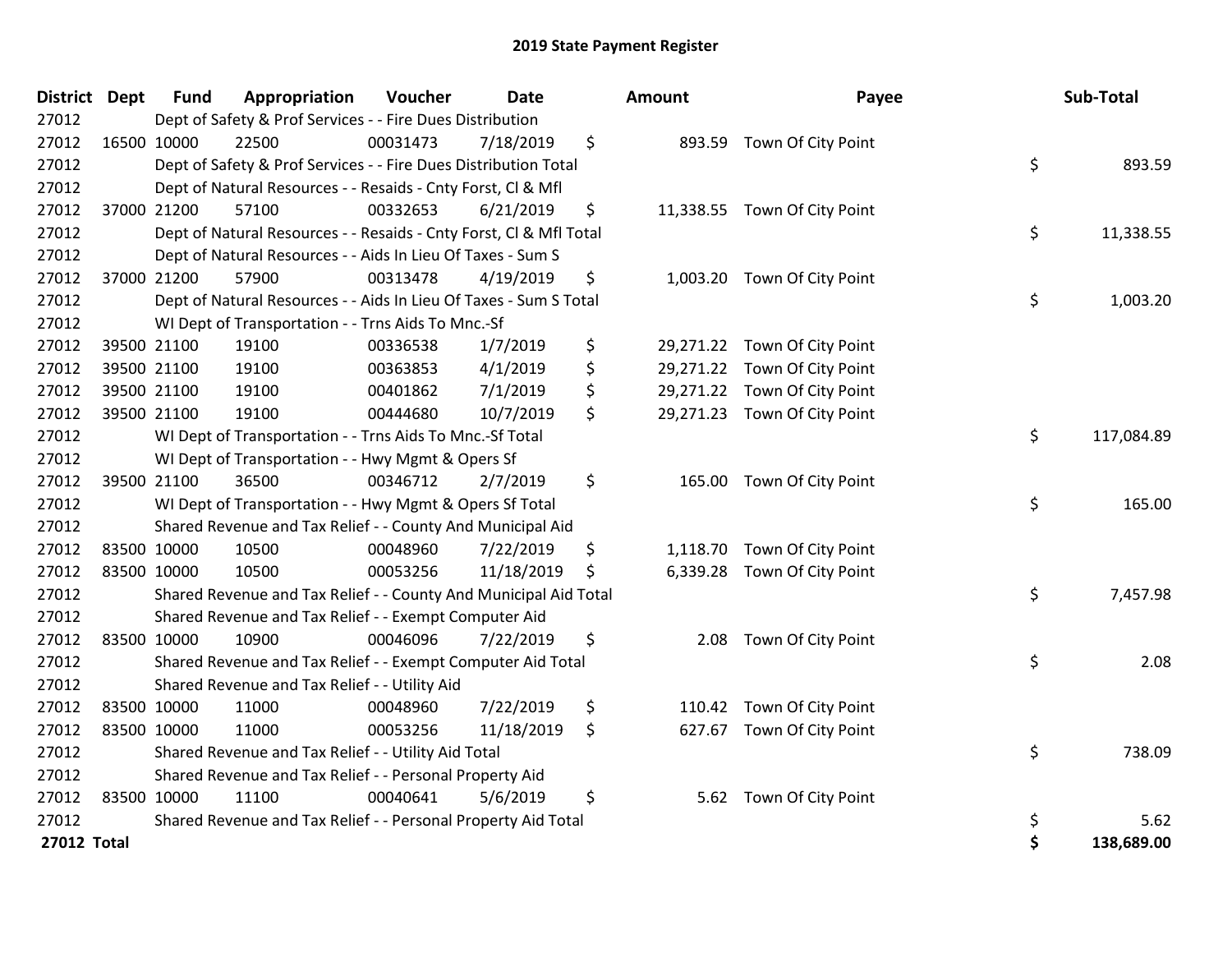# 2019 State Payment Register

| District | Dept | Fund | Appropriation | Voucher | Date | Amount | Payee | Sub-Total |
|---|---|---|---|---|---|---|---|---|
| 27012 | | Dept of Safety & Prof Services - - Fire Dues Distribution | | | | | | |
| 27012 | 16500 | 10000 | 22500 | 00031473 | 7/18/2019 | $ 893.59 | Town Of City Point | |
| 27012 | | Dept of Safety & Prof Services - - Fire Dues Distribution Total | | | | | | $ 893.59 |
| 27012 | | Dept of Natural Resources - - Resaids - Cnty Forst, Cl & Mfl | | | | | | |
| 27012 | 37000 | 21200 | 57100 | 00332653 | 6/21/2019 | $ 11,338.55 | Town Of City Point | |
| 27012 | | Dept of Natural Resources - - Resaids - Cnty Forst, Cl & Mfl Total | | | | | | $ 11,338.55 |
| 27012 | | Dept of Natural Resources - - Aids In Lieu Of Taxes - Sum S | | | | | | |
| 27012 | 37000 | 21200 | 57900 | 00313478 | 4/19/2019 | $ 1,003.20 | Town Of City Point | |
| 27012 | | Dept of Natural Resources - - Aids In Lieu Of Taxes - Sum S Total | | | | | | $ 1,003.20 |
| 27012 | | WI Dept of Transportation - - Trns Aids To Mnc.-Sf | | | | | | |
| 27012 | 39500 | 21100 | 19100 | 00336538 | 1/7/2019 | $ 29,271.22 | Town Of City Point | |
| 27012 | 39500 | 21100 | 19100 | 00363853 | 4/1/2019 | $ 29,271.22 | Town Of City Point | |
| 27012 | 39500 | 21100 | 19100 | 00401862 | 7/1/2019 | $ 29,271.22 | Town Of City Point | |
| 27012 | 39500 | 21100 | 19100 | 00444680 | 10/7/2019 | $ 29,271.23 | Town Of City Point | |
| 27012 | | WI Dept of Transportation - - Trns Aids To Mnc.-Sf Total | | | | | | $ 117,084.89 |
| 27012 | | WI Dept of Transportation - - Hwy Mgmt & Opers Sf | | | | | | |
| 27012 | 39500 | 21100 | 36500 | 00346712 | 2/7/2019 | $ 165.00 | Town Of City Point | |
| 27012 | | WI Dept of Transportation - - Hwy Mgmt & Opers Sf Total | | | | | | $ 165.00 |
| 27012 | | Shared Revenue and Tax Relief - - County And Municipal Aid | | | | | | |
| 27012 | 83500 | 10000 | 10500 | 00048960 | 7/22/2019 | $ 1,118.70 | Town Of City Point | |
| 27012 | 83500 | 10000 | 10500 | 00053256 | 11/18/2019 | $ 6,339.28 | Town Of City Point | |
| 27012 | | Shared Revenue and Tax Relief - - County And Municipal Aid Total | | | | | | $ 7,457.98 |
| 27012 | | Shared Revenue and Tax Relief - - Exempt Computer Aid | | | | | | |
| 27012 | 83500 | 10000 | 10900 | 00046096 | 7/22/2019 | $ 2.08 | Town Of City Point | |
| 27012 | | Shared Revenue and Tax Relief - - Exempt Computer Aid Total | | | | | | $ 2.08 |
| 27012 | | Shared Revenue and Tax Relief - - Utility Aid | | | | | | |
| 27012 | 83500 | 10000 | 11000 | 00048960 | 7/22/2019 | $ 110.42 | Town Of City Point | |
| 27012 | 83500 | 10000 | 11000 | 00053256 | 11/18/2019 | $ 627.67 | Town Of City Point | |
| 27012 | | Shared Revenue and Tax Relief - - Utility Aid Total | | | | | | $ 738.09 |
| 27012 | | Shared Revenue and Tax Relief - - Personal Property Aid | | | | | | |
| 27012 | 83500 | 10000 | 11100 | 00040641 | 5/6/2019 | $ 5.62 | Town Of City Point | |
| 27012 | | Shared Revenue and Tax Relief - - Personal Property Aid Total | | | | | | $ 5.62 |
| **27012 Total** | | | | | | | | **$ 138,689.00** |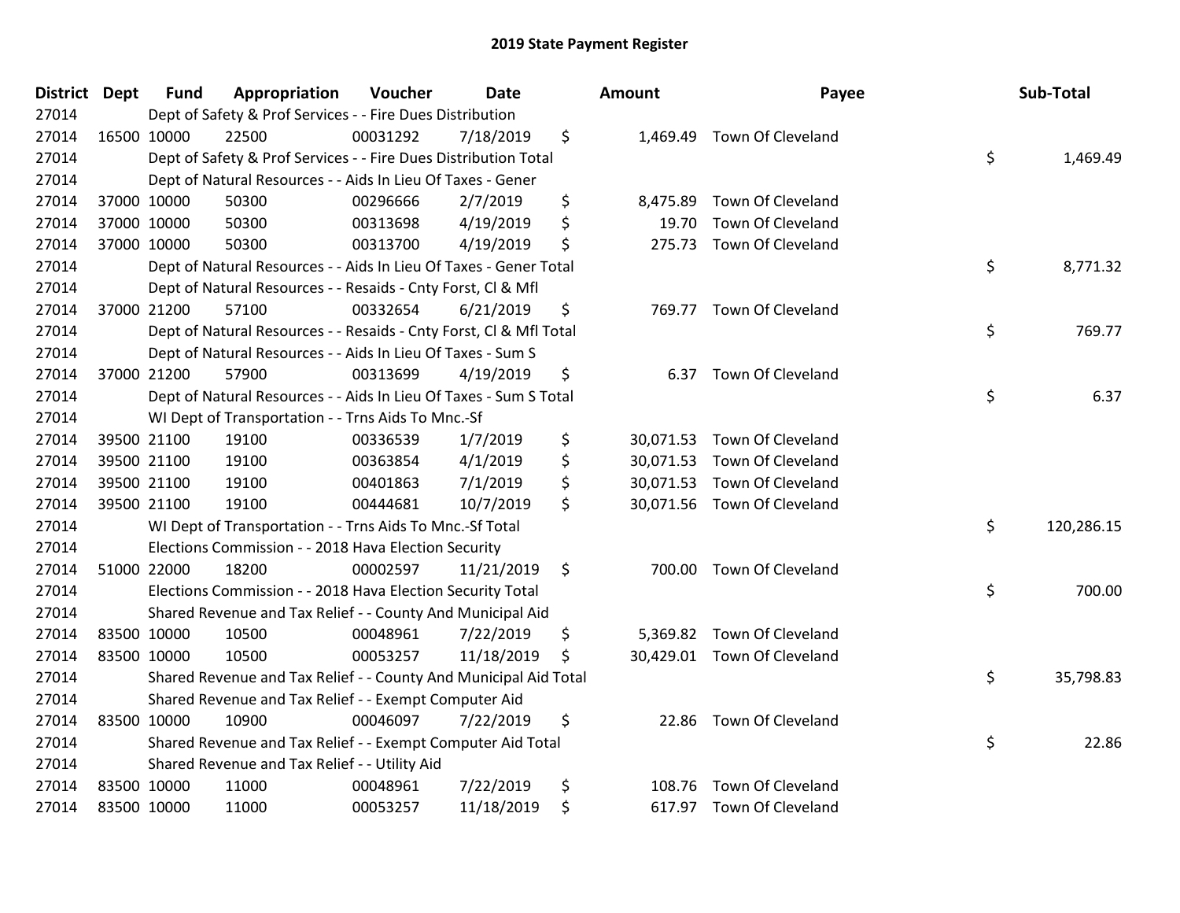# 2019 State Payment Register

| District | Dept | Fund | Appropriation | Voucher | Date | Amount | Payee | Sub-Total |
|---|---|---|---|---|---|---|---|---|
| 27014 | | | Dept of Safety & Prof Services - - Fire Dues Distribution | | | | | |
| 27014 | 16500 | 10000 | 22500 | 00031292 | 7/18/2019 | $ 1,469.49 | Town Of Cleveland | |
| 27014 | | | Dept of Safety & Prof Services - - Fire Dues Distribution Total | | | | | $ 1,469.49 |
| 27014 | | | Dept of Natural Resources - - Aids In Lieu Of Taxes - Gener | | | | | |
| 27014 | 37000 | 10000 | 50300 | 00296666 | 2/7/2019 | $ 8,475.89 | Town Of Cleveland | |
| 27014 | 37000 | 10000 | 50300 | 00313698 | 4/19/2019 | $ 19.70 | Town Of Cleveland | |
| 27014 | 37000 | 10000 | 50300 | 00313700 | 4/19/2019 | $ 275.73 | Town Of Cleveland | |
| 27014 | | | Dept of Natural Resources - - Aids In Lieu Of Taxes - Gener Total | | | | | $ 8,771.32 |
| 27014 | | | Dept of Natural Resources - - Resaids - Cnty Forst, Cl & Mfl | | | | | |
| 27014 | 37000 | 21200 | 57100 | 00332654 | 6/21/2019 | $ 769.77 | Town Of Cleveland | |
| 27014 | | | Dept of Natural Resources - - Resaids - Cnty Forst, Cl & Mfl Total | | | | | $ 769.77 |
| 27014 | | | Dept of Natural Resources - - Aids In Lieu Of Taxes - Sum S | | | | | |
| 27014 | 37000 | 21200 | 57900 | 00313699 | 4/19/2019 | $ 6.37 | Town Of Cleveland | |
| 27014 | | | Dept of Natural Resources - - Aids In Lieu Of Taxes - Sum S Total | | | | | $ 6.37 |
| 27014 | | | WI Dept of Transportation - - Trns Aids To Mnc.-Sf | | | | | |
| 27014 | 39500 | 21100 | 19100 | 00336539 | 1/7/2019 | $ 30,071.53 | Town Of Cleveland | |
| 27014 | 39500 | 21100 | 19100 | 00363854 | 4/1/2019 | $ 30,071.53 | Town Of Cleveland | |
| 27014 | 39500 | 21100 | 19100 | 00401863 | 7/1/2019 | $ 30,071.53 | Town Of Cleveland | |
| 27014 | 39500 | 21100 | 19100 | 00444681 | 10/7/2019 | $ 30,071.56 | Town Of Cleveland | |
| 27014 | | | WI Dept of Transportation - - Trns Aids To Mnc.-Sf Total | | | | | $ 120,286.15 |
| 27014 | | | Elections Commission - - 2018 Hava Election Security | | | | | |
| 27014 | 51000 | 22000 | 18200 | 00002597 | 11/21/2019 | $ 700.00 | Town Of Cleveland | |
| 27014 | | | Elections Commission - - 2018 Hava Election Security Total | | | | | $ 700.00 |
| 27014 | | | Shared Revenue and Tax Relief - - County And Municipal Aid | | | | | |
| 27014 | 83500 | 10000 | 10500 | 00048961 | 7/22/2019 | $ 5,369.82 | Town Of Cleveland | |
| 27014 | 83500 | 10000 | 10500 | 00053257 | 11/18/2019 | $ 30,429.01 | Town Of Cleveland | |
| 27014 | | | Shared Revenue and Tax Relief - - County And Municipal Aid Total | | | | | $ 35,798.83 |
| 27014 | | | Shared Revenue and Tax Relief - - Exempt Computer Aid | | | | | |
| 27014 | 83500 | 10000 | 10900 | 00046097 | 7/22/2019 | $ 22.86 | Town Of Cleveland | |
| 27014 | | | Shared Revenue and Tax Relief - - Exempt Computer Aid Total | | | | | $ 22.86 |
| 27014 | | | Shared Revenue and Tax Relief - - Utility Aid | | | | | |
| 27014 | 83500 | 10000 | 11000 | 00048961 | 7/22/2019 | $ 108.76 | Town Of Cleveland | |
| 27014 | 83500 | 10000 | 11000 | 00053257 | 11/18/2019 | $ 617.97 | Town Of Cleveland | |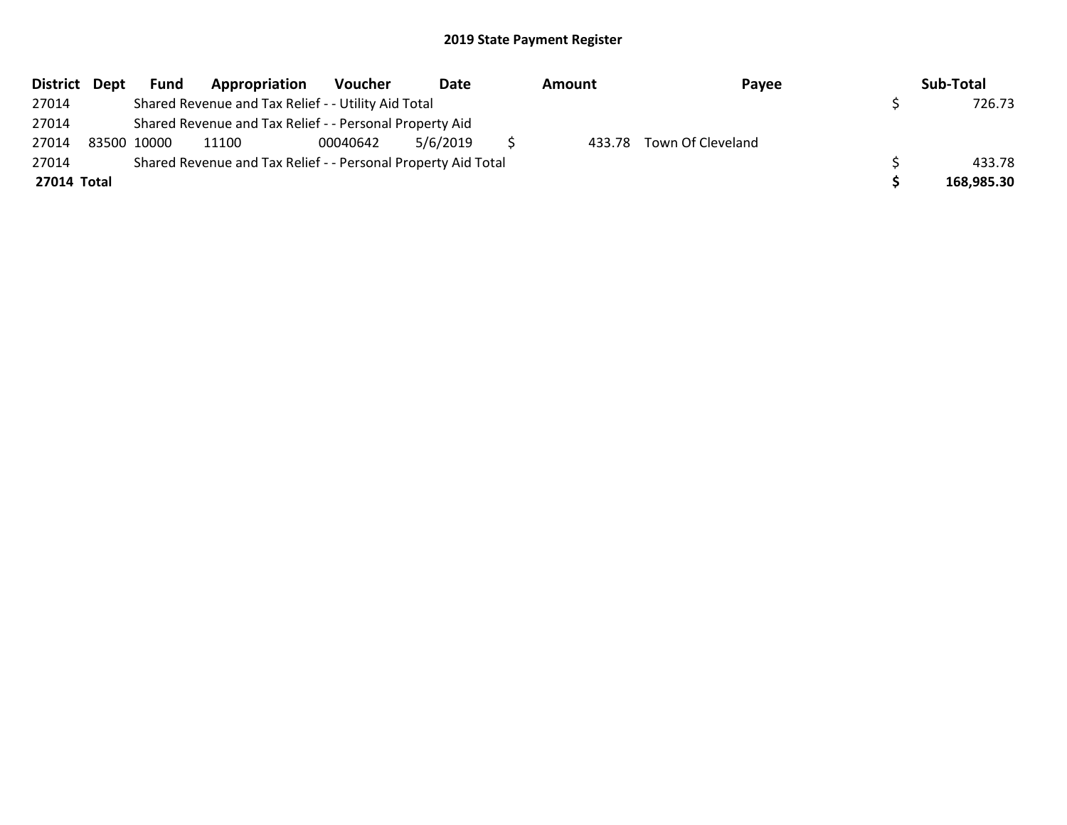## 2019 State Payment Register

| District | Dept | Fund | Appropriation | Voucher | Date | Amount | Payee | Sub-Total |
|---|---|---|---|---|---|---|---|---|
| 27014 | | Shared Revenue and Tax Relief - - Utility Aid Total | | | | | | $ 726.73 |
| 27014 | | Shared Revenue and Tax Relief - - Personal Property Aid | | | | | | |
| 27014 | 83500 | 10000 | 11100 | 00040642 | 5/6/2019 | $ 433.78 | Town Of Cleveland | |
| 27014 | | Shared Revenue and Tax Relief - - Personal Property Aid Total | | | | | | $ 433.78 |
| **27014 Total** | | | | | | | | **$ 168,985.30** |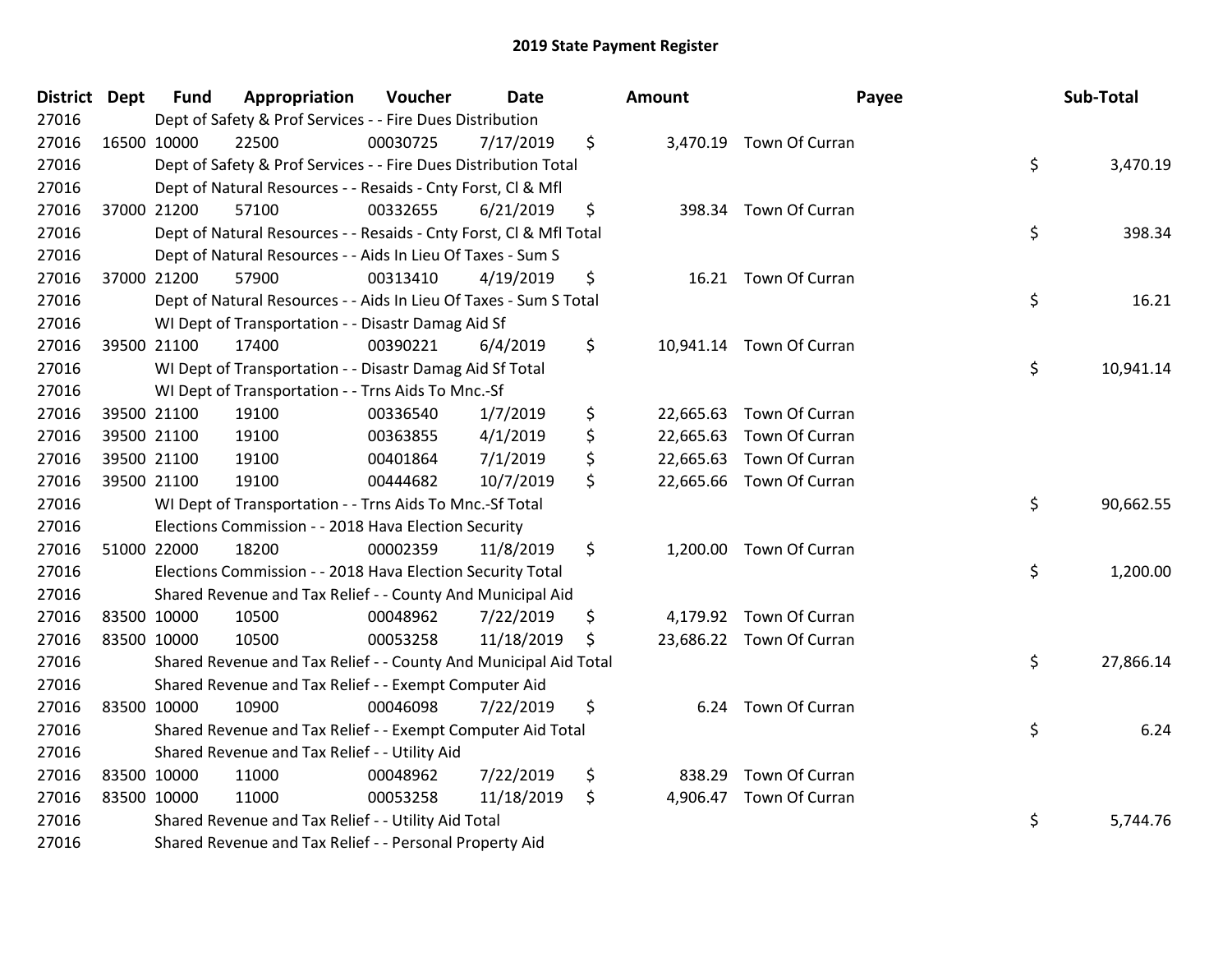## 2019 State Payment Register

| District | Dept | Fund | Appropriation | Voucher | Date | | Amount | Payee | | Sub-Total |
|---|---|---|---|---|---|---|---|---|---|---|
| 27016 | | Dept of Safety & Prof Services - - Fire Dues Distribution | | | | | | | | |
| 27016 | 16500 | 10000 | 22500 | 00030725 | 7/17/2019 | $ | 3,470.19 | Town Of Curran | | |
| 27016 | | Dept of Safety & Prof Services - - Fire Dues Distribution Total | | | | | | | $ | 3,470.19 |
| 27016 | | Dept of Natural Resources - - Resaids - Cnty Forst, Cl & Mfl | | | | | | | | |
| 27016 | 37000 | 21200 | 57100 | 00332655 | 6/21/2019 | $ | 398.34 | Town Of Curran | | |
| 27016 | | Dept of Natural Resources - - Resaids - Cnty Forst, Cl & Mfl Total | | | | | | | $ | 398.34 |
| 27016 | | Dept of Natural Resources - - Aids In Lieu Of Taxes - Sum S | | | | | | | | |
| 27016 | 37000 | 21200 | 57900 | 00313410 | 4/19/2019 | $ | 16.21 | Town Of Curran | | |
| 27016 | | Dept of Natural Resources - - Aids In Lieu Of Taxes - Sum S Total | | | | | | | $ | 16.21 |
| 27016 | | WI Dept of Transportation - - Disastr Damag Aid Sf | | | | | | | | |
| 27016 | 39500 | 21100 | 17400 | 00390221 | 6/4/2019 | $ | 10,941.14 | Town Of Curran | | |
| 27016 | | WI Dept of Transportation - - Disastr Damag Aid Sf Total | | | | | | | $ | 10,941.14 |
| 27016 | | WI Dept of Transportation - - Trns Aids To Mnc.-Sf | | | | | | | | |
| 27016 | 39500 | 21100 | 19100 | 00336540 | 1/7/2019 | $ | 22,665.63 | Town Of Curran | | |
| 27016 | 39500 | 21100 | 19100 | 00363855 | 4/1/2019 | $ | 22,665.63 | Town Of Curran | | |
| 27016 | 39500 | 21100 | 19100 | 00401864 | 7/1/2019 | $ | 22,665.63 | Town Of Curran | | |
| 27016 | 39500 | 21100 | 19100 | 00444682 | 10/7/2019 | $ | 22,665.66 | Town Of Curran | | |
| 27016 | | WI Dept of Transportation - - Trns Aids To Mnc.-Sf Total | | | | | | | $ | 90,662.55 |
| 27016 | | Elections Commission - - 2018 Hava Election Security | | | | | | | | |
| 27016 | 51000 | 22000 | 18200 | 00002359 | 11/8/2019 | $ | 1,200.00 | Town Of Curran | | |
| 27016 | | Elections Commission - - 2018 Hava Election Security Total | | | | | | | $ | 1,200.00 |
| 27016 | | Shared Revenue and Tax Relief - - County And Municipal Aid | | | | | | | | |
| 27016 | 83500 | 10000 | 10500 | 00048962 | 7/22/2019 | $ | 4,179.92 | Town Of Curran | | |
| 27016 | 83500 | 10000 | 10500 | 00053258 | 11/18/2019 | $ | 23,686.22 | Town Of Curran | | |
| 27016 | | Shared Revenue and Tax Relief - - County And Municipal Aid Total | | | | | | | $ | 27,866.14 |
| 27016 | | Shared Revenue and Tax Relief - - Exempt Computer Aid | | | | | | | | |
| 27016 | 83500 | 10000 | 10900 | 00046098 | 7/22/2019 | $ | 6.24 | Town Of Curran | | |
| 27016 | | Shared Revenue and Tax Relief - - Exempt Computer Aid Total | | | | | | | $ | 6.24 |
| 27016 | | Shared Revenue and Tax Relief - - Utility Aid | | | | | | | | |
| 27016 | 83500 | 10000 | 11000 | 00048962 | 7/22/2019 | $ | 838.29 | Town Of Curran | | |
| 27016 | 83500 | 10000 | 11000 | 00053258 | 11/18/2019 | $ | 4,906.47 | Town Of Curran | | |
| 27016 | | Shared Revenue and Tax Relief - - Utility Aid Total | | | | | | | $ | 5,744.76 |
| 27016 | | Shared Revenue and Tax Relief - - Personal Property Aid | | | | | | | | |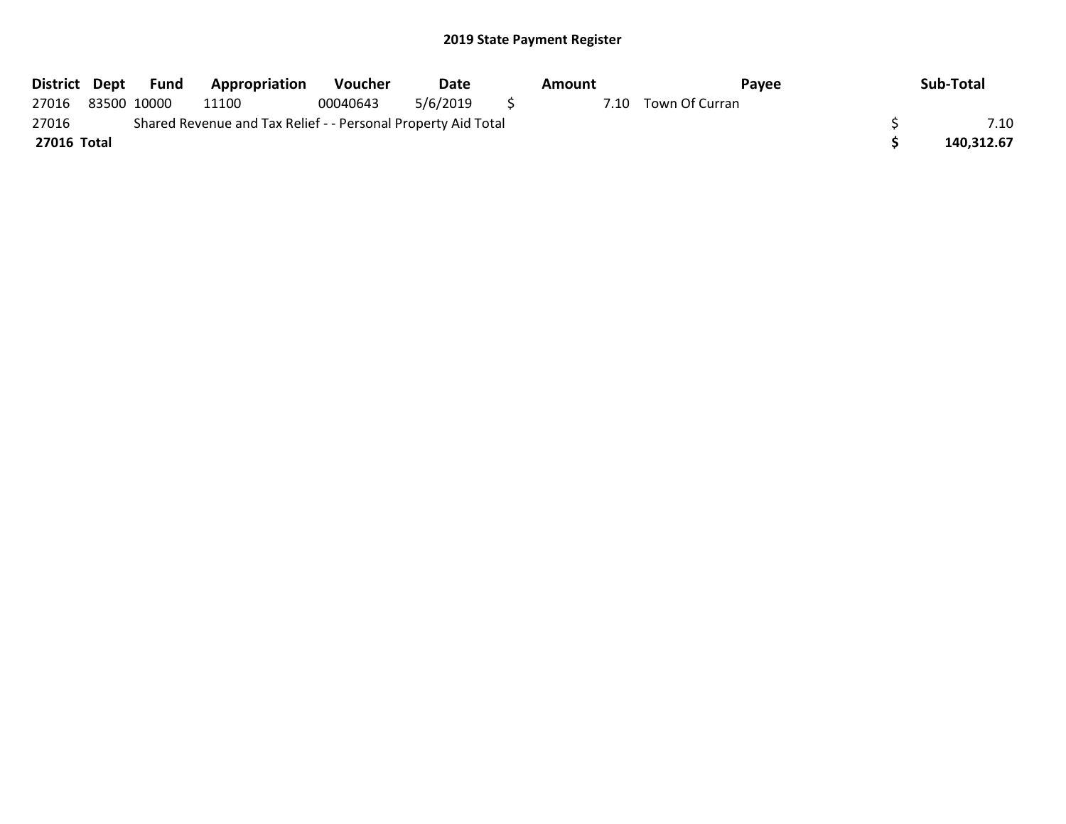## 2019 State Payment Register

| District | Dept | Fund | Appropriation | Voucher | Date | Amount | Payee | Sub-Total |
|---|---|---|---|---|---|---|---|---|
| 27016 | 83500 | 10000 | 11100 | 00040643 | 5/6/2019 | $ 7.10 | Town Of Curran | |
| 27016 | | Shared Revenue and Tax Relief - - Personal Property Aid Total | | | | | | $ 7.10 |
| **27016 Total** | | | | | | | | **$ 140,312.67** |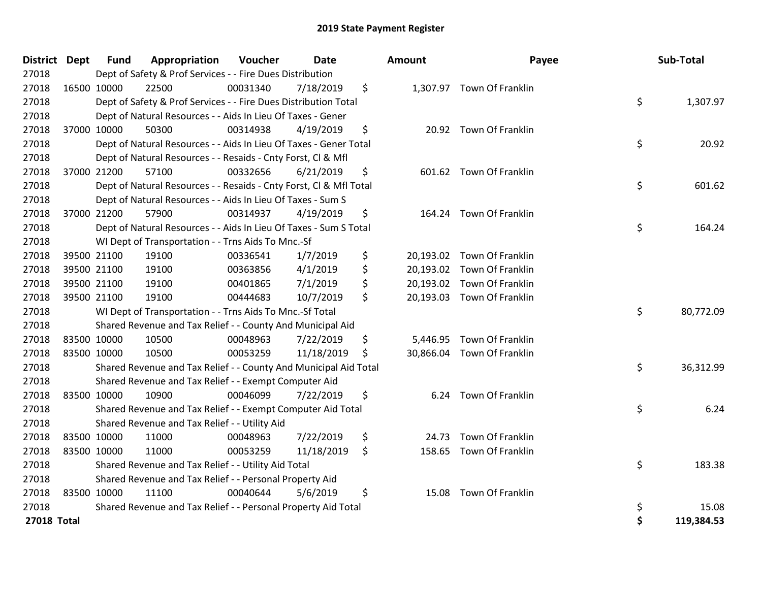# 2019 State Payment Register

| District | Dept | Fund | Appropriation | Voucher | Date | Amount | Payee | Sub-Total |
|---|---|---|---|---|---|---|---|---|
| 27018 | | Dept of Safety & Prof Services - - Fire Dues Distribution | | | | | | |
| 27018 | 16500 | 10000 | 22500 | 00031340 | 7/18/2019 | $ 1,307.97 | Town Of Franklin | |
| 27018 | | Dept of Safety & Prof Services - - Fire Dues Distribution Total | | | | | | $ 1,307.97 |
| 27018 | | Dept of Natural Resources - - Aids In Lieu Of Taxes - Gener | | | | | | |
| 27018 | 37000 | 10000 | 50300 | 00314938 | 4/19/2019 | $ 20.92 | Town Of Franklin | |
| 27018 | | Dept of Natural Resources - - Aids In Lieu Of Taxes - Gener Total | | | | | | $ 20.92 |
| 27018 | | Dept of Natural Resources - - Resaids - Cnty Forst, Cl & Mfl | | | | | | |
| 27018 | 37000 | 21200 | 57100 | 00332656 | 6/21/2019 | $ 601.62 | Town Of Franklin | |
| 27018 | | Dept of Natural Resources - - Resaids - Cnty Forst, Cl & Mfl Total | | | | | | $ 601.62 |
| 27018 | | Dept of Natural Resources - - Aids In Lieu Of Taxes - Sum S | | | | | | |
| 27018 | 37000 | 21200 | 57900 | 00314937 | 4/19/2019 | $ 164.24 | Town Of Franklin | |
| 27018 | | Dept of Natural Resources - - Aids In Lieu Of Taxes - Sum S Total | | | | | | $ 164.24 |
| 27018 | | WI Dept of Transportation - - Trns Aids To Mnc.-Sf | | | | | | |
| 27018 | 39500 | 21100 | 19100 | 00336541 | 1/7/2019 | $ 20,193.02 | Town Of Franklin | |
| 27018 | 39500 | 21100 | 19100 | 00363856 | 4/1/2019 | $ 20,193.02 | Town Of Franklin | |
| 27018 | 39500 | 21100 | 19100 | 00401865 | 7/1/2019 | $ 20,193.02 | Town Of Franklin | |
| 27018 | 39500 | 21100 | 19100 | 00444683 | 10/7/2019 | $ 20,193.03 | Town Of Franklin | |
| 27018 | | WI Dept of Transportation - - Trns Aids To Mnc.-Sf Total | | | | | | $ 80,772.09 |
| 27018 | | Shared Revenue and Tax Relief - - County And Municipal Aid | | | | | | |
| 27018 | 83500 | 10000 | 10500 | 00048963 | 7/22/2019 | $ 5,446.95 | Town Of Franklin | |
| 27018 | 83500 | 10000 | 10500 | 00053259 | 11/18/2019 | $ 30,866.04 | Town Of Franklin | |
| 27018 | | Shared Revenue and Tax Relief - - County And Municipal Aid Total | | | | | | $ 36,312.99 |
| 27018 | | Shared Revenue and Tax Relief - - Exempt Computer Aid | | | | | | |
| 27018 | 83500 | 10000 | 10900 | 00046099 | 7/22/2019 | $ 6.24 | Town Of Franklin | |
| 27018 | | Shared Revenue and Tax Relief - - Exempt Computer Aid Total | | | | | | $ 6.24 |
| 27018 | | Shared Revenue and Tax Relief - - Utility Aid | | | | | | |
| 27018 | 83500 | 10000 | 11000 | 00048963 | 7/22/2019 | $ 24.73 | Town Of Franklin | |
| 27018 | 83500 | 10000 | 11000 | 00053259 | 11/18/2019 | $ 158.65 | Town Of Franklin | |
| 27018 | | Shared Revenue and Tax Relief - - Utility Aid Total | | | | | | $ 183.38 |
| 27018 | | Shared Revenue and Tax Relief - - Personal Property Aid | | | | | | |
| 27018 | 83500 | 10000 | 11100 | 00040644 | 5/6/2019 | $ 15.08 | Town Of Franklin | |
| 27018 | | Shared Revenue and Tax Relief - - Personal Property Aid Total | | | | | | $ 15.08 |
| **27018 Total** | | | | | | | | **$ 119,384.53** |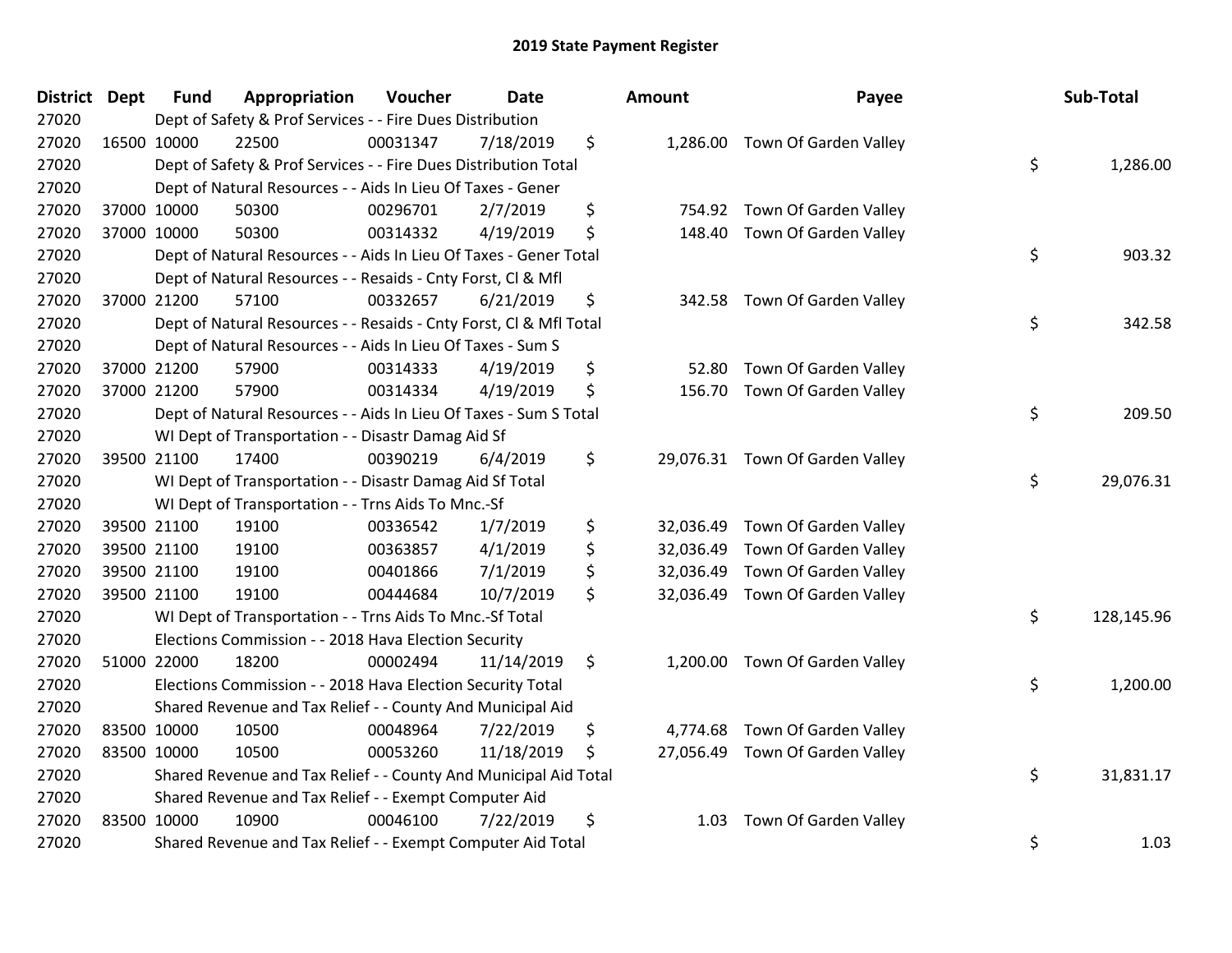# 2019 State Payment Register

| District | Dept | Fund | Appropriation | Voucher | Date | Amount | Payee | Sub-Total |
|---|---|---|---|---|---|---|---|---|
| 27020 | Dept of Safety & Prof Services - - Fire Dues Distribution | | | | | | | |
| 27020 | 16500 | 10000 | 22500 | 00031347 | 7/18/2019 | $ 1,286.00 | Town Of Garden Valley | |
| 27020 | Dept of Safety & Prof Services - - Fire Dues Distribution Total | | | | | | | $ 1,286.00 |
| 27020 | Dept of Natural Resources - - Aids In Lieu Of Taxes - Gener | | | | | | | |
| 27020 | 37000 | 10000 | 50300 | 00296701 | 2/7/2019 | $ 754.92 | Town Of Garden Valley | |
| 27020 | 37000 | 10000 | 50300 | 00314332 | 4/19/2019 | $ 148.40 | Town Of Garden Valley | |
| 27020 | Dept of Natural Resources - - Aids In Lieu Of Taxes - Gener Total | | | | | | | $ 903.32 |
| 27020 | Dept of Natural Resources - - Resaids - Cnty Forst, Cl & Mfl | | | | | | | |
| 27020 | 37000 | 21200 | 57100 | 00332657 | 6/21/2019 | $ 342.58 | Town Of Garden Valley | |
| 27020 | Dept of Natural Resources - - Resaids - Cnty Forst, Cl & Mfl Total | | | | | | | $ 342.58 |
| 27020 | Dept of Natural Resources - - Aids In Lieu Of Taxes - Sum S | | | | | | | |
| 27020 | 37000 | 21200 | 57900 | 00314333 | 4/19/2019 | $ 52.80 | Town Of Garden Valley | |
| 27020 | 37000 | 21200 | 57900 | 00314334 | 4/19/2019 | $ 156.70 | Town Of Garden Valley | |
| 27020 | Dept of Natural Resources - - Aids In Lieu Of Taxes - Sum S Total | | | | | | | $ 209.50 |
| 27020 | WI Dept of Transportation - - Disastr Damag Aid Sf | | | | | | | |
| 27020 | 39500 | 21100 | 17400 | 00390219 | 6/4/2019 | $ 29,076.31 | Town Of Garden Valley | |
| 27020 | WI Dept of Transportation - - Disastr Damag Aid Sf Total | | | | | | | $ 29,076.31 |
| 27020 | WI Dept of Transportation - - Trns Aids To Mnc.-Sf | | | | | | | |
| 27020 | 39500 | 21100 | 19100 | 00336542 | 1/7/2019 | $ 32,036.49 | Town Of Garden Valley | |
| 27020 | 39500 | 21100 | 19100 | 00363857 | 4/1/2019 | $ 32,036.49 | Town Of Garden Valley | |
| 27020 | 39500 | 21100 | 19100 | 00401866 | 7/1/2019 | $ 32,036.49 | Town Of Garden Valley | |
| 27020 | 39500 | 21100 | 19100 | 00444684 | 10/7/2019 | $ 32,036.49 | Town Of Garden Valley | |
| 27020 | WI Dept of Transportation - - Trns Aids To Mnc.-Sf Total | | | | | | | $ 128,145.96 |
| 27020 | Elections Commission - - 2018 Hava Election Security | | | | | | | |
| 27020 | 51000 | 22000 | 18200 | 00002494 | 11/14/2019 | $ 1,200.00 | Town Of Garden Valley | |
| 27020 | Elections Commission - - 2018 Hava Election Security Total | | | | | | | $ 1,200.00 |
| 27020 | Shared Revenue and Tax Relief - - County And Municipal Aid | | | | | | | |
| 27020 | 83500 | 10000 | 10500 | 00048964 | 7/22/2019 | $ 4,774.68 | Town Of Garden Valley | |
| 27020 | 83500 | 10000 | 10500 | 00053260 | 11/18/2019 | $ 27,056.49 | Town Of Garden Valley | |
| 27020 | Shared Revenue and Tax Relief - - County And Municipal Aid Total | | | | | | | $ 31,831.17 |
| 27020 | Shared Revenue and Tax Relief - - Exempt Computer Aid | | | | | | | |
| 27020 | 83500 | 10000 | 10900 | 00046100 | 7/22/2019 | $ 1.03 | Town Of Garden Valley | |
| 27020 | Shared Revenue and Tax Relief - - Exempt Computer Aid Total | | | | | | | $ 1.03 |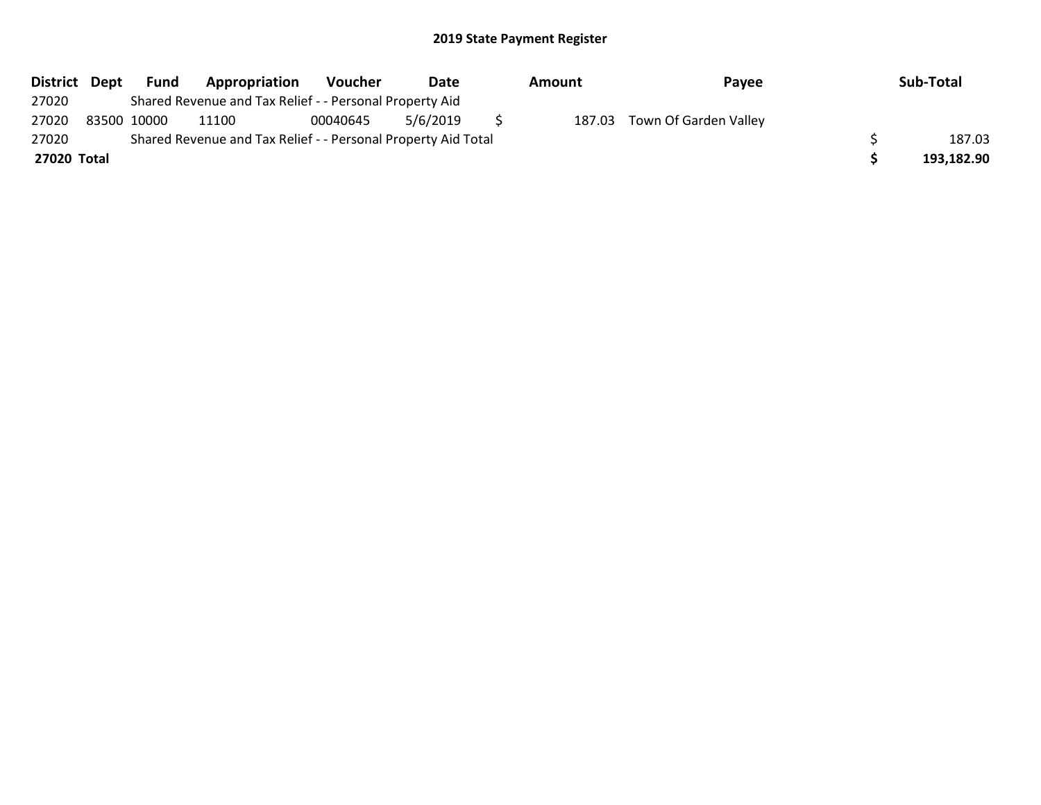## 2019 State Payment Register

| District | Dept | Fund | Appropriation | Voucher | Date | Amount | Payee | Sub-Total |
|---|---|---|---|---|---|---|---|---|
| 27020 | | Shared Revenue and Tax Relief - - Personal Property Aid | | | | | | |
| 27020 | 83500 | 10000 | 11100 | 00040645 | 5/6/2019 | $ 187.03 | Town Of Garden Valley | |
| 27020 | | Shared Revenue and Tax Relief - - Personal Property Aid Total | | | | | | $ 187.03 |
| **27020 Total** | | | | | | | | **$ 193,182.90** |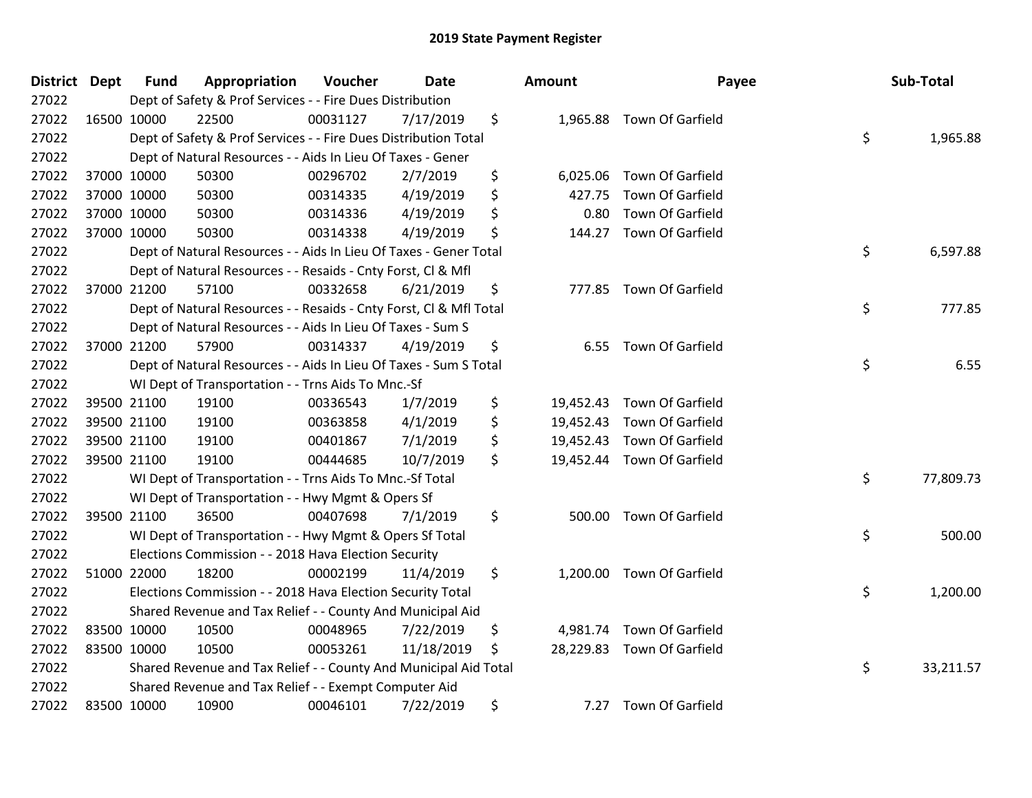## 2019 State Payment Register

| District | Dept | Fund | Appropriation | Voucher | Date | Amount | Payee | Sub-Total |
|---|---|---|---|---|---|---|---|---|
| 27022 | | Dept of Safety & Prof Services - - Fire Dues Distribution | | | | | | |
| 27022 | 16500 | 10000 | 22500 | 00031127 | 7/17/2019 | $ 1,965.88 | Town Of Garfield | |
| 27022 | | Dept of Safety & Prof Services - - Fire Dues Distribution Total | | | | | | $ 1,965.88 |
| 27022 | | Dept of Natural Resources - - Aids In Lieu Of Taxes - Gener | | | | | | |
| 27022 | 37000 | 10000 | 50300 | 00296702 | 2/7/2019 | $ 6,025.06 | Town Of Garfield | |
| 27022 | 37000 | 10000 | 50300 | 00314335 | 4/19/2019 | $ 427.75 | Town Of Garfield | |
| 27022 | 37000 | 10000 | 50300 | 00314336 | 4/19/2019 | $ 0.80 | Town Of Garfield | |
| 27022 | 37000 | 10000 | 50300 | 00314338 | 4/19/2019 | $ 144.27 | Town Of Garfield | |
| 27022 | | Dept of Natural Resources - - Aids In Lieu Of Taxes - Gener Total | | | | | | $ 6,597.88 |
| 27022 | | Dept of Natural Resources - - Resaids - Cnty Forst, Cl & Mfl | | | | | | |
| 27022 | 37000 | 21200 | 57100 | 00332658 | 6/21/2019 | $ 777.85 | Town Of Garfield | |
| 27022 | | Dept of Natural Resources - - Resaids - Cnty Forst, Cl & Mfl Total | | | | | | $ 777.85 |
| 27022 | | Dept of Natural Resources - - Aids In Lieu Of Taxes - Sum S | | | | | | |
| 27022 | 37000 | 21200 | 57900 | 00314337 | 4/19/2019 | $ 6.55 | Town Of Garfield | |
| 27022 | | Dept of Natural Resources - - Aids In Lieu Of Taxes - Sum S Total | | | | | | $ 6.55 |
| 27022 | | WI Dept of Transportation - - Trns Aids To Mnc.-Sf | | | | | | |
| 27022 | 39500 | 21100 | 19100 | 00336543 | 1/7/2019 | $ 19,452.43 | Town Of Garfield | |
| 27022 | 39500 | 21100 | 19100 | 00363858 | 4/1/2019 | $ 19,452.43 | Town Of Garfield | |
| 27022 | 39500 | 21100 | 19100 | 00401867 | 7/1/2019 | $ 19,452.43 | Town Of Garfield | |
| 27022 | 39500 | 21100 | 19100 | 00444685 | 10/7/2019 | $ 19,452.44 | Town Of Garfield | |
| 27022 | | WI Dept of Transportation - - Trns Aids To Mnc.-Sf Total | | | | | | $ 77,809.73 |
| 27022 | | WI Dept of Transportation - - Hwy Mgmt & Opers Sf | | | | | | |
| 27022 | 39500 | 21100 | 36500 | 00407698 | 7/1/2019 | $ 500.00 | Town Of Garfield | |
| 27022 | | WI Dept of Transportation - - Hwy Mgmt & Opers Sf Total | | | | | | $ 500.00 |
| 27022 | | Elections Commission - - 2018 Hava Election Security | | | | | | |
| 27022 | 51000 | 22000 | 18200 | 00002199 | 11/4/2019 | $ 1,200.00 | Town Of Garfield | |
| 27022 | | Elections Commission - - 2018 Hava Election Security Total | | | | | | $ 1,200.00 |
| 27022 | | Shared Revenue and Tax Relief - - County And Municipal Aid | | | | | | |
| 27022 | 83500 | 10000 | 10500 | 00048965 | 7/22/2019 | $ 4,981.74 | Town Of Garfield | |
| 27022 | 83500 | 10000 | 10500 | 00053261 | 11/18/2019 | $ 28,229.83 | Town Of Garfield | |
| 27022 | | Shared Revenue and Tax Relief - - County And Municipal Aid Total | | | | | | $ 33,211.57 |
| 27022 | | Shared Revenue and Tax Relief - - Exempt Computer Aid | | | | | | |
| 27022 | 83500 | 10000 | 10900 | 00046101 | 7/22/2019 | $ 7.27 | Town Of Garfield | |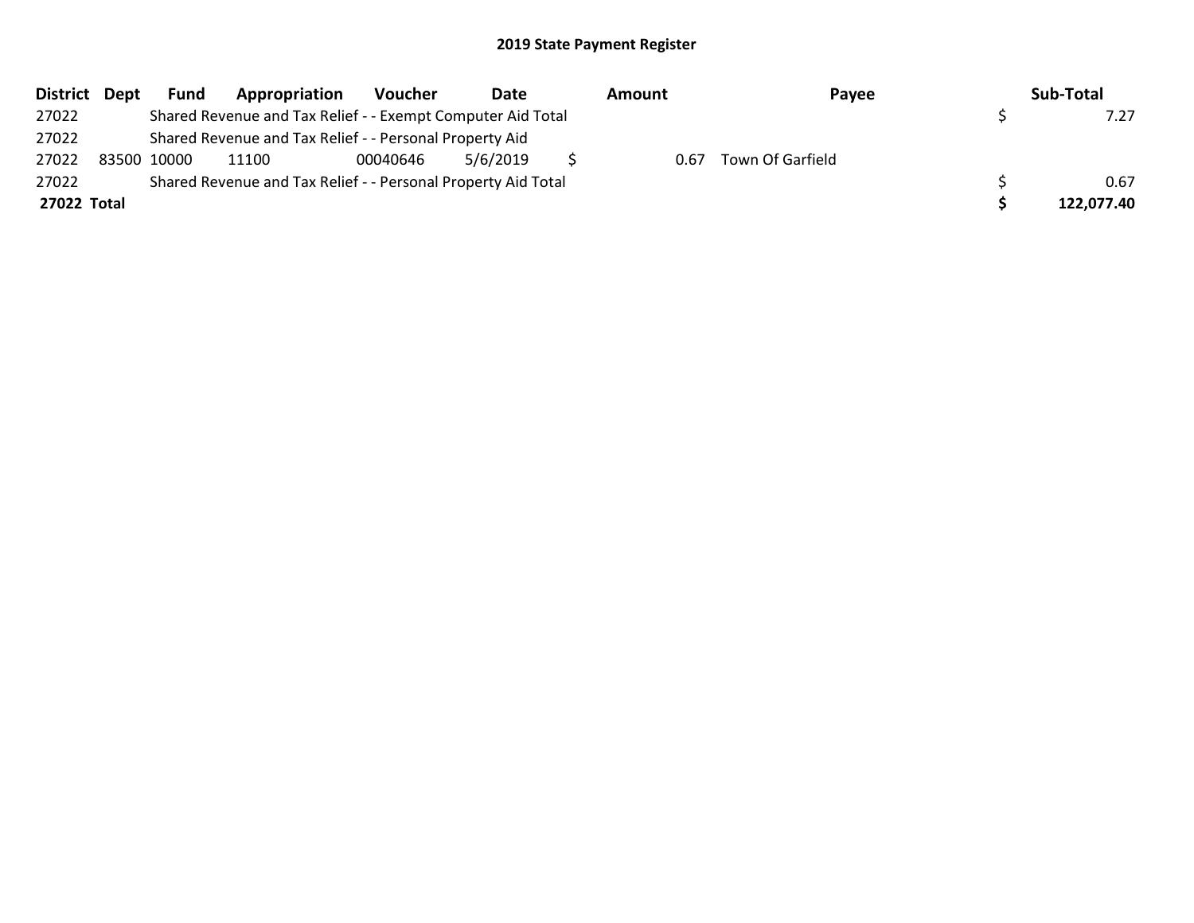## 2019 State Payment Register

| District | Dept | Fund | Appropriation | Voucher | Date | Amount | Payee | Sub-Total |
|---|---|---|---|---|---|---|---|---|
| 27022 | | Shared Revenue and Tax Relief - - Exempt Computer Aid Total | | | | | | $ 7.27 |
| 27022 | | Shared Revenue and Tax Relief - - Personal Property Aid | | | | | | |
| 27022 | 83500 | 10000 | 11100 | 00040646 | 5/6/2019 | $ 0.67 | Town Of Garfield | |
| 27022 | | Shared Revenue and Tax Relief - - Personal Property Aid Total | | | | | | $ 0.67 |
| **27022 Total** | | | | | | | | **$ 122,077.40** |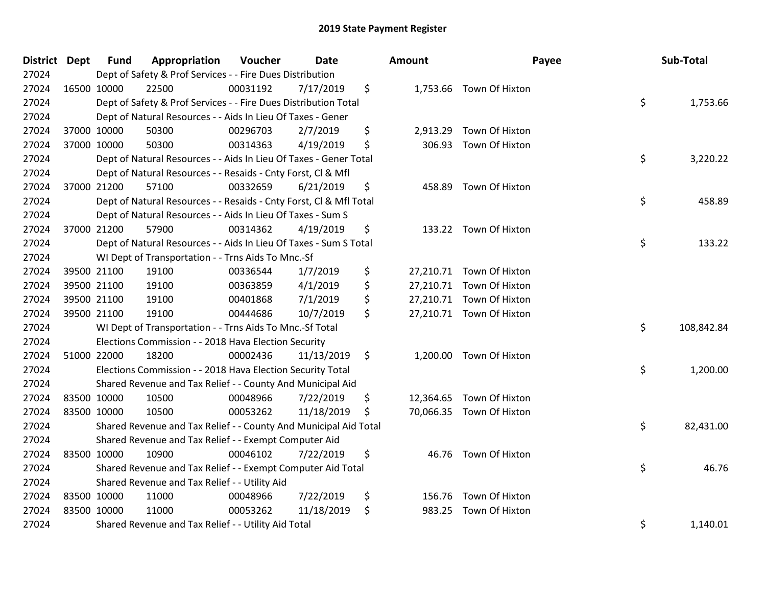# 2019 State Payment Register

| District | Dept | Fund | Appropriation | Voucher | Date | Amount | Payee | Sub-Total |
|---|---|---|---|---|---|---|---|---|
| 27024 | Dept of Safety & Prof Services - - Fire Dues Distribution | | | | | | | |
| 27024 | 16500 | 10000 | 22500 | 00031192 | 7/17/2019 | $ 1,753.66 | Town Of Hixton | |
| 27024 | Dept of Safety & Prof Services - - Fire Dues Distribution Total | | | | | | | $ 1,753.66 |
| 27024 | Dept of Natural Resources - - Aids In Lieu Of Taxes - Gener | | | | | | | |
| 27024 | 37000 | 10000 | 50300 | 00296703 | 2/7/2019 | $ 2,913.29 | Town Of Hixton | |
| 27024 | 37000 | 10000 | 50300 | 00314363 | 4/19/2019 | $ 306.93 | Town Of Hixton | |
| 27024 | Dept of Natural Resources - - Aids In Lieu Of Taxes - Gener Total | | | | | | | $ 3,220.22 |
| 27024 | Dept of Natural Resources - - Resaids - Cnty Forst, Cl & Mfl | | | | | | | |
| 27024 | 37000 | 21200 | 57100 | 00332659 | 6/21/2019 | $ 458.89 | Town Of Hixton | |
| 27024 | Dept of Natural Resources - - Resaids - Cnty Forst, Cl & Mfl Total | | | | | | | $ 458.89 |
| 27024 | Dept of Natural Resources - - Aids In Lieu Of Taxes - Sum S | | | | | | | |
| 27024 | 37000 | 21200 | 57900 | 00314362 | 4/19/2019 | $ 133.22 | Town Of Hixton | |
| 27024 | Dept of Natural Resources - - Aids In Lieu Of Taxes - Sum S Total | | | | | | | $ 133.22 |
| 27024 | WI Dept of Transportation - - Trns Aids To Mnc.-Sf | | | | | | | |
| 27024 | 39500 | 21100 | 19100 | 00336544 | 1/7/2019 | $ 27,210.71 | Town Of Hixton | |
| 27024 | 39500 | 21100 | 19100 | 00363859 | 4/1/2019 | $ 27,210.71 | Town Of Hixton | |
| 27024 | 39500 | 21100 | 19100 | 00401868 | 7/1/2019 | $ 27,210.71 | Town Of Hixton | |
| 27024 | 39500 | 21100 | 19100 | 00444686 | 10/7/2019 | $ 27,210.71 | Town Of Hixton | |
| 27024 | WI Dept of Transportation - - Trns Aids To Mnc.-Sf Total | | | | | | | $ 108,842.84 |
| 27024 | Elections Commission - - 2018 Hava Election Security | | | | | | | |
| 27024 | 51000 | 22000 | 18200 | 00002436 | 11/13/2019 | $ 1,200.00 | Town Of Hixton | |
| 27024 | Elections Commission - - 2018 Hava Election Security Total | | | | | | | $ 1,200.00 |
| 27024 | Shared Revenue and Tax Relief - - County And Municipal Aid | | | | | | | |
| 27024 | 83500 | 10000 | 10500 | 00048966 | 7/22/2019 | $ 12,364.65 | Town Of Hixton | |
| 27024 | 83500 | 10000 | 10500 | 00053262 | 11/18/2019 | $ 70,066.35 | Town Of Hixton | |
| 27024 | Shared Revenue and Tax Relief - - County And Municipal Aid Total | | | | | | | $ 82,431.00 |
| 27024 | Shared Revenue and Tax Relief - - Exempt Computer Aid | | | | | | | |
| 27024 | 83500 | 10000 | 10900 | 00046102 | 7/22/2019 | $ 46.76 | Town Of Hixton | |
| 27024 | Shared Revenue and Tax Relief - - Exempt Computer Aid Total | | | | | | | $ 46.76 |
| 27024 | Shared Revenue and Tax Relief - - Utility Aid | | | | | | | |
| 27024 | 83500 | 10000 | 11000 | 00048966 | 7/22/2019 | $ 156.76 | Town Of Hixton | |
| 27024 | 83500 | 10000 | 11000 | 00053262 | 11/18/2019 | $ 983.25 | Town Of Hixton | |
| 27024 | Shared Revenue and Tax Relief - - Utility Aid Total | | | | | | | $ 1,140.01 |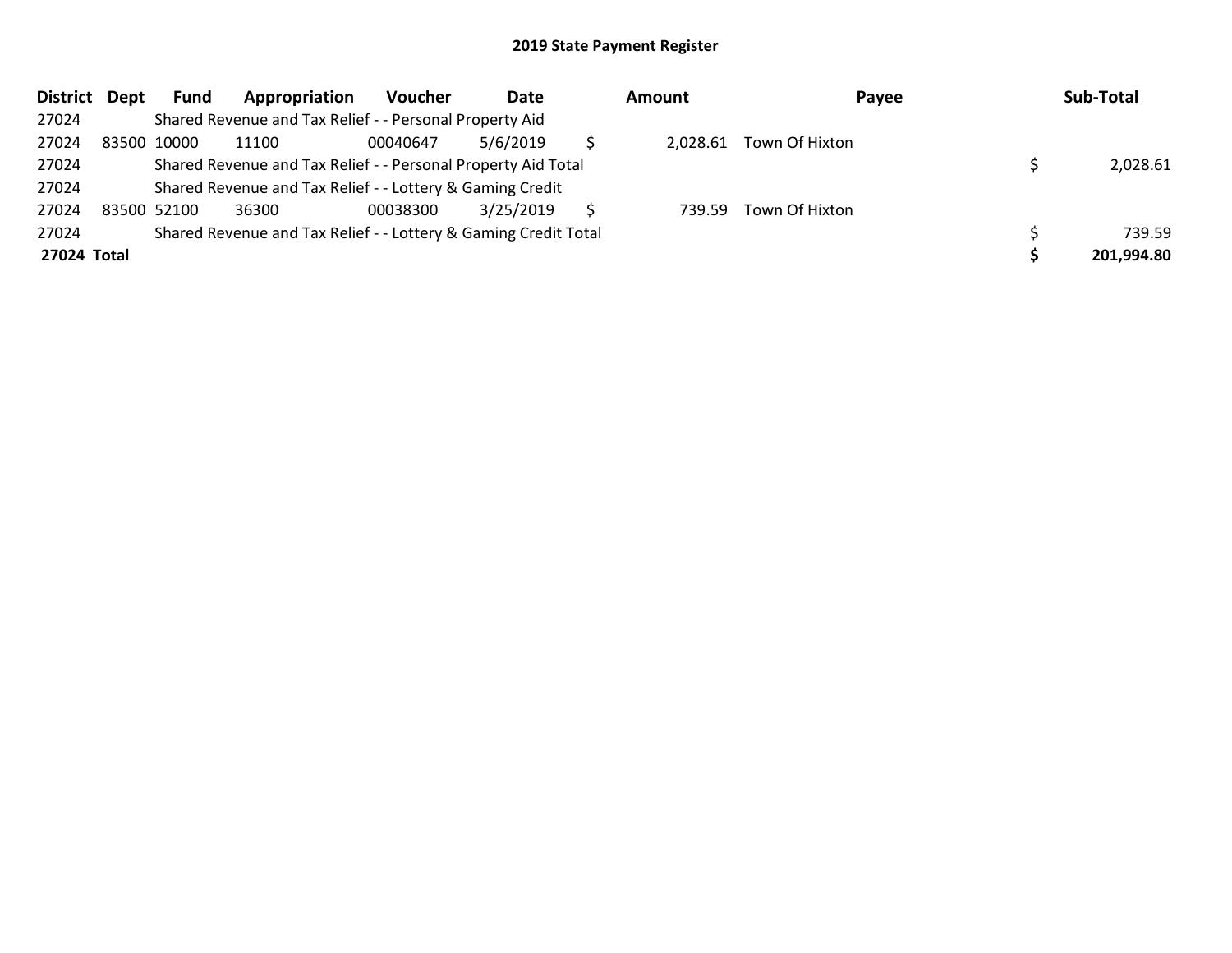## 2019 State Payment Register

| District | Dept | Fund | Appropriation | Voucher | Date | Amount | Payee | Sub-Total |
|---|---|---|---|---|---|---|---|---|
| 27024 | | Shared Revenue and Tax Relief - - Personal Property Aid | | | | | | |
| 27024 | 83500 | 10000 | 11100 | 00040647 | 5/6/2019 | $ 2,028.61 | Town Of Hixton | |
| 27024 | | Shared Revenue and Tax Relief - - Personal Property Aid Total | | | | | | $ 2,028.61 |
| 27024 | | Shared Revenue and Tax Relief - - Lottery & Gaming Credit | | | | | | |
| 27024 | 83500 | 52100 | 36300 | 00038300 | 3/25/2019 | $ 739.59 | Town Of Hixton | |
| 27024 | | Shared Revenue and Tax Relief - - Lottery & Gaming Credit Total | | | | | | $ 739.59 |
| **27024** | **Total** | | | | | | | **$ 201,994.80** |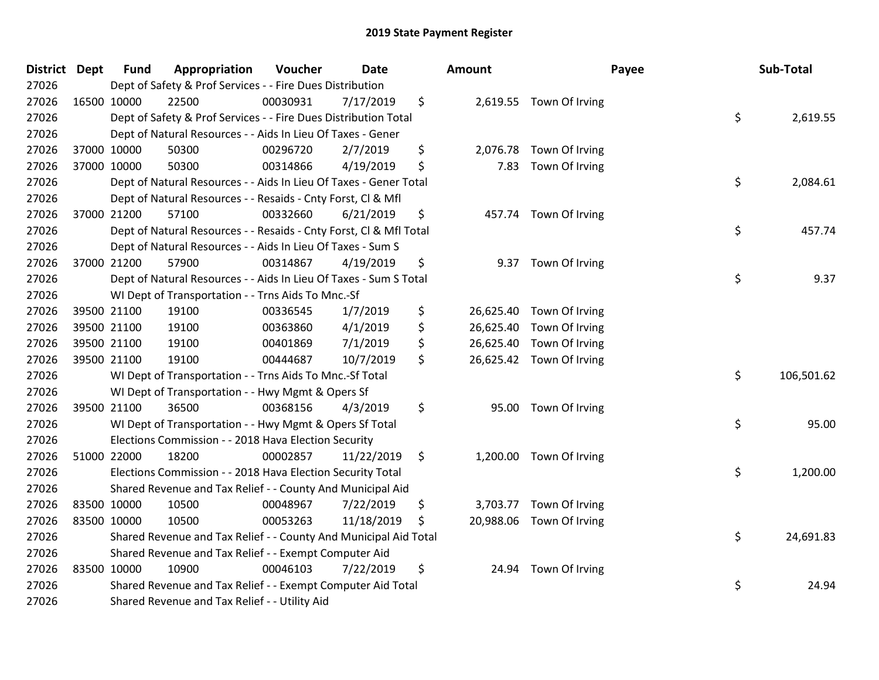# 2019 State Payment Register

| District | Dept | Fund | Appropriation | Voucher | Date | Amount | Payee | Sub-Total |
|---|---|---|---|---|---|---|---|---|
| 27026 | | Dept of Safety & Prof Services - - Fire Dues Distribution | | | | | | |
| 27026 | 16500 | 10000 | 22500 | 00030931 | 7/17/2019 | $ 2,619.55 | Town Of Irving | |
| 27026 | | Dept of Safety & Prof Services - - Fire Dues Distribution Total | | | | | | $ 2,619.55 |
| 27026 | | Dept of Natural Resources - - Aids In Lieu Of Taxes - Gener | | | | | | |
| 27026 | 37000 | 10000 | 50300 | 00296720 | 2/7/2019 | $ 2,076.78 | Town Of Irving | |
| 27026 | 37000 | 10000 | 50300 | 00314866 | 4/19/2019 | $ 7.83 | Town Of Irving | |
| 27026 | | Dept of Natural Resources - - Aids In Lieu Of Taxes - Gener Total | | | | | | $ 2,084.61 |
| 27026 | | Dept of Natural Resources - - Resaids - Cnty Forst, Cl & Mfl | | | | | | |
| 27026 | 37000 | 21200 | 57100 | 00332660 | 6/21/2019 | $ 457.74 | Town Of Irving | |
| 27026 | | Dept of Natural Resources - - Resaids - Cnty Forst, Cl & Mfl Total | | | | | | $ 457.74 |
| 27026 | | Dept of Natural Resources - - Aids In Lieu Of Taxes - Sum S | | | | | | |
| 27026 | 37000 | 21200 | 57900 | 00314867 | 4/19/2019 | $ 9.37 | Town Of Irving | |
| 27026 | | Dept of Natural Resources - - Aids In Lieu Of Taxes - Sum S Total | | | | | | $ 9.37 |
| 27026 | | WI Dept of Transportation - - Trns Aids To Mnc.-Sf | | | | | | |
| 27026 | 39500 | 21100 | 19100 | 00336545 | 1/7/2019 | $ 26,625.40 | Town Of Irving | |
| 27026 | 39500 | 21100 | 19100 | 00363860 | 4/1/2019 | $ 26,625.40 | Town Of Irving | |
| 27026 | 39500 | 21100 | 19100 | 00401869 | 7/1/2019 | $ 26,625.40 | Town Of Irving | |
| 27026 | 39500 | 21100 | 19100 | 00444687 | 10/7/2019 | $ 26,625.42 | Town Of Irving | |
| 27026 | | WI Dept of Transportation - - Trns Aids To Mnc.-Sf Total | | | | | | $ 106,501.62 |
| 27026 | | WI Dept of Transportation - - Hwy Mgmt & Opers Sf | | | | | | |
| 27026 | 39500 | 21100 | 36500 | 00368156 | 4/3/2019 | $ 95.00 | Town Of Irving | |
| 27026 | | WI Dept of Transportation - - Hwy Mgmt & Opers Sf Total | | | | | | $ 95.00 |
| 27026 | | Elections Commission - - 2018 Hava Election Security | | | | | | |
| 27026 | 51000 | 22000 | 18200 | 00002857 | 11/22/2019 | $ 1,200.00 | Town Of Irving | |
| 27026 | | Elections Commission - - 2018 Hava Election Security Total | | | | | | $ 1,200.00 |
| 27026 | | Shared Revenue and Tax Relief - - County And Municipal Aid | | | | | | |
| 27026 | 83500 | 10000 | 10500 | 00048967 | 7/22/2019 | $ 3,703.77 | Town Of Irving | |
| 27026 | 83500 | 10000 | 10500 | 00053263 | 11/18/2019 | $ 20,988.06 | Town Of Irving | |
| 27026 | | Shared Revenue and Tax Relief - - County And Municipal Aid Total | | | | | | $ 24,691.83 |
| 27026 | | Shared Revenue and Tax Relief - - Exempt Computer Aid | | | | | | |
| 27026 | 83500 | 10000 | 10900 | 00046103 | 7/22/2019 | $ 24.94 | Town Of Irving | |
| 27026 | | Shared Revenue and Tax Relief - - Exempt Computer Aid Total | | | | | | $ 24.94 |
| 27026 | | Shared Revenue and Tax Relief - - Utility Aid | | | | | | |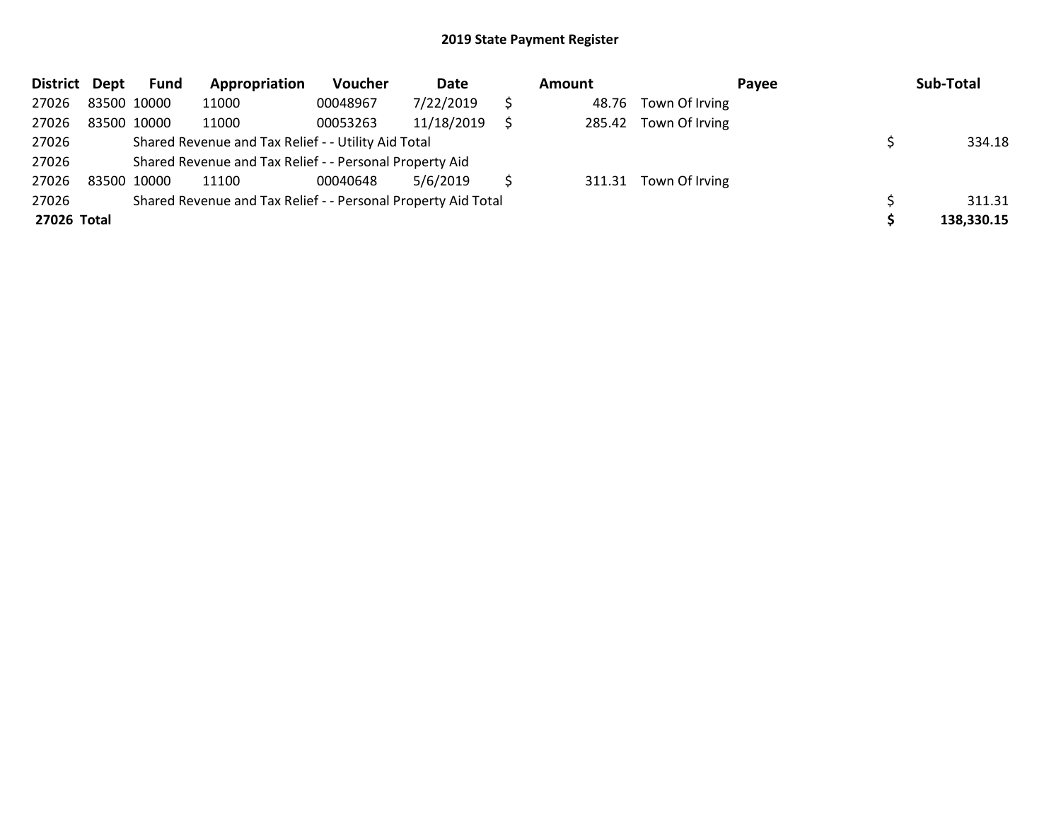# 2019 State Payment Register

| District | Dept | Fund | Appropriation | Voucher | Date | Amount | Payee | Sub-Total |
|---|---|---|---|---|---|---|---|---|
| 27026 | 83500 | 10000 | 11000 | 00048967 | 7/22/2019 | $ 48.76 | Town Of Irving | |
| 27026 | 83500 | 10000 | 11000 | 00053263 | 11/18/2019 | $ 285.42 | Town Of Irving | |
| 27026 | | Shared Revenue and Tax Relief - - Utility Aid Total | | | | | | $ 334.18 |
| 27026 | | Shared Revenue and Tax Relief - - Personal Property Aid | | | | | | |
| 27026 | 83500 | 10000 | 11100 | 00040648 | 5/6/2019 | $ 311.31 | Town Of Irving | |
| 27026 | | Shared Revenue and Tax Relief - - Personal Property Aid Total | | | | | | $ 311.31 |
| **27026** | **Total** | | | | | | | **$ 138,330.15** |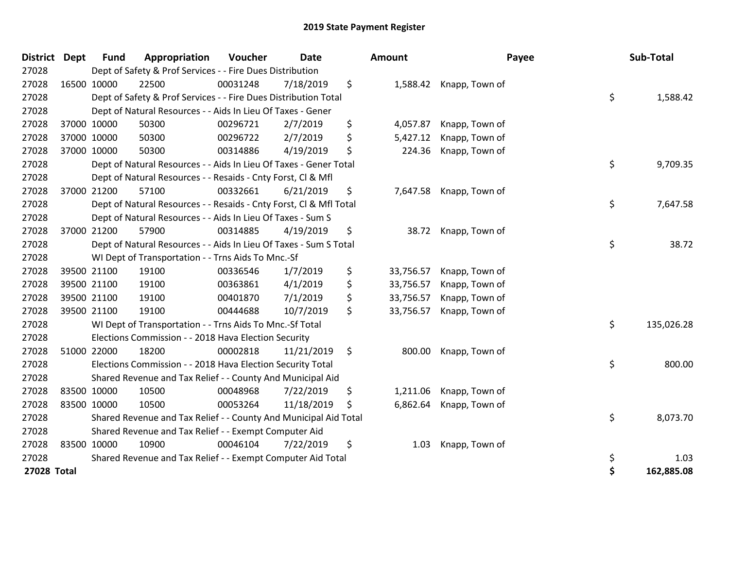# 2019 State Payment Register

| District | Dept | Fund | Appropriation | Voucher | Date | Amount | Payee | Sub-Total |
|---|---|---|---|---|---|---|---|---|
| 27028 | | Dept of Safety & Prof Services - - Fire Dues Distribution | | | | | | |
| 27028 | 16500 | 10000 | 22500 | 00031248 | 7/18/2019 | $ 1,588.42 | Knapp, Town of | |
| 27028 | | Dept of Safety & Prof Services - - Fire Dues Distribution Total | | | | | | $ 1,588.42 |
| 27028 | | Dept of Natural Resources - - Aids In Lieu Of Taxes - Gener | | | | | | |
| 27028 | 37000 | 10000 | 50300 | 00296721 | 2/7/2019 | $ 4,057.87 | Knapp, Town of | |
| 27028 | 37000 | 10000 | 50300 | 00296722 | 2/7/2019 | $ 5,427.12 | Knapp, Town of | |
| 27028 | 37000 | 10000 | 50300 | 00314886 | 4/19/2019 | $ 224.36 | Knapp, Town of | |
| 27028 | | Dept of Natural Resources - - Aids In Lieu Of Taxes - Gener Total | | | | | | $ 9,709.35 |
| 27028 | | Dept of Natural Resources - - Resaids - Cnty Forst, Cl & Mfl | | | | | | |
| 27028 | 37000 | 21200 | 57100 | 00332661 | 6/21/2019 | $ 7,647.58 | Knapp, Town of | |
| 27028 | | Dept of Natural Resources - - Resaids - Cnty Forst, Cl & Mfl Total | | | | | | $ 7,647.58 |
| 27028 | | Dept of Natural Resources - - Aids In Lieu Of Taxes - Sum S | | | | | | |
| 27028 | 37000 | 21200 | 57900 | 00314885 | 4/19/2019 | $ 38.72 | Knapp, Town of | |
| 27028 | | Dept of Natural Resources - - Aids In Lieu Of Taxes - Sum S Total | | | | | | $ 38.72 |
| 27028 | | WI Dept of Transportation - - Trns Aids To Mnc.-Sf | | | | | | |
| 27028 | 39500 | 21100 | 19100 | 00336546 | 1/7/2019 | $ 33,756.57 | Knapp, Town of | |
| 27028 | 39500 | 21100 | 19100 | 00363861 | 4/1/2019 | $ 33,756.57 | Knapp, Town of | |
| 27028 | 39500 | 21100 | 19100 | 00401870 | 7/1/2019 | $ 33,756.57 | Knapp, Town of | |
| 27028 | 39500 | 21100 | 19100 | 00444688 | 10/7/2019 | $ 33,756.57 | Knapp, Town of | |
| 27028 | | WI Dept of Transportation - - Trns Aids To Mnc.-Sf Total | | | | | | $ 135,026.28 |
| 27028 | | Elections Commission - - 2018 Hava Election Security | | | | | | |
| 27028 | 51000 | 22000 | 18200 | 00002818 | 11/21/2019 | $ 800.00 | Knapp, Town of | |
| 27028 | | Elections Commission - - 2018 Hava Election Security Total | | | | | | $ 800.00 |
| 27028 | | Shared Revenue and Tax Relief - - County And Municipal Aid | | | | | | |
| 27028 | 83500 | 10000 | 10500 | 00048968 | 7/22/2019 | $ 1,211.06 | Knapp, Town of | |
| 27028 | 83500 | 10000 | 10500 | 00053264 | 11/18/2019 | $ 6,862.64 | Knapp, Town of | |
| 27028 | | Shared Revenue and Tax Relief - - County And Municipal Aid Total | | | | | | $ 8,073.70 |
| 27028 | | Shared Revenue and Tax Relief - - Exempt Computer Aid | | | | | | |
| 27028 | 83500 | 10000 | 10900 | 00046104 | 7/22/2019 | $ 1.03 | Knapp, Town of | |
| 27028 | | Shared Revenue and Tax Relief - - Exempt Computer Aid Total | | | | | | $ 1.03 |
| **27028 Total** | | | | | | | | **$ 162,885.08** |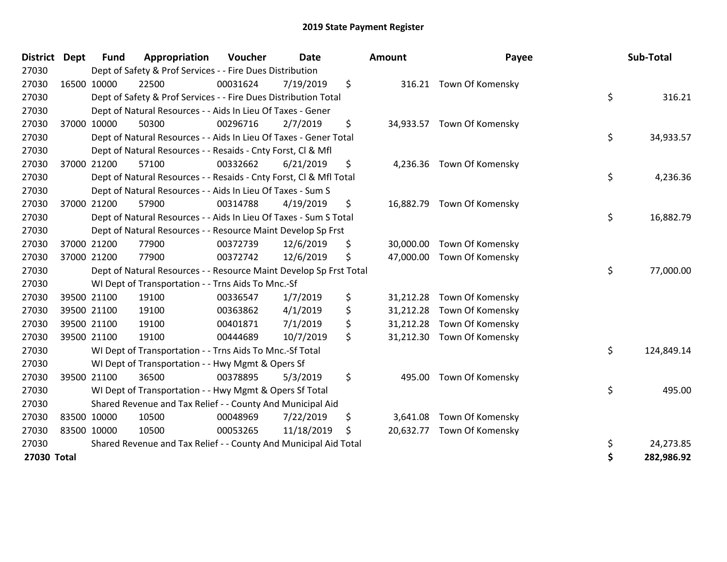# 2019 State Payment Register

| District | Dept | Fund | Appropriation | Voucher | Date | Amount | Payee | Sub-Total |
|---|---|---|---|---|---|---|---|---|
| 27030 | | Dept of Safety & Prof Services - - Fire Dues Distribution | | | | | | |
| 27030 | 16500 | 10000 | 22500 | 00031624 | 7/19/2019 | $ 316.21 | Town Of Komensky | |
| 27030 | | Dept of Safety & Prof Services - - Fire Dues Distribution Total | | | | | | $ 316.21 |
| 27030 | | Dept of Natural Resources - - Aids In Lieu Of Taxes - Gener | | | | | | |
| 27030 | 37000 | 10000 | 50300 | 00296716 | 2/7/2019 | $ 34,933.57 | Town Of Komensky | |
| 27030 | | Dept of Natural Resources - - Aids In Lieu Of Taxes - Gener Total | | | | | | $ 34,933.57 |
| 27030 | | Dept of Natural Resources - - Resaids - Cnty Forst, Cl & Mfl | | | | | | |
| 27030 | 37000 | 21200 | 57100 | 00332662 | 6/21/2019 | $ 4,236.36 | Town Of Komensky | |
| 27030 | | Dept of Natural Resources - - Resaids - Cnty Forst, Cl & Mfl Total | | | | | | $ 4,236.36 |
| 27030 | | Dept of Natural Resources - - Aids In Lieu Of Taxes - Sum S | | | | | | |
| 27030 | 37000 | 21200 | 57900 | 00314788 | 4/19/2019 | $ 16,882.79 | Town Of Komensky | |
| 27030 | | Dept of Natural Resources - - Aids In Lieu Of Taxes - Sum S Total | | | | | | $ 16,882.79 |
| 27030 | | Dept of Natural Resources - - Resource Maint Develop Sp Frst | | | | | | |
| 27030 | 37000 | 21200 | 77900 | 00372739 | 12/6/2019 | $ 30,000.00 | Town Of Komensky | |
| 27030 | 37000 | 21200 | 77900 | 00372742 | 12/6/2019 | $ 47,000.00 | Town Of Komensky | |
| 27030 | | Dept of Natural Resources - - Resource Maint Develop Sp Frst Total | | | | | | $ 77,000.00 |
| 27030 | | WI Dept of Transportation - - Trns Aids To Mnc.-Sf | | | | | | |
| 27030 | 39500 | 21100 | 19100 | 00336547 | 1/7/2019 | $ 31,212.28 | Town Of Komensky | |
| 27030 | 39500 | 21100 | 19100 | 00363862 | 4/1/2019 | $ 31,212.28 | Town Of Komensky | |
| 27030 | 39500 | 21100 | 19100 | 00401871 | 7/1/2019 | $ 31,212.28 | Town Of Komensky | |
| 27030 | 39500 | 21100 | 19100 | 00444689 | 10/7/2019 | $ 31,212.30 | Town Of Komensky | |
| 27030 | | WI Dept of Transportation - - Trns Aids To Mnc.-Sf Total | | | | | | $ 124,849.14 |
| 27030 | | WI Dept of Transportation - - Hwy Mgmt & Opers Sf | | | | | | |
| 27030 | 39500 | 21100 | 36500 | 00378895 | 5/3/2019 | $ 495.00 | Town Of Komensky | |
| 27030 | | WI Dept of Transportation - - Hwy Mgmt & Opers Sf Total | | | | | | $ 495.00 |
| 27030 | | Shared Revenue and Tax Relief - - County And Municipal Aid | | | | | | |
| 27030 | 83500 | 10000 | 10500 | 00048969 | 7/22/2019 | $ 3,641.08 | Town Of Komensky | |
| 27030 | 83500 | 10000 | 10500 | 00053265 | 11/18/2019 | $ 20,632.77 | Town Of Komensky | |
| 27030 | | Shared Revenue and Tax Relief - - County And Municipal Aid Total | | | | | | $ 24,273.85 |
| **27030 Total** | | | | | | | | **$ 282,986.92** |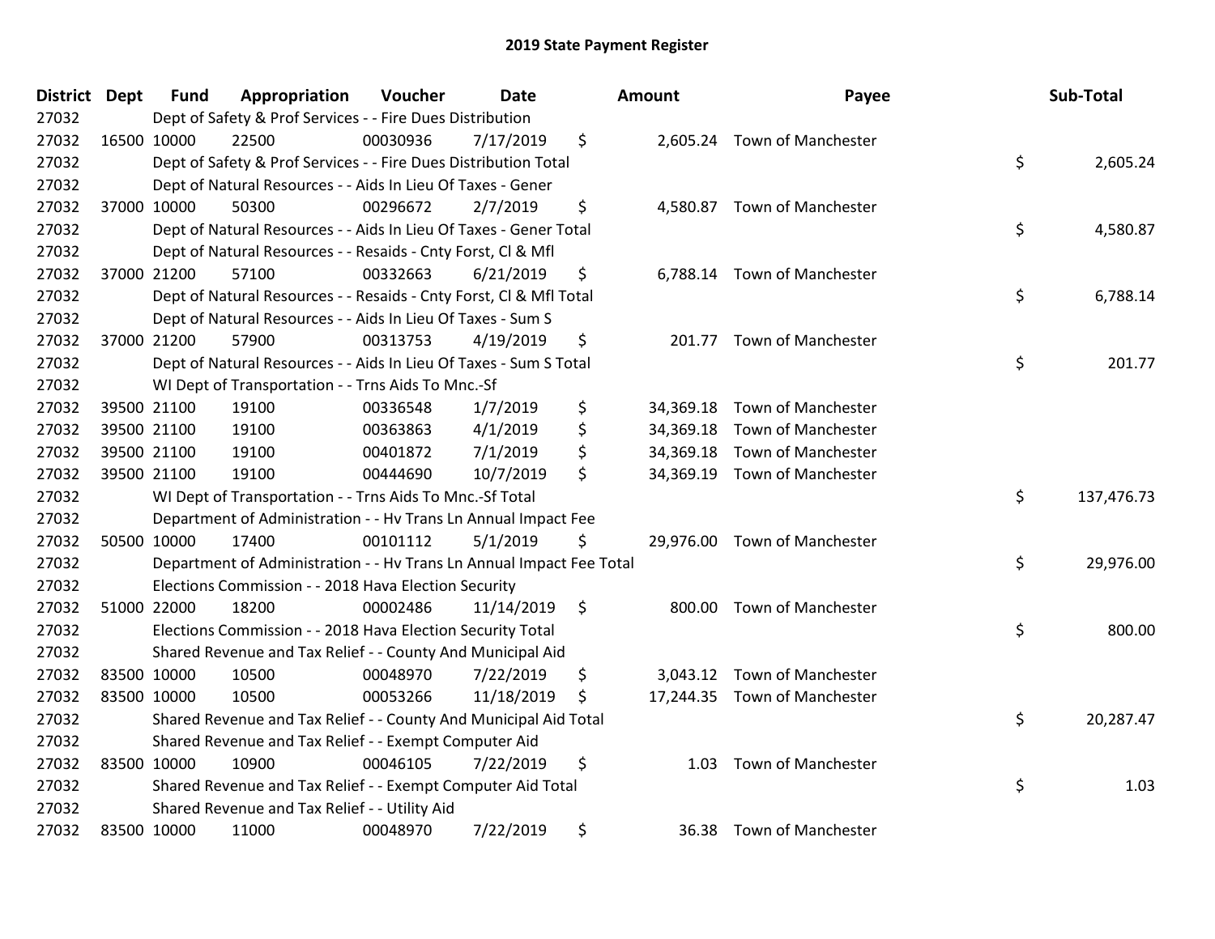# 2019 State Payment Register

| District | Dept | Fund | Appropriation | Voucher | Date | Amount | Payee | Sub-Total |
|---|---|---|---|---|---|---|---|---|
| 27032 | | Dept of Safety & Prof Services - - Fire Dues Distribution | | | | | | |
| 27032 | 16500 | 10000 | 22500 | 00030936 | 7/17/2019 | $ 2,605.24 | Town of Manchester | |
| 27032 | | Dept of Safety & Prof Services - - Fire Dues Distribution Total | | | | | | $ 2,605.24 |
| 27032 | | Dept of Natural Resources - - Aids In Lieu Of Taxes - Gener | | | | | | |
| 27032 | 37000 | 10000 | 50300 | 00296672 | 2/7/2019 | $ 4,580.87 | Town of Manchester | |
| 27032 | | Dept of Natural Resources - - Aids In Lieu Of Taxes - Gener Total | | | | | | $ 4,580.87 |
| 27032 | | Dept of Natural Resources - - Resaids - Cnty Forst, Cl & Mfl | | | | | | |
| 27032 | 37000 | 21200 | 57100 | 00332663 | 6/21/2019 | $ 6,788.14 | Town of Manchester | |
| 27032 | | Dept of Natural Resources - - Resaids - Cnty Forst, Cl & Mfl Total | | | | | | $ 6,788.14 |
| 27032 | | Dept of Natural Resources - - Aids In Lieu Of Taxes - Sum S | | | | | | |
| 27032 | 37000 | 21200 | 57900 | 00313753 | 4/19/2019 | $ 201.77 | Town of Manchester | |
| 27032 | | Dept of Natural Resources - - Aids In Lieu Of Taxes - Sum S Total | | | | | | $ 201.77 |
| 27032 | | WI Dept of Transportation - - Trns Aids To Mnc.-Sf | | | | | | |
| 27032 | 39500 | 21100 | 19100 | 00336548 | 1/7/2019 | $ 34,369.18 | Town of Manchester | |
| 27032 | 39500 | 21100 | 19100 | 00363863 | 4/1/2019 | $ 34,369.18 | Town of Manchester | |
| 27032 | 39500 | 21100 | 19100 | 00401872 | 7/1/2019 | $ 34,369.18 | Town of Manchester | |
| 27032 | 39500 | 21100 | 19100 | 00444690 | 10/7/2019 | $ 34,369.19 | Town of Manchester | |
| 27032 | | WI Dept of Transportation - - Trns Aids To Mnc.-Sf Total | | | | | | $ 137,476.73 |
| 27032 | | Department of Administration - - Hv Trans Ln Annual Impact Fee | | | | | | |
| 27032 | 50500 | 10000 | 17400 | 00101112 | 5/1/2019 | $ 29,976.00 | Town of Manchester | |
| 27032 | | Department of Administration - - Hv Trans Ln Annual Impact Fee Total | | | | | | $ 29,976.00 |
| 27032 | | Elections Commission - - 2018 Hava Election Security | | | | | | |
| 27032 | 51000 | 22000 | 18200 | 00002486 | 11/14/2019 | $ 800.00 | Town of Manchester | |
| 27032 | | Elections Commission - - 2018 Hava Election Security Total | | | | | | $ 800.00 |
| 27032 | | Shared Revenue and Tax Relief - - County And Municipal Aid | | | | | | |
| 27032 | 83500 | 10000 | 10500 | 00048970 | 7/22/2019 | $ 3,043.12 | Town of Manchester | |
| 27032 | 83500 | 10000 | 10500 | 00053266 | 11/18/2019 | $ 17,244.35 | Town of Manchester | |
| 27032 | | Shared Revenue and Tax Relief - - County And Municipal Aid Total | | | | | | $ 20,287.47 |
| 27032 | | Shared Revenue and Tax Relief - - Exempt Computer Aid | | | | | | |
| 27032 | 83500 | 10000 | 10900 | 00046105 | 7/22/2019 | $ 1.03 | Town of Manchester | |
| 27032 | | Shared Revenue and Tax Relief - - Exempt Computer Aid Total | | | | | | $ 1.03 |
| 27032 | | Shared Revenue and Tax Relief - - Utility Aid | | | | | | |
| 27032 | 83500 | 10000 | 11000 | 00048970 | 7/22/2019 | $ 36.38 | Town of Manchester | |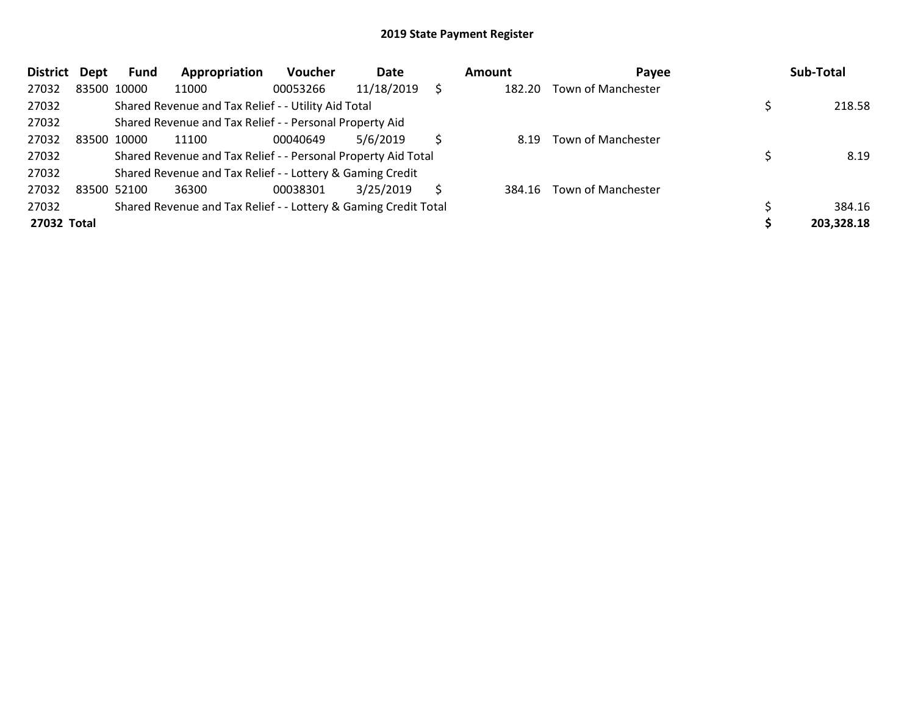# 2019 State Payment Register

| District | Dept | Fund | Appropriation | Voucher | Date | Amount | Payee | Sub-Total |
|---|---|---|---|---|---|---|---|---|
| 27032 | 83500 | 10000 | 11000 | 00053266 | 11/18/2019 | $ 182.20 | Town of Manchester | |
| 27032 | | Shared Revenue and Tax Relief - - Utility Aid Total | | | | | | $ 218.58 |
| 27032 | | Shared Revenue and Tax Relief - - Personal Property Aid | | | | | | |
| 27032 | 83500 | 10000 | 11100 | 00040649 | 5/6/2019 | $ 8.19 | Town of Manchester | |
| 27032 | | Shared Revenue and Tax Relief - - Personal Property Aid Total | | | | | | $ 8.19 |
| 27032 | | Shared Revenue and Tax Relief - - Lottery & Gaming Credit | | | | | | |
| 27032 | 83500 | 52100 | 36300 | 00038301 | 3/25/2019 | $ 384.16 | Town of Manchester | |
| 27032 | | Shared Revenue and Tax Relief - - Lottery & Gaming Credit Total | | | | | | $ 384.16 |
| **27032 Total** | | | | | | | | **$ 203,328.18** |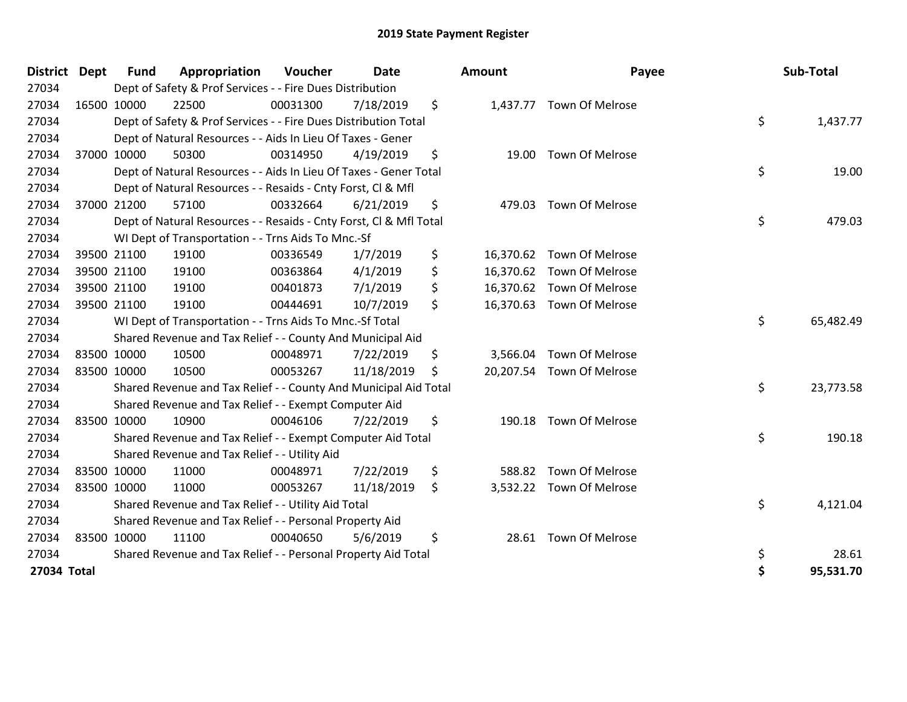# 2019 State Payment Register

| District | Dept | Fund | Appropriation | Voucher | Date | Amount | Payee | Sub-Total |
|---|---|---|---|---|---|---|---|---|
| 27034 | | Dept of Safety & Prof Services - - Fire Dues Distribution | | | | | | |
| 27034 | 16500 | 10000 | 22500 | 00031300 | 7/18/2019 | $ 1,437.77 | Town Of Melrose | |
| 27034 | | Dept of Safety & Prof Services - - Fire Dues Distribution Total | | | | | | $ 1,437.77 |
| 27034 | | Dept of Natural Resources - - Aids In Lieu Of Taxes - Gener | | | | | | |
| 27034 | 37000 | 10000 | 50300 | 00314950 | 4/19/2019 | $ 19.00 | Town Of Melrose | |
| 27034 | | Dept of Natural Resources - - Aids In Lieu Of Taxes - Gener Total | | | | | | $ 19.00 |
| 27034 | | Dept of Natural Resources - - Resaids - Cnty Forst, Cl & Mfl | | | | | | |
| 27034 | 37000 | 21200 | 57100 | 00332664 | 6/21/2019 | $ 479.03 | Town Of Melrose | |
| 27034 | | Dept of Natural Resources - - Resaids - Cnty Forst, Cl & Mfl Total | | | | | | $ 479.03 |
| 27034 | | WI Dept of Transportation - - Trns Aids To Mnc.-Sf | | | | | | |
| 27034 | 39500 | 21100 | 19100 | 00336549 | 1/7/2019 | $ 16,370.62 | Town Of Melrose | |
| 27034 | 39500 | 21100 | 19100 | 00363864 | 4/1/2019 | $ 16,370.62 | Town Of Melrose | |
| 27034 | 39500 | 21100 | 19100 | 00401873 | 7/1/2019 | $ 16,370.62 | Town Of Melrose | |
| 27034 | 39500 | 21100 | 19100 | 00444691 | 10/7/2019 | $ 16,370.63 | Town Of Melrose | |
| 27034 | | WI Dept of Transportation - - Trns Aids To Mnc.-Sf Total | | | | | | $ 65,482.49 |
| 27034 | | Shared Revenue and Tax Relief - - County And Municipal Aid | | | | | | |
| 27034 | 83500 | 10000 | 10500 | 00048971 | 7/22/2019 | $ 3,566.04 | Town Of Melrose | |
| 27034 | 83500 | 10000 | 10500 | 00053267 | 11/18/2019 | $ 20,207.54 | Town Of Melrose | |
| 27034 | | Shared Revenue and Tax Relief - - County And Municipal Aid Total | | | | | | $ 23,773.58 |
| 27034 | | Shared Revenue and Tax Relief - - Exempt Computer Aid | | | | | | |
| 27034 | 83500 | 10000 | 10900 | 00046106 | 7/22/2019 | $ 190.18 | Town Of Melrose | |
| 27034 | | Shared Revenue and Tax Relief - - Exempt Computer Aid Total | | | | | | $ 190.18 |
| 27034 | | Shared Revenue and Tax Relief - - Utility Aid | | | | | | |
| 27034 | 83500 | 10000 | 11000 | 00048971 | 7/22/2019 | $ 588.82 | Town Of Melrose | |
| 27034 | 83500 | 10000 | 11000 | 00053267 | 11/18/2019 | $ 3,532.22 | Town Of Melrose | |
| 27034 | | Shared Revenue and Tax Relief - - Utility Aid Total | | | | | | $ 4,121.04 |
| 27034 | | Shared Revenue and Tax Relief - - Personal Property Aid | | | | | | |
| 27034 | 83500 | 10000 | 11100 | 00040650 | 5/6/2019 | $ 28.61 | Town Of Melrose | |
| 27034 | | Shared Revenue and Tax Relief - - Personal Property Aid Total | | | | | | $ 28.61 |
| **27034 Total** | | | | | | | | **$ 95,531.70** |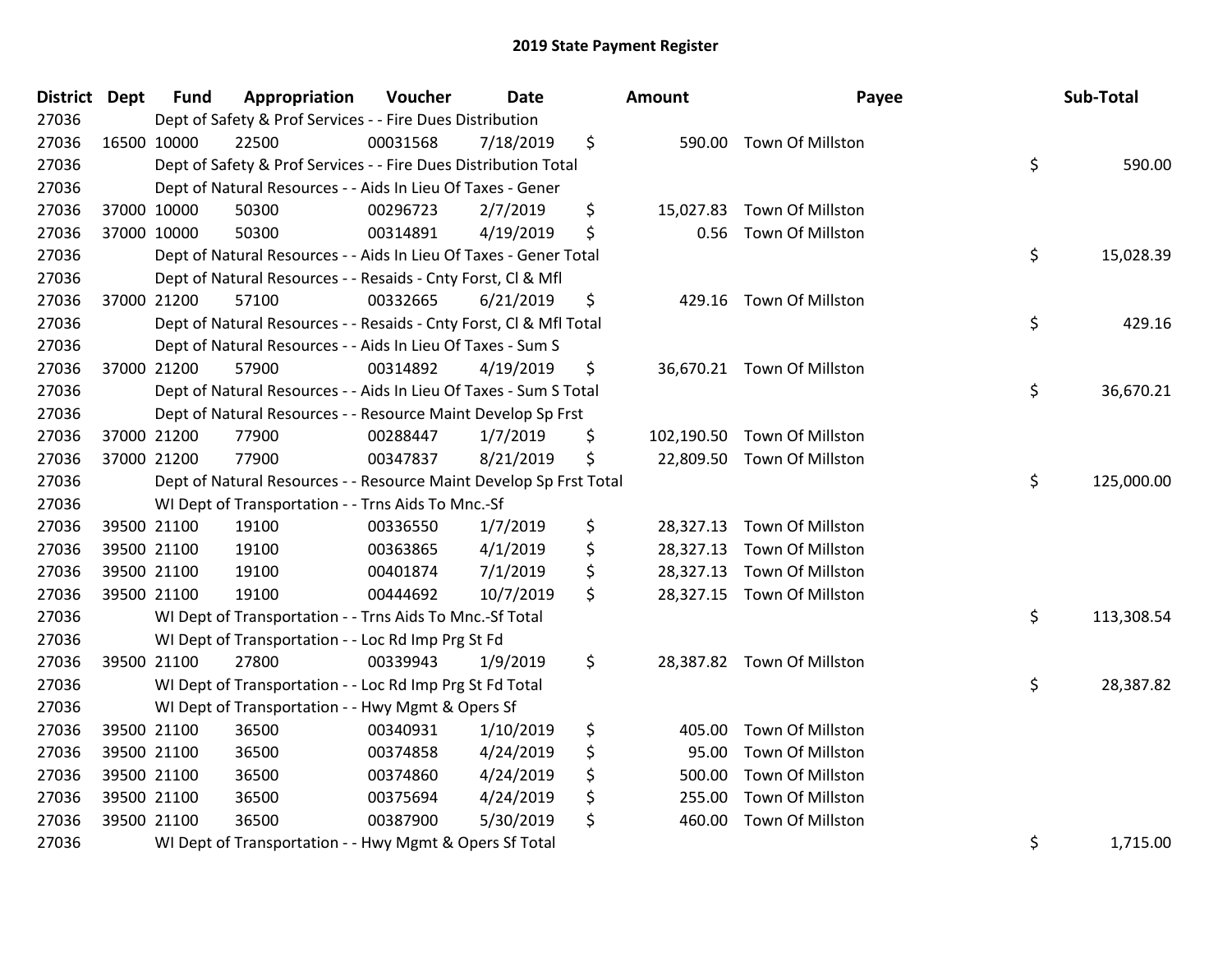# 2019 State Payment Register

| District | Dept | Fund | Appropriation | Voucher | Date | Amount | Payee | Sub-Total |
|---|---|---|---|---|---|---|---|---|
| 27036 | | Dept of Safety & Prof Services - - Fire Dues Distribution | | | | | | |
| 27036 | 16500 | 10000 | 22500 | 00031568 | 7/18/2019 | $ 590.00 | Town Of Millston | |
| 27036 | | Dept of Safety & Prof Services - - Fire Dues Distribution Total | | | | | | $ 590.00 |
| 27036 | | Dept of Natural Resources - - Aids In Lieu Of Taxes - Gener | | | | | | |
| 27036 | 37000 | 10000 | 50300 | 00296723 | 2/7/2019 | $ 15,027.83 | Town Of Millston | |
| 27036 | 37000 | 10000 | 50300 | 00314891 | 4/19/2019 | $ 0.56 | Town Of Millston | |
| 27036 | | Dept of Natural Resources - - Aids In Lieu Of Taxes - Gener Total | | | | | | $ 15,028.39 |
| 27036 | | Dept of Natural Resources - - Resaids - Cnty Forst, Cl & Mfl | | | | | | |
| 27036 | 37000 | 21200 | 57100 | 00332665 | 6/21/2019 | $ 429.16 | Town Of Millston | |
| 27036 | | Dept of Natural Resources - - Resaids - Cnty Forst, Cl & Mfl Total | | | | | | $ 429.16 |
| 27036 | | Dept of Natural Resources - - Aids In Lieu Of Taxes - Sum S | | | | | | |
| 27036 | 37000 | 21200 | 57900 | 00314892 | 4/19/2019 | $ 36,670.21 | Town Of Millston | |
| 27036 | | Dept of Natural Resources - - Aids In Lieu Of Taxes - Sum S Total | | | | | | $ 36,670.21 |
| 27036 | | Dept of Natural Resources - - Resource Maint Develop Sp Frst | | | | | | |
| 27036 | 37000 | 21200 | 77900 | 00288447 | 1/7/2019 | $ 102,190.50 | Town Of Millston | |
| 27036 | 37000 | 21200 | 77900 | 00347837 | 8/21/2019 | $ 22,809.50 | Town Of Millston | |
| 27036 | | Dept of Natural Resources - - Resource Maint Develop Sp Frst Total | | | | | | $ 125,000.00 |
| 27036 | | WI Dept of Transportation - - Trns Aids To Mnc.-Sf | | | | | | |
| 27036 | 39500 | 21100 | 19100 | 00336550 | 1/7/2019 | $ 28,327.13 | Town Of Millston | |
| 27036 | 39500 | 21100 | 19100 | 00363865 | 4/1/2019 | $ 28,327.13 | Town Of Millston | |
| 27036 | 39500 | 21100 | 19100 | 00401874 | 7/1/2019 | $ 28,327.13 | Town Of Millston | |
| 27036 | 39500 | 21100 | 19100 | 00444692 | 10/7/2019 | $ 28,327.15 | Town Of Millston | |
| 27036 | | WI Dept of Transportation - - Trns Aids To Mnc.-Sf Total | | | | | | $ 113,308.54 |
| 27036 | | WI Dept of Transportation - - Loc Rd Imp Prg St Fd | | | | | | |
| 27036 | 39500 | 21100 | 27800 | 00339943 | 1/9/2019 | $ 28,387.82 | Town Of Millston | |
| 27036 | | WI Dept of Transportation - - Loc Rd Imp Prg St Fd Total | | | | | | $ 28,387.82 |
| 27036 | | WI Dept of Transportation - - Hwy Mgmt & Opers Sf | | | | | | |
| 27036 | 39500 | 21100 | 36500 | 00340931 | 1/10/2019 | $ 405.00 | Town Of Millston | |
| 27036 | 39500 | 21100 | 36500 | 00374858 | 4/24/2019 | $ 95.00 | Town Of Millston | |
| 27036 | 39500 | 21100 | 36500 | 00374860 | 4/24/2019 | $ 500.00 | Town Of Millston | |
| 27036 | 39500 | 21100 | 36500 | 00375694 | 4/24/2019 | $ 255.00 | Town Of Millston | |
| 27036 | 39500 | 21100 | 36500 | 00387900 | 5/30/2019 | $ 460.00 | Town Of Millston | |
| 27036 | | WI Dept of Transportation - - Hwy Mgmt & Opers Sf Total | | | | | | $ 1,715.00 |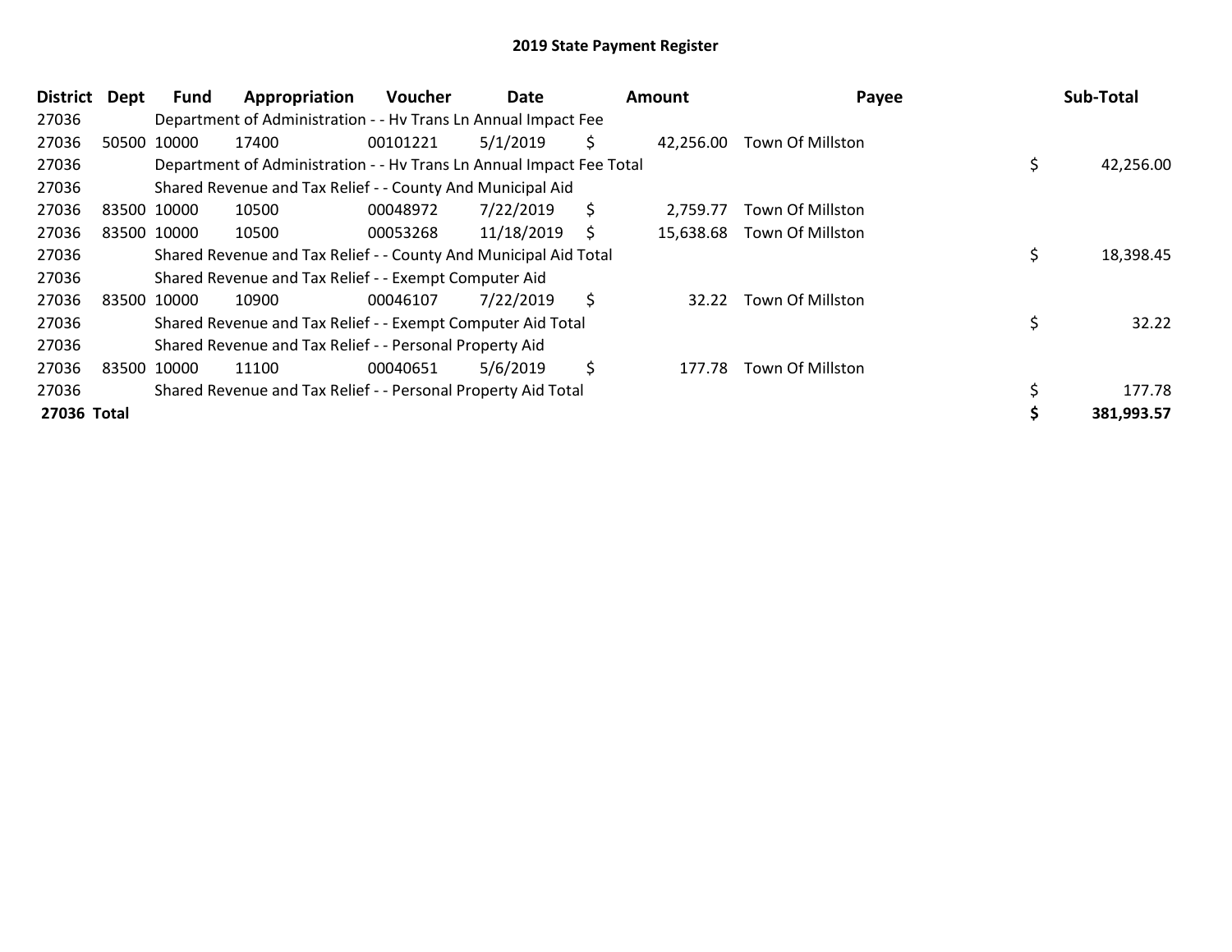# 2019 State Payment Register

| District | Dept | Fund | Appropriation | Voucher | Date | Amount | Payee | Sub-Total |
|---|---|---|---|---|---|---|---|---|
| 27036 | | Department of Administration - - Hv Trans Ln Annual Impact Fee | | | | | | |
| 27036 | 50500 | 10000 | 17400 | 00101221 | 5/1/2019 | $ 42,256.00 | Town Of Millston | |
| 27036 | | Department of Administration - - Hv Trans Ln Annual Impact Fee Total | | | | | | $ 42,256.00 |
| 27036 | | Shared Revenue and Tax Relief - - County And Municipal Aid | | | | | | |
| 27036 | 83500 | 10000 | 10500 | 00048972 | 7/22/2019 | $ 2,759.77 | Town Of Millston | |
| 27036 | 83500 | 10000 | 10500 | 00053268 | 11/18/2019 | $ 15,638.68 | Town Of Millston | |
| 27036 | | Shared Revenue and Tax Relief - - County And Municipal Aid Total | | | | | | $ 18,398.45 |
| 27036 | | Shared Revenue and Tax Relief - - Exempt Computer Aid | | | | | | |
| 27036 | 83500 | 10000 | 10900 | 00046107 | 7/22/2019 | $ 32.22 | Town Of Millston | |
| 27036 | | Shared Revenue and Tax Relief - - Exempt Computer Aid Total | | | | | | $ 32.22 |
| 27036 | | Shared Revenue and Tax Relief - - Personal Property Aid | | | | | | |
| 27036 | 83500 | 10000 | 11100 | 00040651 | 5/6/2019 | $ 177.78 | Town Of Millston | |
| 27036 | | Shared Revenue and Tax Relief - - Personal Property Aid Total | | | | | | $ 177.78 |
| **27036 Total** | | | | | | | | **$ 381,993.57** |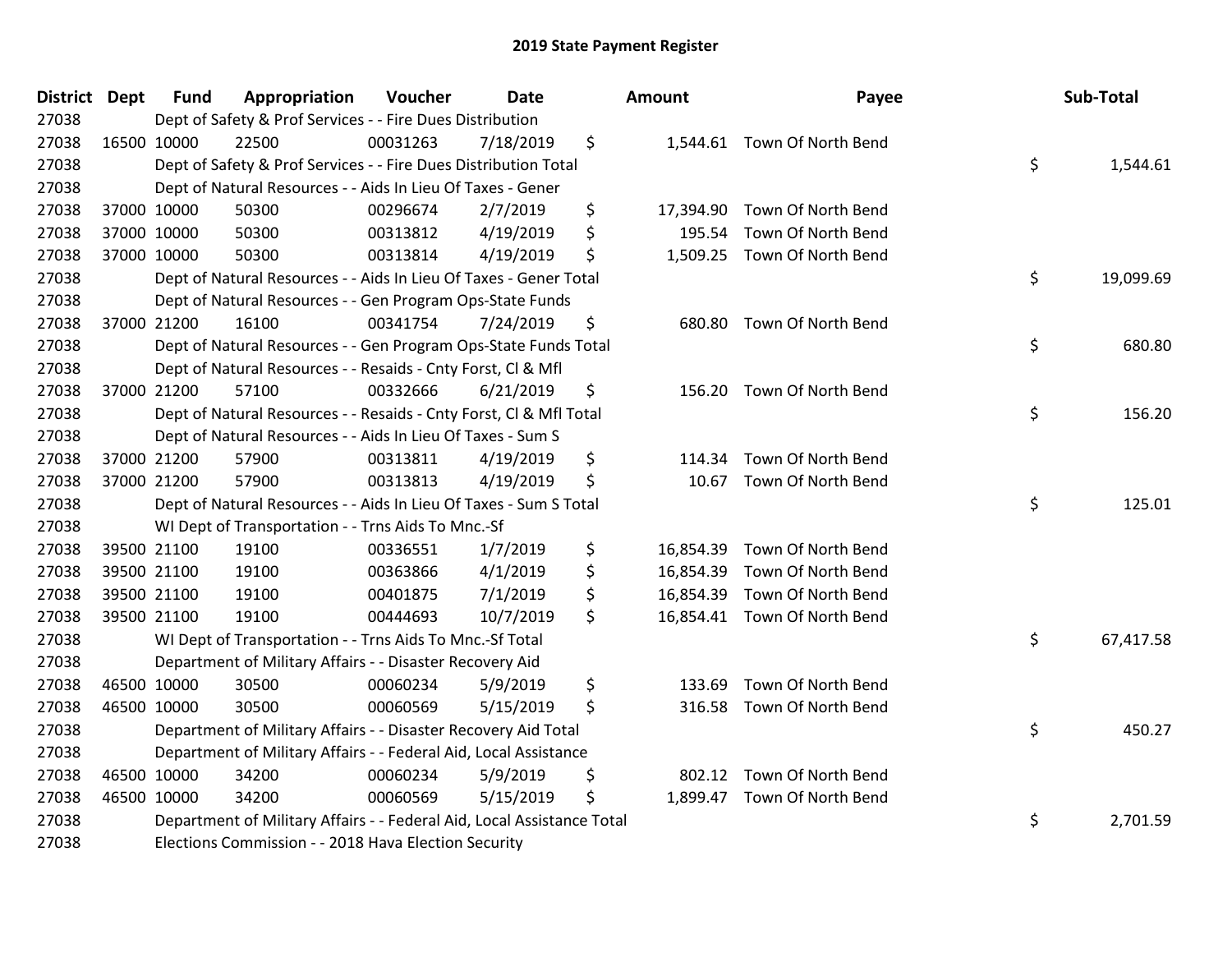# 2019 State Payment Register

| District | Dept | Fund | Appropriation | Voucher | Date | Amount | Payee | Sub-Total |
|---|---|---|---|---|---|---|---|---|
| 27038 | | Dept of Safety & Prof Services - - Fire Dues Distribution | | | | | | |
| 27038 | 16500 | 10000 | 22500 | 00031263 | 7/18/2019 | $ 1,544.61 | Town Of North Bend | |
| 27038 | | Dept of Safety & Prof Services - - Fire Dues Distribution Total | | | | | | $ 1,544.61 |
| 27038 | | Dept of Natural Resources - - Aids In Lieu Of Taxes - Gener | | | | | | |
| 27038 | 37000 | 10000 | 50300 | 00296674 | 2/7/2019 | $ 17,394.90 | Town Of North Bend | |
| 27038 | 37000 | 10000 | 50300 | 00313812 | 4/19/2019 | $ 195.54 | Town Of North Bend | |
| 27038 | 37000 | 10000 | 50300 | 00313814 | 4/19/2019 | $ 1,509.25 | Town Of North Bend | |
| 27038 | | Dept of Natural Resources - - Aids In Lieu Of Taxes - Gener Total | | | | | | $ 19,099.69 |
| 27038 | | Dept of Natural Resources - - Gen Program Ops-State Funds | | | | | | |
| 27038 | 37000 | 21200 | 16100 | 00341754 | 7/24/2019 | $ 680.80 | Town Of North Bend | |
| 27038 | | Dept of Natural Resources - - Gen Program Ops-State Funds Total | | | | | | $ 680.80 |
| 27038 | | Dept of Natural Resources - - Resaids - Cnty Forst, Cl & Mfl | | | | | | |
| 27038 | 37000 | 21200 | 57100 | 00332666 | 6/21/2019 | $ 156.20 | Town Of North Bend | |
| 27038 | | Dept of Natural Resources - - Resaids - Cnty Forst, Cl & Mfl Total | | | | | | $ 156.20 |
| 27038 | | Dept of Natural Resources - - Aids In Lieu Of Taxes - Sum S | | | | | | |
| 27038 | 37000 | 21200 | 57900 | 00313811 | 4/19/2019 | $ 114.34 | Town Of North Bend | |
| 27038 | 37000 | 21200 | 57900 | 00313813 | 4/19/2019 | $ 10.67 | Town Of North Bend | |
| 27038 | | Dept of Natural Resources - - Aids In Lieu Of Taxes - Sum S Total | | | | | | $ 125.01 |
| 27038 | | WI Dept of Transportation - - Trns Aids To Mnc.-Sf | | | | | | |
| 27038 | 39500 | 21100 | 19100 | 00336551 | 1/7/2019 | $ 16,854.39 | Town Of North Bend | |
| 27038 | 39500 | 21100 | 19100 | 00363866 | 4/1/2019 | $ 16,854.39 | Town Of North Bend | |
| 27038 | 39500 | 21100 | 19100 | 00401875 | 7/1/2019 | $ 16,854.39 | Town Of North Bend | |
| 27038 | 39500 | 21100 | 19100 | 00444693 | 10/7/2019 | $ 16,854.41 | Town Of North Bend | |
| 27038 | | WI Dept of Transportation - - Trns Aids To Mnc.-Sf Total | | | | | | $ 67,417.58 |
| 27038 | | Department of Military Affairs - - Disaster Recovery Aid | | | | | | |
| 27038 | 46500 | 10000 | 30500 | 00060234 | 5/9/2019 | $ 133.69 | Town Of North Bend | |
| 27038 | 46500 | 10000 | 30500 | 00060569 | 5/15/2019 | $ 316.58 | Town Of North Bend | |
| 27038 | | Department of Military Affairs - - Disaster Recovery Aid Total | | | | | | $ 450.27 |
| 27038 | | Department of Military Affairs - - Federal Aid, Local Assistance | | | | | | |
| 27038 | 46500 | 10000 | 34200 | 00060234 | 5/9/2019 | $ 802.12 | Town Of North Bend | |
| 27038 | 46500 | 10000 | 34200 | 00060569 | 5/15/2019 | $ 1,899.47 | Town Of North Bend | |
| 27038 | | Department of Military Affairs - - Federal Aid, Local Assistance Total | | | | | | $ 2,701.59 |
| 27038 | | Elections Commission - - 2018 Hava Election Security | | | | | | |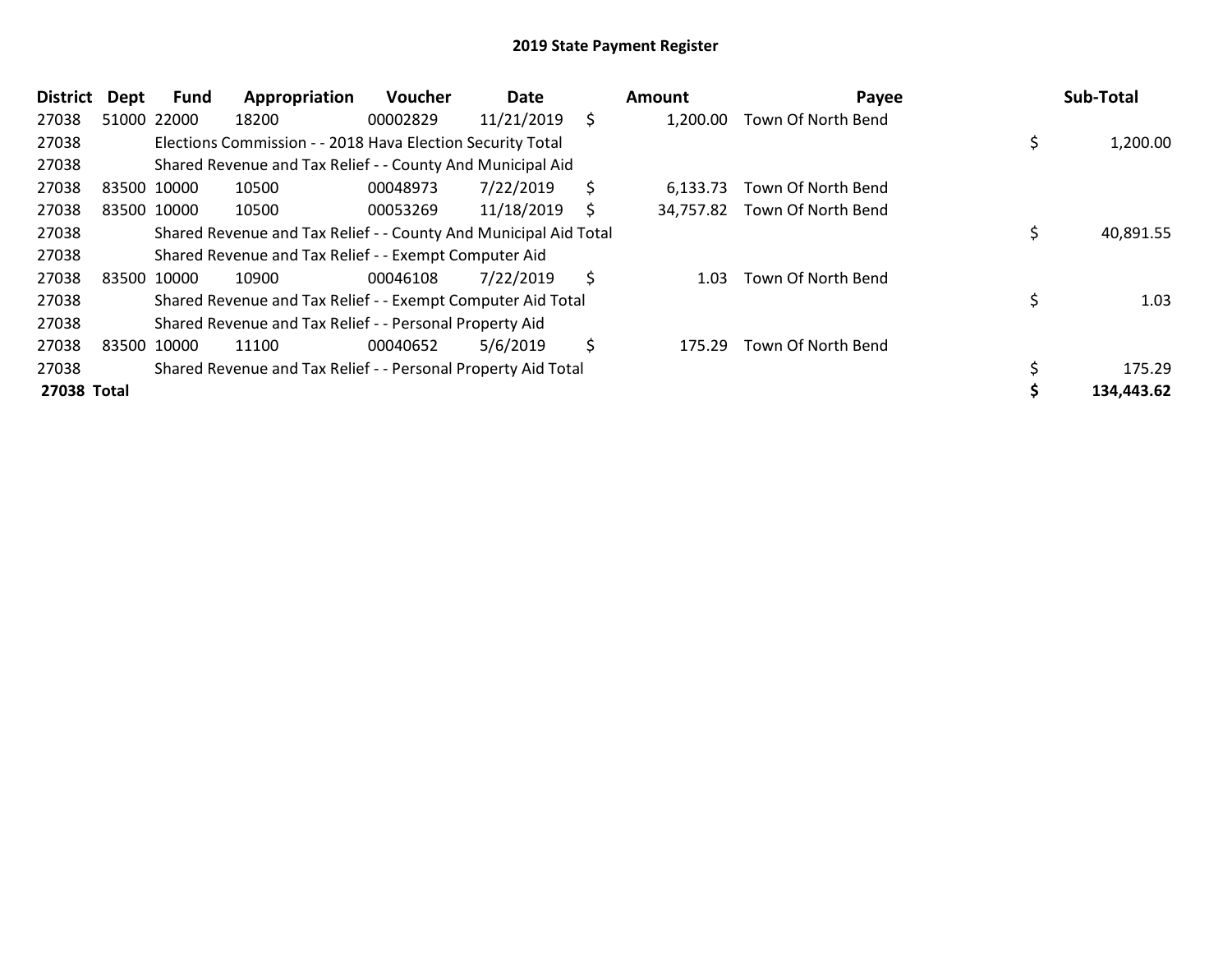# 2019 State Payment Register

| District | Dept | Fund | Appropriation | Voucher | Date | Amount | Payee | Sub-Total |
|---|---|---|---|---|---|---|---|---|
| 27038 | 51000 | 22000 | 18200 | 00002829 | 11/21/2019 | $ 1,200.00 | Town Of North Bend | |
| 27038 | | Elections Commission - - 2018 Hava Election Security Total | | | | | | $ 1,200.00 |
| 27038 | | Shared Revenue and Tax Relief - - County And Municipal Aid | | | | | | |
| 27038 | 83500 | 10000 | 10500 | 00048973 | 7/22/2019 | $ 6,133.73 | Town Of North Bend | |
| 27038 | 83500 | 10000 | 10500 | 00053269 | 11/18/2019 | $ 34,757.82 | Town Of North Bend | |
| 27038 | | Shared Revenue and Tax Relief - - County And Municipal Aid Total | | | | | | $ 40,891.55 |
| 27038 | | Shared Revenue and Tax Relief - - Exempt Computer Aid | | | | | | |
| 27038 | 83500 | 10000 | 10900 | 00046108 | 7/22/2019 | $ 1.03 | Town Of North Bend | |
| 27038 | | Shared Revenue and Tax Relief - - Exempt Computer Aid Total | | | | | | $ 1.03 |
| 27038 | | Shared Revenue and Tax Relief - - Personal Property Aid | | | | | | |
| 27038 | 83500 | 10000 | 11100 | 00040652 | 5/6/2019 | $ 175.29 | Town Of North Bend | |
| 27038 | | Shared Revenue and Tax Relief - - Personal Property Aid Total | | | | | | $ 175.29 |
| **27038 Total** | | | | | | | | **$ 134,443.62** |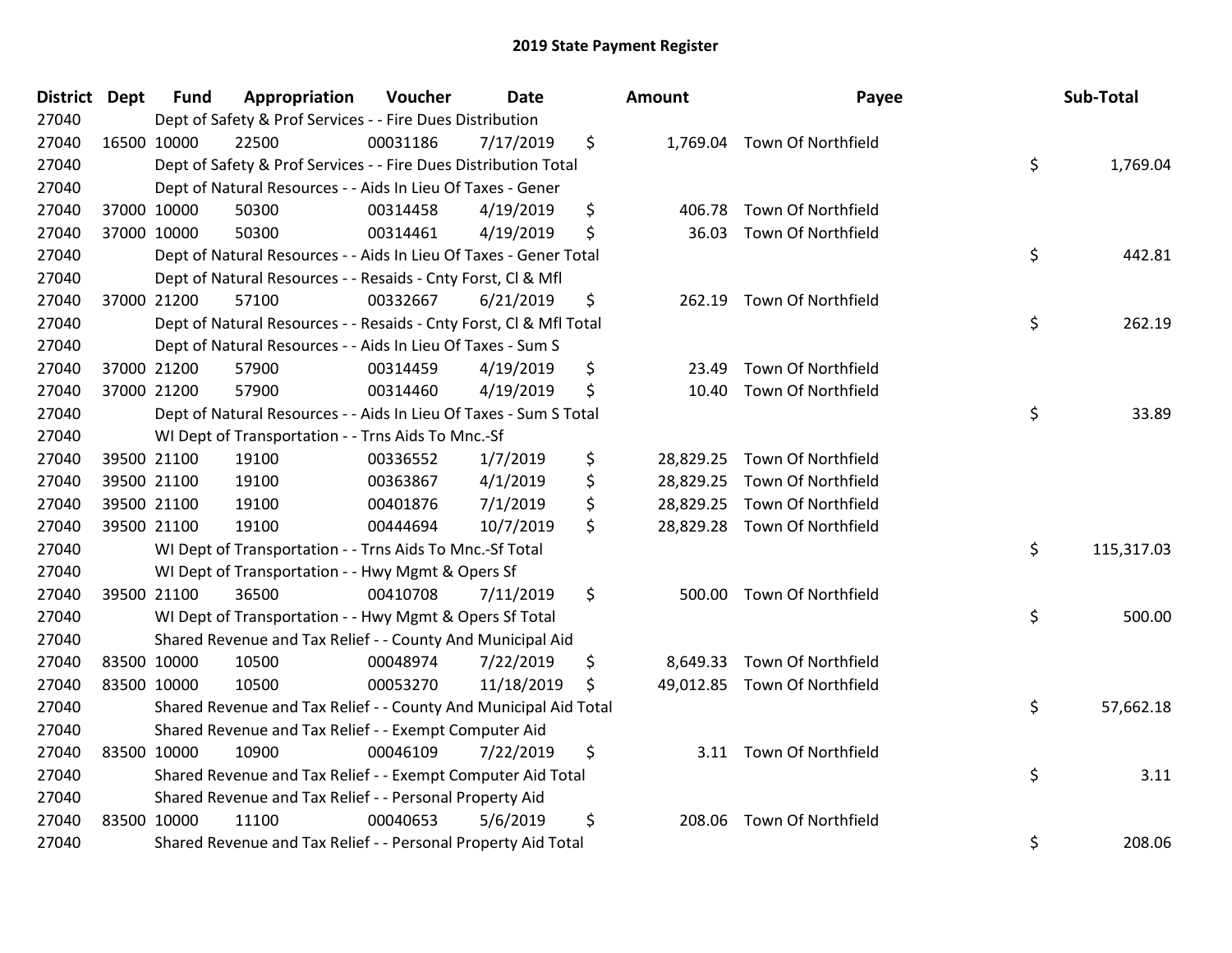## 2019 State Payment Register

| District | Dept | Fund | Appropriation | Voucher | Date | Amount | Payee | Sub-Total |
|---|---|---|---|---|---|---|---|---|
| 27040 | | | Dept of Safety & Prof Services - - Fire Dues Distribution | | | | | |
| 27040 | 16500 | 10000 | 22500 | 00031186 | 7/17/2019 | $ 1,769.04 | Town Of Northfield | |
| 27040 | | | Dept of Safety & Prof Services - - Fire Dues Distribution Total | | | | | $ 1,769.04 |
| 27040 | | | Dept of Natural Resources - - Aids In Lieu Of Taxes - Gener | | | | | |
| 27040 | 37000 | 10000 | 50300 | 00314458 | 4/19/2019 | $ 406.78 | Town Of Northfield | |
| 27040 | 37000 | 10000 | 50300 | 00314461 | 4/19/2019 | $ 36.03 | Town Of Northfield | |
| 27040 | | | Dept of Natural Resources - - Aids In Lieu Of Taxes - Gener Total | | | | | $ 442.81 |
| 27040 | | | Dept of Natural Resources - - Resaids - Cnty Forst, Cl & Mfl | | | | | |
| 27040 | 37000 | 21200 | 57100 | 00332667 | 6/21/2019 | $ 262.19 | Town Of Northfield | |
| 27040 | | | Dept of Natural Resources - - Resaids - Cnty Forst, Cl & Mfl Total | | | | | $ 262.19 |
| 27040 | | | Dept of Natural Resources - - Aids In Lieu Of Taxes - Sum S | | | | | |
| 27040 | 37000 | 21200 | 57900 | 00314459 | 4/19/2019 | $ 23.49 | Town Of Northfield | |
| 27040 | 37000 | 21200 | 57900 | 00314460 | 4/19/2019 | $ 10.40 | Town Of Northfield | |
| 27040 | | | Dept of Natural Resources - - Aids In Lieu Of Taxes - Sum S Total | | | | | $ 33.89 |
| 27040 | | | WI Dept of Transportation - - Trns Aids To Mnc.-Sf | | | | | |
| 27040 | 39500 | 21100 | 19100 | 00336552 | 1/7/2019 | $ 28,829.25 | Town Of Northfield | |
| 27040 | 39500 | 21100 | 19100 | 00363867 | 4/1/2019 | $ 28,829.25 | Town Of Northfield | |
| 27040 | 39500 | 21100 | 19100 | 00401876 | 7/1/2019 | $ 28,829.25 | Town Of Northfield | |
| 27040 | 39500 | 21100 | 19100 | 00444694 | 10/7/2019 | $ 28,829.28 | Town Of Northfield | |
| 27040 | | | WI Dept of Transportation - - Trns Aids To Mnc.-Sf Total | | | | | $ 115,317.03 |
| 27040 | | | WI Dept of Transportation - - Hwy Mgmt & Opers Sf | | | | | |
| 27040 | 39500 | 21100 | 36500 | 00410708 | 7/11/2019 | $ 500.00 | Town Of Northfield | |
| 27040 | | | WI Dept of Transportation - - Hwy Mgmt & Opers Sf Total | | | | | $ 500.00 |
| 27040 | | | Shared Revenue and Tax Relief - - County And Municipal Aid | | | | | |
| 27040 | 83500 | 10000 | 10500 | 00048974 | 7/22/2019 | $ 8,649.33 | Town Of Northfield | |
| 27040 | 83500 | 10000 | 10500 | 00053270 | 11/18/2019 | $ 49,012.85 | Town Of Northfield | |
| 27040 | | | Shared Revenue and Tax Relief - - County And Municipal Aid Total | | | | | $ 57,662.18 |
| 27040 | | | Shared Revenue and Tax Relief - - Exempt Computer Aid | | | | | |
| 27040 | 83500 | 10000 | 10900 | 00046109 | 7/22/2019 | $ 3.11 | Town Of Northfield | |
| 27040 | | | Shared Revenue and Tax Relief - - Exempt Computer Aid Total | | | | | $ 3.11 |
| 27040 | | | Shared Revenue and Tax Relief - - Personal Property Aid | | | | | |
| 27040 | 83500 | 10000 | 11100 | 00040653 | 5/6/2019 | $ 208.06 | Town Of Northfield | |
| 27040 | | | Shared Revenue and Tax Relief - - Personal Property Aid Total | | | | | $ 208.06 |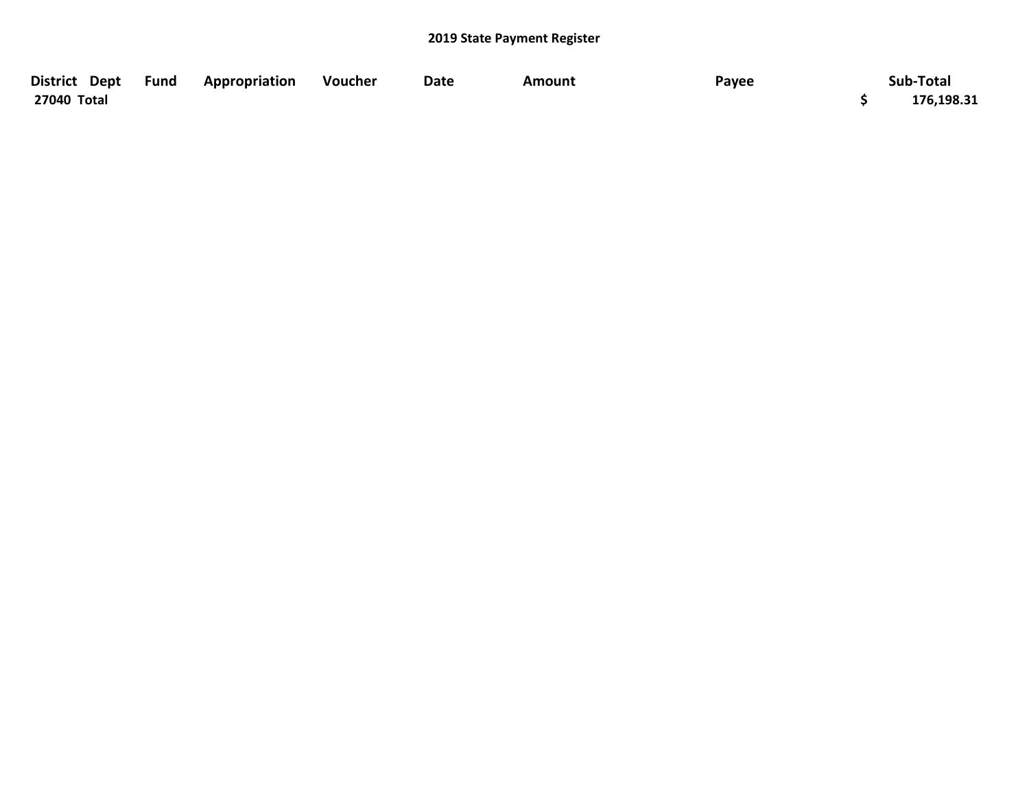**2019 State Payment Register**

| District | Dept | Fund | Appropriation | Voucher | Date | Amount | Payee | Sub-Total |
|---|---|---|---|---|---|---|---|---|
| 27040 Total | | | | | | | | $ 176,198.31 |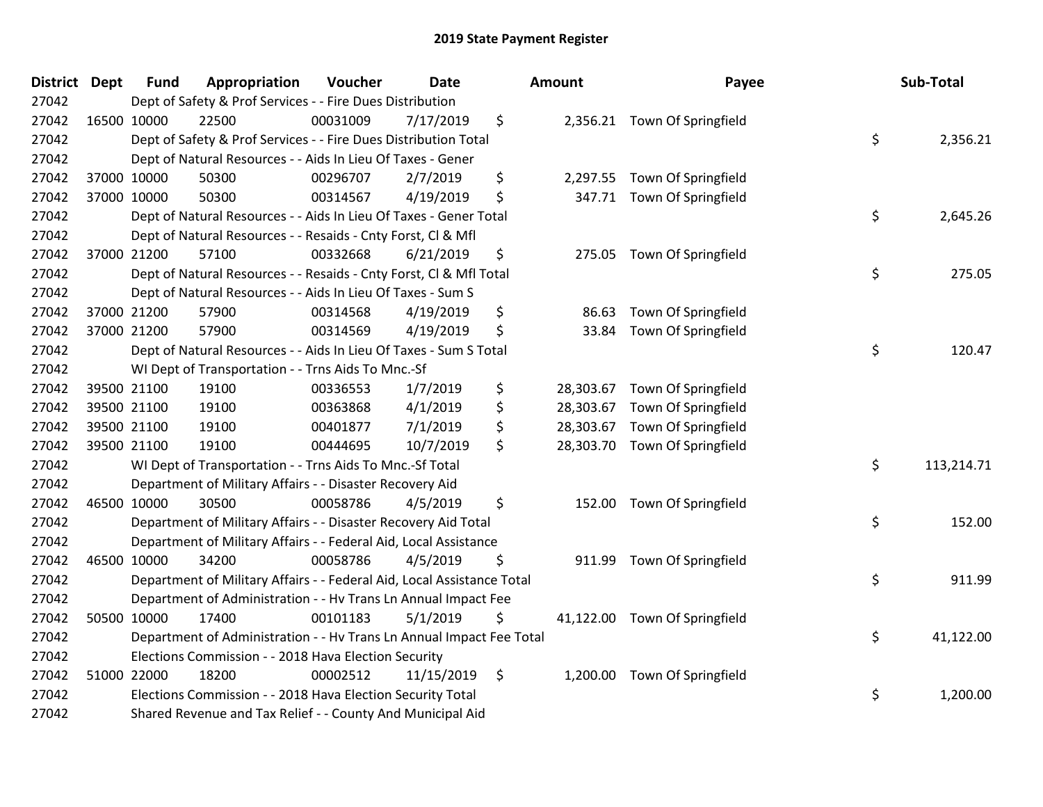# 2019 State Payment Register

| District | Dept | Fund | Appropriation | Voucher | Date | Amount | Payee | Sub-Total |
|---|---|---|---|---|---|---|---|---|
| 27042 | | Dept of Safety & Prof Services - - Fire Dues Distribution | | | | | | |
| 27042 | 16500 | 10000 | 22500 | 00031009 | 7/17/2019 | $ 2,356.21 | Town Of Springfield | |
| 27042 | | Dept of Safety & Prof Services - - Fire Dues Distribution Total | | | | | | $ 2,356.21 |
| 27042 | | Dept of Natural Resources - - Aids In Lieu Of Taxes - Gener | | | | | | |
| 27042 | 37000 | 10000 | 50300 | 00296707 | 2/7/2019 | $ 2,297.55 | Town Of Springfield | |
| 27042 | 37000 | 10000 | 50300 | 00314567 | 4/19/2019 | $ 347.71 | Town Of Springfield | |
| 27042 | | Dept of Natural Resources - - Aids In Lieu Of Taxes - Gener Total | | | | | | $ 2,645.26 |
| 27042 | | Dept of Natural Resources - - Resaids - Cnty Forst, Cl & Mfl | | | | | | |
| 27042 | 37000 | 21200 | 57100 | 00332668 | 6/21/2019 | $ 275.05 | Town Of Springfield | |
| 27042 | | Dept of Natural Resources - - Resaids - Cnty Forst, Cl & Mfl Total | | | | | | $ 275.05 |
| 27042 | | Dept of Natural Resources - - Aids In Lieu Of Taxes - Sum S | | | | | | |
| 27042 | 37000 | 21200 | 57900 | 00314568 | 4/19/2019 | $ 86.63 | Town Of Springfield | |
| 27042 | 37000 | 21200 | 57900 | 00314569 | 4/19/2019 | $ 33.84 | Town Of Springfield | |
| 27042 | | Dept of Natural Resources - - Aids In Lieu Of Taxes - Sum S Total | | | | | | $ 120.47 |
| 27042 | | WI Dept of Transportation - - Trns Aids To Mnc.-Sf | | | | | | |
| 27042 | 39500 | 21100 | 19100 | 00336553 | 1/7/2019 | $ 28,303.67 | Town Of Springfield | |
| 27042 | 39500 | 21100 | 19100 | 00363868 | 4/1/2019 | $ 28,303.67 | Town Of Springfield | |
| 27042 | 39500 | 21100 | 19100 | 00401877 | 7/1/2019 | $ 28,303.67 | Town Of Springfield | |
| 27042 | 39500 | 21100 | 19100 | 00444695 | 10/7/2019 | $ 28,303.70 | Town Of Springfield | |
| 27042 | | WI Dept of Transportation - - Trns Aids To Mnc.-Sf Total | | | | | | $ 113,214.71 |
| 27042 | | Department of Military Affairs - - Disaster Recovery Aid | | | | | | |
| 27042 | 46500 | 10000 | 30500 | 00058786 | 4/5/2019 | $ 152.00 | Town Of Springfield | |
| 27042 | | Department of Military Affairs - - Disaster Recovery Aid Total | | | | | | $ 152.00 |
| 27042 | | Department of Military Affairs - - Federal Aid, Local Assistance | | | | | | |
| 27042 | 46500 | 10000 | 34200 | 00058786 | 4/5/2019 | $ 911.99 | Town Of Springfield | |
| 27042 | | Department of Military Affairs - - Federal Aid, Local Assistance Total | | | | | | $ 911.99 |
| 27042 | | Department of Administration - - Hv Trans Ln Annual Impact Fee | | | | | | |
| 27042 | 50500 | 10000 | 17400 | 00101183 | 5/1/2019 | $ 41,122.00 | Town Of Springfield | |
| 27042 | | Department of Administration - - Hv Trans Ln Annual Impact Fee Total | | | | | | $ 41,122.00 |
| 27042 | | Elections Commission - - 2018 Hava Election Security | | | | | | |
| 27042 | 51000 | 22000 | 18200 | 00002512 | 11/15/2019 | $ 1,200.00 | Town Of Springfield | |
| 27042 | | Elections Commission - - 2018 Hava Election Security Total | | | | | | $ 1,200.00 |
| 27042 | | Shared Revenue and Tax Relief - - County And Municipal Aid | | | | | | |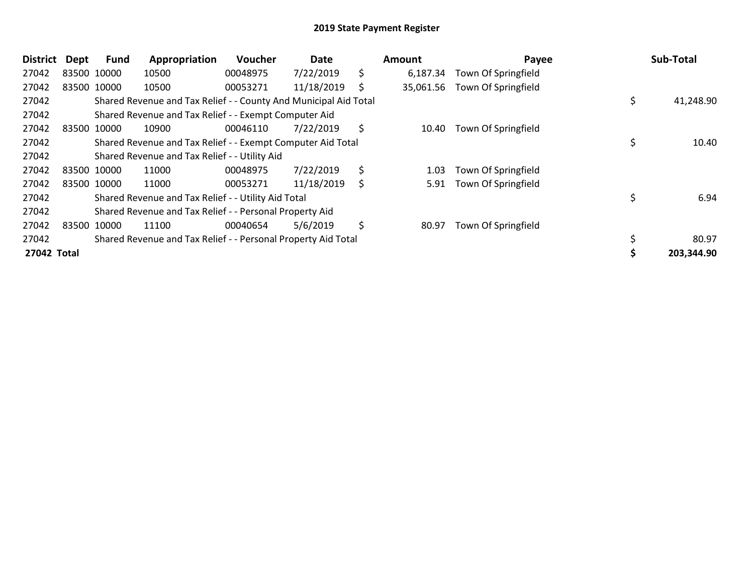# 2019 State Payment Register

| District | Dept | Fund | Appropriation | Voucher | Date | Amount | Payee | Sub-Total |
|---|---|---|---|---|---|---|---|---|
| 27042 | 83500 | 10000 | 10500 | 00048975 | 7/22/2019 | $ 6,187.34 | Town Of Springfield | |
| 27042 | 83500 | 10000 | 10500 | 00053271 | 11/18/2019 | $ 35,061.56 | Town Of Springfield | |
| 27042 | | Shared Revenue and Tax Relief - - County And Municipal Aid Total | | | | | | $ 41,248.90 |
| 27042 | | Shared Revenue and Tax Relief - - Exempt Computer Aid | | | | | | |
| 27042 | 83500 | 10000 | 10900 | 00046110 | 7/22/2019 | $ 10.40 | Town Of Springfield | |
| 27042 | | Shared Revenue and Tax Relief - - Exempt Computer Aid Total | | | | | | $ 10.40 |
| 27042 | | Shared Revenue and Tax Relief - - Utility Aid | | | | | | |
| 27042 | 83500 | 10000 | 11000 | 00048975 | 7/22/2019 | $ 1.03 | Town Of Springfield | |
| 27042 | 83500 | 10000 | 11000 | 00053271 | 11/18/2019 | $ 5.91 | Town Of Springfield | |
| 27042 | | Shared Revenue and Tax Relief - - Utility Aid Total | | | | | | $ 6.94 |
| 27042 | | Shared Revenue and Tax Relief - - Personal Property Aid | | | | | | |
| 27042 | 83500 | 10000 | 11100 | 00040654 | 5/6/2019 | $ 80.97 | Town Of Springfield | |
| 27042 | | Shared Revenue and Tax Relief - - Personal Property Aid Total | | | | | | $ 80.97 |
| **27042 Total** | | | | | | | | **$ 203,344.90** |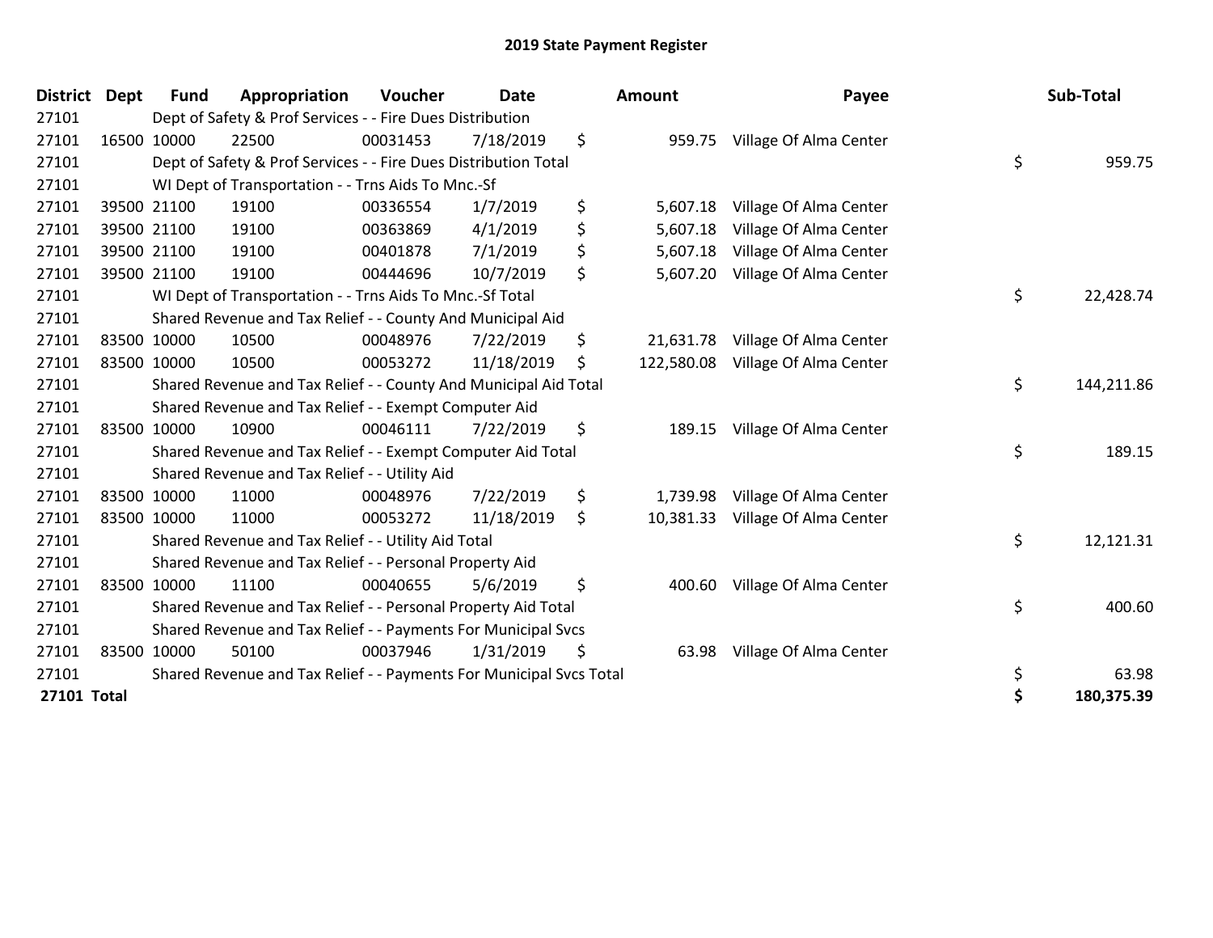# 2019 State Payment Register

| District | Dept | Fund | Appropriation | Voucher | Date | Amount | Payee | Sub-Total |
|---|---|---|---|---|---|---|---|---|
| 27101 | | Dept of Safety & Prof Services - - Fire Dues Distribution | | | | | | |
| 27101 | 16500 | 10000 | 22500 | 00031453 | 7/18/2019 | $ 959.75 | Village Of Alma Center | |
| 27101 | | Dept of Safety & Prof Services - - Fire Dues Distribution Total | | | | | | $ 959.75 |
| 27101 | | WI Dept of Transportation - - Trns Aids To Mnc.-Sf | | | | | | |
| 27101 | 39500 | 21100 | 19100 | 00336554 | 1/7/2019 | $ 5,607.18 | Village Of Alma Center | |
| 27101 | 39500 | 21100 | 19100 | 00363869 | 4/1/2019 | $ 5,607.18 | Village Of Alma Center | |
| 27101 | 39500 | 21100 | 19100 | 00401878 | 7/1/2019 | $ 5,607.18 | Village Of Alma Center | |
| 27101 | 39500 | 21100 | 19100 | 00444696 | 10/7/2019 | $ 5,607.20 | Village Of Alma Center | |
| 27101 | | WI Dept of Transportation - - Trns Aids To Mnc.-Sf Total | | | | | | $ 22,428.74 |
| 27101 | | Shared Revenue and Tax Relief - - County And Municipal Aid | | | | | | |
| 27101 | 83500 | 10000 | 10500 | 00048976 | 7/22/2019 | $ 21,631.78 | Village Of Alma Center | |
| 27101 | 83500 | 10000 | 10500 | 00053272 | 11/18/2019 | $ 122,580.08 | Village Of Alma Center | |
| 27101 | | Shared Revenue and Tax Relief - - County And Municipal Aid Total | | | | | | $ 144,211.86 |
| 27101 | | Shared Revenue and Tax Relief - - Exempt Computer Aid | | | | | | |
| 27101 | 83500 | 10000 | 10900 | 00046111 | 7/22/2019 | $ 189.15 | Village Of Alma Center | |
| 27101 | | Shared Revenue and Tax Relief - - Exempt Computer Aid Total | | | | | | $ 189.15 |
| 27101 | | Shared Revenue and Tax Relief - - Utility Aid | | | | | | |
| 27101 | 83500 | 10000 | 11000 | 00048976 | 7/22/2019 | $ 1,739.98 | Village Of Alma Center | |
| 27101 | 83500 | 10000 | 11000 | 00053272 | 11/18/2019 | $ 10,381.33 | Village Of Alma Center | |
| 27101 | | Shared Revenue and Tax Relief - - Utility Aid Total | | | | | | $ 12,121.31 |
| 27101 | | Shared Revenue and Tax Relief - - Personal Property Aid | | | | | | |
| 27101 | 83500 | 10000 | 11100 | 00040655 | 5/6/2019 | $ 400.60 | Village Of Alma Center | |
| 27101 | | Shared Revenue and Tax Relief - - Personal Property Aid Total | | | | | | $ 400.60 |
| 27101 | | Shared Revenue and Tax Relief - - Payments For Municipal Svcs | | | | | | |
| 27101 | 83500 | 10000 | 50100 | 00037946 | 1/31/2019 | $ 63.98 | Village Of Alma Center | |
| 27101 | | Shared Revenue and Tax Relief - - Payments For Municipal Svcs Total | | | | | | $ 63.98 |
| **27101 Total** | | | | | | | | **$ 180,375.39** |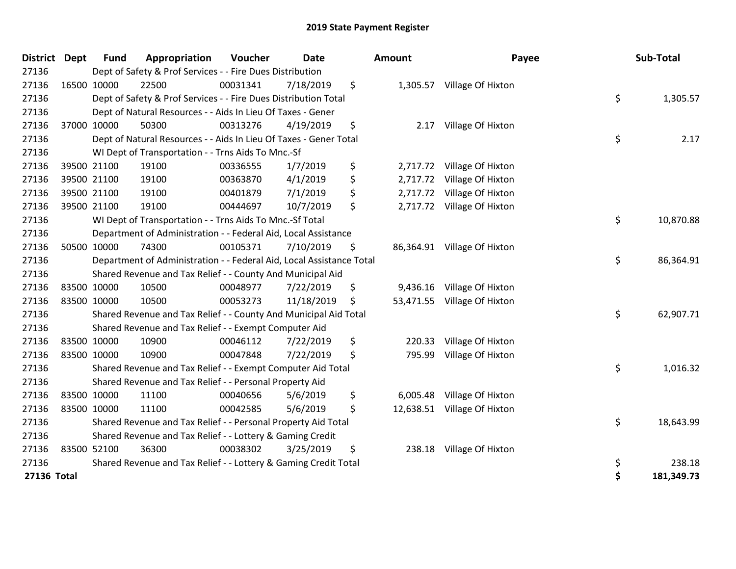# 2019 State Payment Register

| District | Dept | Fund | Appropriation | Voucher | Date | Amount | Payee | Sub-Total |
|---|---|---|---|---|---|---|---|---|
| 27136 | | Dept of Safety & Prof Services - - Fire Dues Distribution | | | | | | |
| 27136 | 16500 | 10000 | 22500 | 00031341 | 7/18/2019 | $ 1,305.57 | Village Of Hixton | |
| 27136 | | Dept of Safety & Prof Services - - Fire Dues Distribution Total | | | | | | $ 1,305.57 |
| 27136 | | Dept of Natural Resources - - Aids In Lieu Of Taxes - Gener | | | | | | |
| 27136 | 37000 | 10000 | 50300 | 00313276 | 4/19/2019 | $ 2.17 | Village Of Hixton | |
| 27136 | | Dept of Natural Resources - - Aids In Lieu Of Taxes - Gener Total | | | | | | $ 2.17 |
| 27136 | | WI Dept of Transportation - - Trns Aids To Mnc.-Sf | | | | | | |
| 27136 | 39500 | 21100 | 19100 | 00336555 | 1/7/2019 | $ 2,717.72 | Village Of Hixton | |
| 27136 | 39500 | 21100 | 19100 | 00363870 | 4/1/2019 | $ 2,717.72 | Village Of Hixton | |
| 27136 | 39500 | 21100 | 19100 | 00401879 | 7/1/2019 | $ 2,717.72 | Village Of Hixton | |
| 27136 | 39500 | 21100 | 19100 | 00444697 | 10/7/2019 | $ 2,717.72 | Village Of Hixton | |
| 27136 | | WI Dept of Transportation - - Trns Aids To Mnc.-Sf Total | | | | | | $ 10,870.88 |
| 27136 | | Department of Administration - - Federal Aid, Local Assistance | | | | | | |
| 27136 | 50500 | 10000 | 74300 | 00105371 | 7/10/2019 | $ 86,364.91 | Village Of Hixton | |
| 27136 | | Department of Administration - - Federal Aid, Local Assistance Total | | | | | | $ 86,364.91 |
| 27136 | | Shared Revenue and Tax Relief - - County And Municipal Aid | | | | | | |
| 27136 | 83500 | 10000 | 10500 | 00048977 | 7/22/2019 | $ 9,436.16 | Village Of Hixton | |
| 27136 | 83500 | 10000 | 10500 | 00053273 | 11/18/2019 | $ 53,471.55 | Village Of Hixton | |
| 27136 | | Shared Revenue and Tax Relief - - County And Municipal Aid Total | | | | | | $ 62,907.71 |
| 27136 | | Shared Revenue and Tax Relief - - Exempt Computer Aid | | | | | | |
| 27136 | 83500 | 10000 | 10900 | 00046112 | 7/22/2019 | $ 220.33 | Village Of Hixton | |
| 27136 | 83500 | 10000 | 10900 | 00047848 | 7/22/2019 | $ 795.99 | Village Of Hixton | |
| 27136 | | Shared Revenue and Tax Relief - - Exempt Computer Aid Total | | | | | | $ 1,016.32 |
| 27136 | | Shared Revenue and Tax Relief - - Personal Property Aid | | | | | | |
| 27136 | 83500 | 10000 | 11100 | 00040656 | 5/6/2019 | $ 6,005.48 | Village Of Hixton | |
| 27136 | 83500 | 10000 | 11100 | 00042585 | 5/6/2019 | $ 12,638.51 | Village Of Hixton | |
| 27136 | | Shared Revenue and Tax Relief - - Personal Property Aid Total | | | | | | $ 18,643.99 |
| 27136 | | Shared Revenue and Tax Relief - - Lottery & Gaming Credit | | | | | | |
| 27136 | 83500 | 52100 | 36300 | 00038302 | 3/25/2019 | $ 238.18 | Village Of Hixton | |
| 27136 | | Shared Revenue and Tax Relief - - Lottery & Gaming Credit Total | | | | | | $ 238.18 |
| **27136 Total** | | | | | | | | **$ 181,349.73** |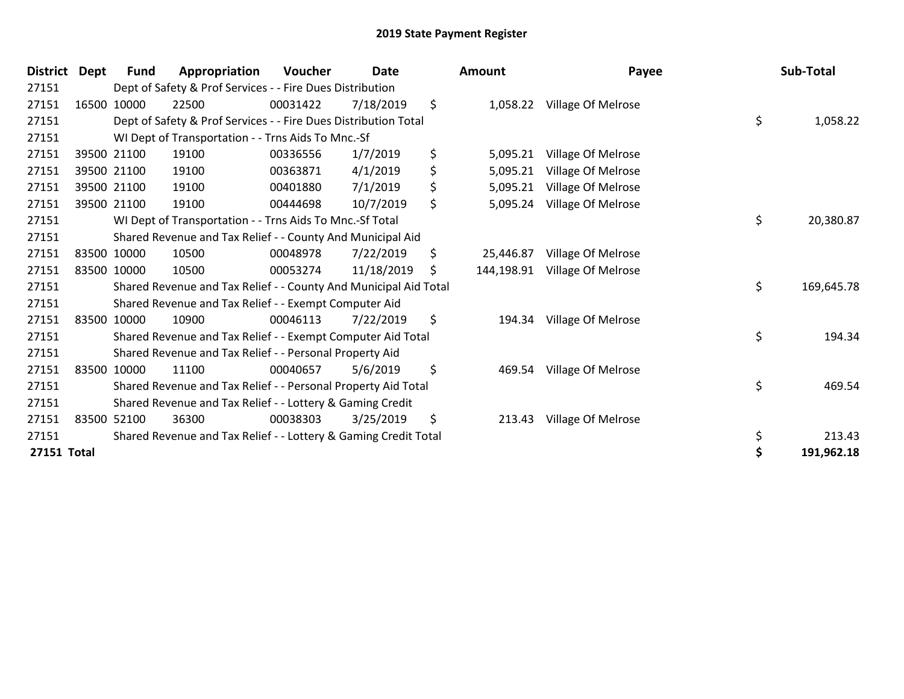# 2019 State Payment Register

| District | Dept | Fund | Appropriation | Voucher | Date | Amount | Payee | Sub-Total |
|---|---|---|---|---|---|---|---|---|
| 27151 | | Dept of Safety & Prof Services - - Fire Dues Distribution | | | | | | |
| 27151 | 16500 | 10000 | 22500 | 00031422 | 7/18/2019 | $ 1,058.22 | Village Of Melrose | |
| 27151 | | Dept of Safety & Prof Services - - Fire Dues Distribution Total | | | | | | $ 1,058.22 |
| 27151 | | WI Dept of Transportation - - Trns Aids To Mnc.-Sf | | | | | | |
| 27151 | 39500 | 21100 | 19100 | 00336556 | 1/7/2019 | $ 5,095.21 | Village Of Melrose | |
| 27151 | 39500 | 21100 | 19100 | 00363871 | 4/1/2019 | $ 5,095.21 | Village Of Melrose | |
| 27151 | 39500 | 21100 | 19100 | 00401880 | 7/1/2019 | $ 5,095.21 | Village Of Melrose | |
| 27151 | 39500 | 21100 | 19100 | 00444698 | 10/7/2019 | $ 5,095.24 | Village Of Melrose | |
| 27151 | | WI Dept of Transportation - - Trns Aids To Mnc.-Sf Total | | | | | | $ 20,380.87 |
| 27151 | | Shared Revenue and Tax Relief - - County And Municipal Aid | | | | | | |
| 27151 | 83500 | 10000 | 10500 | 00048978 | 7/22/2019 | $ 25,446.87 | Village Of Melrose | |
| 27151 | 83500 | 10000 | 10500 | 00053274 | 11/18/2019 | $ 144,198.91 | Village Of Melrose | |
| 27151 | | Shared Revenue and Tax Relief - - County And Municipal Aid Total | | | | | | $ 169,645.78 |
| 27151 | | Shared Revenue and Tax Relief - - Exempt Computer Aid | | | | | | |
| 27151 | 83500 | 10000 | 10900 | 00046113 | 7/22/2019 | $ 194.34 | Village Of Melrose | |
| 27151 | | Shared Revenue and Tax Relief - - Exempt Computer Aid Total | | | | | | $ 194.34 |
| 27151 | | Shared Revenue and Tax Relief - - Personal Property Aid | | | | | | |
| 27151 | 83500 | 10000 | 11100 | 00040657 | 5/6/2019 | $ 469.54 | Village Of Melrose | |
| 27151 | | Shared Revenue and Tax Relief - - Personal Property Aid Total | | | | | | $ 469.54 |
| 27151 | | Shared Revenue and Tax Relief - - Lottery & Gaming Credit | | | | | | |
| 27151 | 83500 | 52100 | 36300 | 00038303 | 3/25/2019 | $ 213.43 | Village Of Melrose | |
| 27151 | | Shared Revenue and Tax Relief - - Lottery & Gaming Credit Total | | | | | | $ 213.43 |
| **27151 Total** | | | | | | | | **$ 191,962.18** |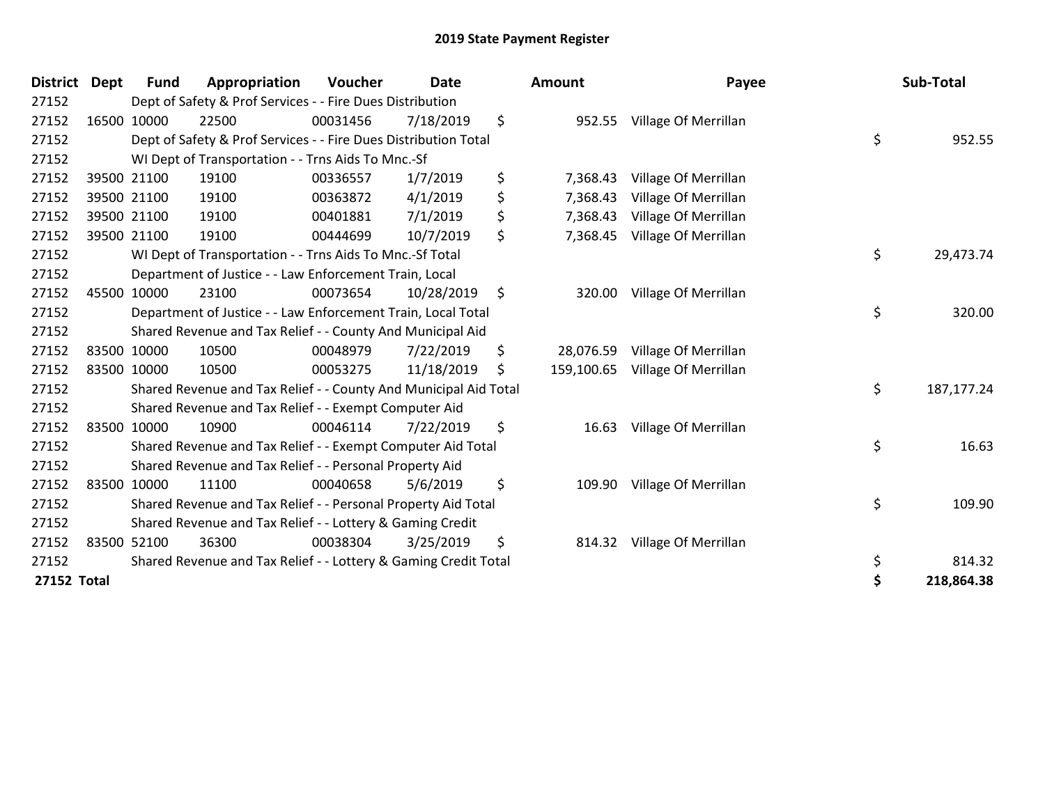## 2019 State Payment Register

| District | Dept | Fund | Appropriation | Voucher | Date | | Amount | Payee | | Sub-Total |
|---|---|---|---|---|---|---|---|---|---|---|
| 27152 | | Dept of Safety & Prof Services - - Fire Dues Distribution | | | | | | | | |
| 27152 | 16500 | 10000 | 22500 | 00031456 | 7/18/2019 | $ | 952.55 | Village Of Merrillan | | |
| 27152 | | Dept of Safety & Prof Services - - Fire Dues Distribution Total | | | | | | | $ | 952.55 |
| 27152 | | WI Dept of Transportation - - Trns Aids To Mnc.-Sf | | | | | | | | |
| 27152 | 39500 | 21100 | 19100 | 00336557 | 1/7/2019 | $ | 7,368.43 | Village Of Merrillan | | |
| 27152 | 39500 | 21100 | 19100 | 00363872 | 4/1/2019 | $ | 7,368.43 | Village Of Merrillan | | |
| 27152 | 39500 | 21100 | 19100 | 00401881 | 7/1/2019 | $ | 7,368.43 | Village Of Merrillan | | |
| 27152 | 39500 | 21100 | 19100 | 00444699 | 10/7/2019 | $ | 7,368.45 | Village Of Merrillan | | |
| 27152 | | WI Dept of Transportation - - Trns Aids To Mnc.-Sf Total | | | | | | | $ | 29,473.74 |
| 27152 | | Department of Justice - - Law Enforcement Train, Local | | | | | | | | |
| 27152 | 45500 | 10000 | 23100 | 00073654 | 10/28/2019 | $ | 320.00 | Village Of Merrillan | | |
| 27152 | | Department of Justice - - Law Enforcement Train, Local Total | | | | | | | $ | 320.00 |
| 27152 | | Shared Revenue and Tax Relief - - County And Municipal Aid | | | | | | | | |
| 27152 | 83500 | 10000 | 10500 | 00048979 | 7/22/2019 | $ | 28,076.59 | Village Of Merrillan | | |
| 27152 | 83500 | 10000 | 10500 | 00053275 | 11/18/2019 | $ | 159,100.65 | Village Of Merrillan | | |
| 27152 | | Shared Revenue and Tax Relief - - County And Municipal Aid Total | | | | | | | $ | 187,177.24 |
| 27152 | | Shared Revenue and Tax Relief - - Exempt Computer Aid | | | | | | | | |
| 27152 | 83500 | 10000 | 10900 | 00046114 | 7/22/2019 | $ | 16.63 | Village Of Merrillan | | |
| 27152 | | Shared Revenue and Tax Relief - - Exempt Computer Aid Total | | | | | | | $ | 16.63 |
| 27152 | | Shared Revenue and Tax Relief - - Personal Property Aid | | | | | | | | |
| 27152 | 83500 | 10000 | 11100 | 00040658 | 5/6/2019 | $ | 109.90 | Village Of Merrillan | | |
| 27152 | | Shared Revenue and Tax Relief - - Personal Property Aid Total | | | | | | | $ | 109.90 |
| 27152 | | Shared Revenue and Tax Relief - - Lottery & Gaming Credit | | | | | | | | |
| 27152 | 83500 | 52100 | 36300 | 00038304 | 3/25/2019 | $ | 814.32 | Village Of Merrillan | | |
| 27152 | | Shared Revenue and Tax Relief - - Lottery & Gaming Credit Total | | | | | | | $ | 814.32 |
| **27152 Total** | | | | | | | | | **$** | **218,864.38** |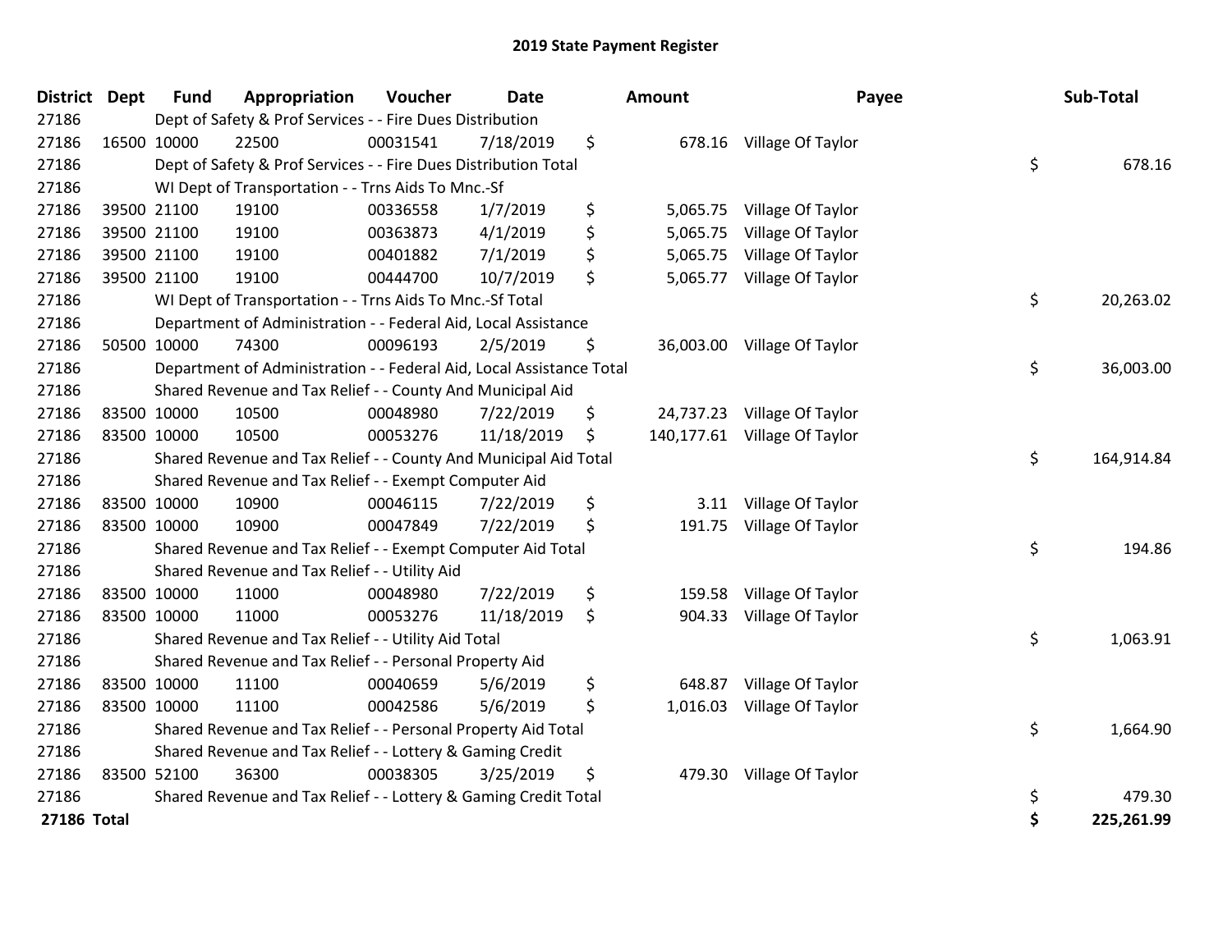# 2019 State Payment Register

| District | Dept | Fund | Appropriation | Voucher | Date | Amount | Payee | Sub-Total |
|---|---|---|---|---|---|---|---|---|
| 27186 | Dept of Safety & Prof Services - - Fire Dues Distribution | | | | | | | |
| 27186 | 16500 | 10000 | 22500 | 00031541 | 7/18/2019 | $ 678.16 | Village Of Taylor | |
| 27186 | Dept of Safety & Prof Services - - Fire Dues Distribution Total | | | | | | | $ 678.16 |
| 27186 | WI Dept of Transportation - - Trns Aids To Mnc.-Sf | | | | | | | |
| 27186 | 39500 | 21100 | 19100 | 00336558 | 1/7/2019 | $ 5,065.75 | Village Of Taylor | |
| 27186 | 39500 | 21100 | 19100 | 00363873 | 4/1/2019 | $ 5,065.75 | Village Of Taylor | |
| 27186 | 39500 | 21100 | 19100 | 00401882 | 7/1/2019 | $ 5,065.75 | Village Of Taylor | |
| 27186 | 39500 | 21100 | 19100 | 00444700 | 10/7/2019 | $ 5,065.77 | Village Of Taylor | |
| 27186 | WI Dept of Transportation - - Trns Aids To Mnc.-Sf Total | | | | | | | $ 20,263.02 |
| 27186 | Department of Administration - - Federal Aid, Local Assistance | | | | | | | |
| 27186 | 50500 | 10000 | 74300 | 00096193 | 2/5/2019 | $ 36,003.00 | Village Of Taylor | |
| 27186 | Department of Administration - - Federal Aid, Local Assistance Total | | | | | | | $ 36,003.00 |
| 27186 | Shared Revenue and Tax Relief - - County And Municipal Aid | | | | | | | |
| 27186 | 83500 | 10000 | 10500 | 00048980 | 7/22/2019 | $ 24,737.23 | Village Of Taylor | |
| 27186 | 83500 | 10000 | 10500 | 00053276 | 11/18/2019 | $ 140,177.61 | Village Of Taylor | |
| 27186 | Shared Revenue and Tax Relief - - County And Municipal Aid Total | | | | | | | $ 164,914.84 |
| 27186 | Shared Revenue and Tax Relief - - Exempt Computer Aid | | | | | | | |
| 27186 | 83500 | 10000 | 10900 | 00046115 | 7/22/2019 | $ 3.11 | Village Of Taylor | |
| 27186 | 83500 | 10000 | 10900 | 00047849 | 7/22/2019 | $ 191.75 | Village Of Taylor | |
| 27186 | Shared Revenue and Tax Relief - - Exempt Computer Aid Total | | | | | | | $ 194.86 |
| 27186 | Shared Revenue and Tax Relief - - Utility Aid | | | | | | | |
| 27186 | 83500 | 10000 | 11000 | 00048980 | 7/22/2019 | $ 159.58 | Village Of Taylor | |
| 27186 | 83500 | 10000 | 11000 | 00053276 | 11/18/2019 | $ 904.33 | Village Of Taylor | |
| 27186 | Shared Revenue and Tax Relief - - Utility Aid Total | | | | | | | $ 1,063.91 |
| 27186 | Shared Revenue and Tax Relief - - Personal Property Aid | | | | | | | |
| 27186 | 83500 | 10000 | 11100 | 00040659 | 5/6/2019 | $ 648.87 | Village Of Taylor | |
| 27186 | 83500 | 10000 | 11100 | 00042586 | 5/6/2019 | $ 1,016.03 | Village Of Taylor | |
| 27186 | Shared Revenue and Tax Relief - - Personal Property Aid Total | | | | | | | $ 1,664.90 |
| 27186 | Shared Revenue and Tax Relief - - Lottery & Gaming Credit | | | | | | | |
| 27186 | 83500 | 52100 | 36300 | 00038305 | 3/25/2019 | $ 479.30 | Village Of Taylor | |
| 27186 | Shared Revenue and Tax Relief - - Lottery & Gaming Credit Total | | | | | | | $ 479.30 |
| **27186 Total** | | | | | | | | **$ 225,261.99** |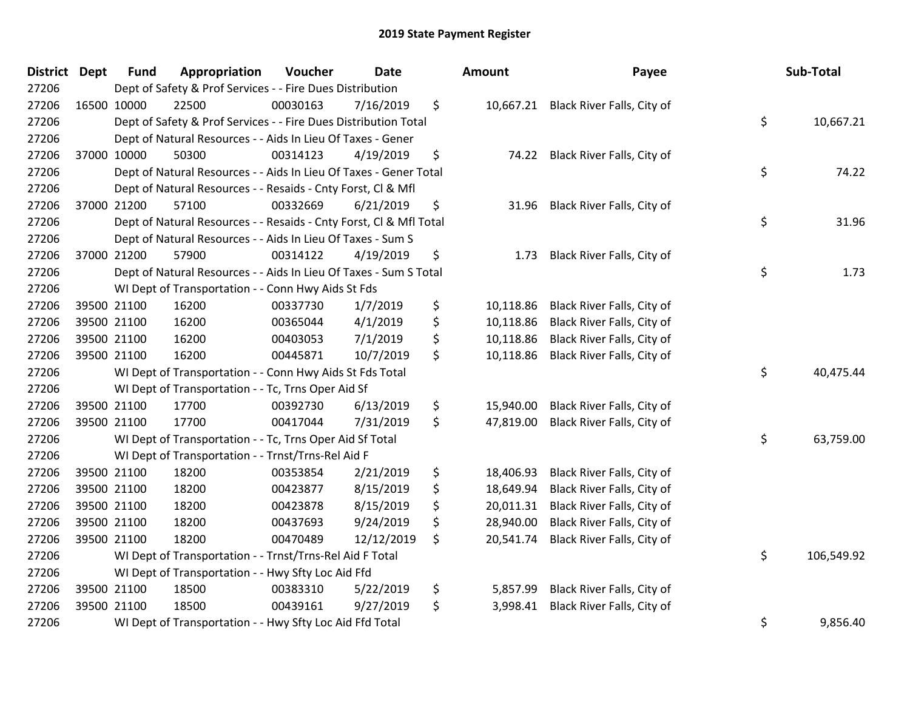# 2019 State Payment Register

| District | Dept | Fund | Appropriation | Voucher | Date | Amount | Payee | Sub-Total |
|---|---|---|---|---|---|---|---|---|
| 27206 | | Dept of Safety & Prof Services - - Fire Dues Distribution | | | | | | |
| 27206 | 16500 | 10000 | 22500 | 00030163 | 7/16/2019 | $ 10,667.21 | Black River Falls, City of | |
| 27206 | | Dept of Safety & Prof Services - - Fire Dues Distribution Total | | | | | | $ 10,667.21 |
| 27206 | | Dept of Natural Resources - - Aids In Lieu Of Taxes - Gener | | | | | | |
| 27206 | 37000 | 10000 | 50300 | 00314123 | 4/19/2019 | $ 74.22 | Black River Falls, City of | |
| 27206 | | Dept of Natural Resources - - Aids In Lieu Of Taxes - Gener Total | | | | | | $ 74.22 |
| 27206 | | Dept of Natural Resources - - Resaids - Cnty Forst, Cl & Mfl | | | | | | |
| 27206 | 37000 | 21200 | 57100 | 00332669 | 6/21/2019 | $ 31.96 | Black River Falls, City of | |
| 27206 | | Dept of Natural Resources - - Resaids - Cnty Forst, Cl & Mfl Total | | | | | | $ 31.96 |
| 27206 | | Dept of Natural Resources - - Aids In Lieu Of Taxes - Sum S | | | | | | |
| 27206 | 37000 | 21200 | 57900 | 00314122 | 4/19/2019 | $ 1.73 | Black River Falls, City of | |
| 27206 | | Dept of Natural Resources - - Aids In Lieu Of Taxes - Sum S Total | | | | | | $ 1.73 |
| 27206 | | WI Dept of Transportation - - Conn Hwy Aids St Fds | | | | | | |
| 27206 | 39500 | 21100 | 16200 | 00337730 | 1/7/2019 | $ 10,118.86 | Black River Falls, City of | |
| 27206 | 39500 | 21100 | 16200 | 00365044 | 4/1/2019 | $ 10,118.86 | Black River Falls, City of | |
| 27206 | 39500 | 21100 | 16200 | 00403053 | 7/1/2019 | $ 10,118.86 | Black River Falls, City of | |
| 27206 | 39500 | 21100 | 16200 | 00445871 | 10/7/2019 | $ 10,118.86 | Black River Falls, City of | |
| 27206 | | WI Dept of Transportation - - Conn Hwy Aids St Fds Total | | | | | | $ 40,475.44 |
| 27206 | | WI Dept of Transportation - - Tc, Trns Oper Aid Sf | | | | | | |
| 27206 | 39500 | 21100 | 17700 | 00392730 | 6/13/2019 | $ 15,940.00 | Black River Falls, City of | |
| 27206 | 39500 | 21100 | 17700 | 00417044 | 7/31/2019 | $ 47,819.00 | Black River Falls, City of | |
| 27206 | | WI Dept of Transportation - - Tc, Trns Oper Aid Sf Total | | | | | | $ 63,759.00 |
| 27206 | | WI Dept of Transportation - - Trnst/Trns-Rel Aid F | | | | | | |
| 27206 | 39500 | 21100 | 18200 | 00353854 | 2/21/2019 | $ 18,406.93 | Black River Falls, City of | |
| 27206 | 39500 | 21100 | 18200 | 00423877 | 8/15/2019 | $ 18,649.94 | Black River Falls, City of | |
| 27206 | 39500 | 21100 | 18200 | 00423878 | 8/15/2019 | $ 20,011.31 | Black River Falls, City of | |
| 27206 | 39500 | 21100 | 18200 | 00437693 | 9/24/2019 | $ 28,940.00 | Black River Falls, City of | |
| 27206 | 39500 | 21100 | 18200 | 00470489 | 12/12/2019 | $ 20,541.74 | Black River Falls, City of | |
| 27206 | | WI Dept of Transportation - - Trnst/Trns-Rel Aid F Total | | | | | | $ 106,549.92 |
| 27206 | | WI Dept of Transportation - - Hwy Sfty Loc Aid Ffd | | | | | | |
| 27206 | 39500 | 21100 | 18500 | 00383310 | 5/22/2019 | $ 5,857.99 | Black River Falls, City of | |
| 27206 | 39500 | 21100 | 18500 | 00439161 | 9/27/2019 | $ 3,998.41 | Black River Falls, City of | |
| 27206 | | WI Dept of Transportation - - Hwy Sfty Loc Aid Ffd Total | | | | | | $ 9,856.40 |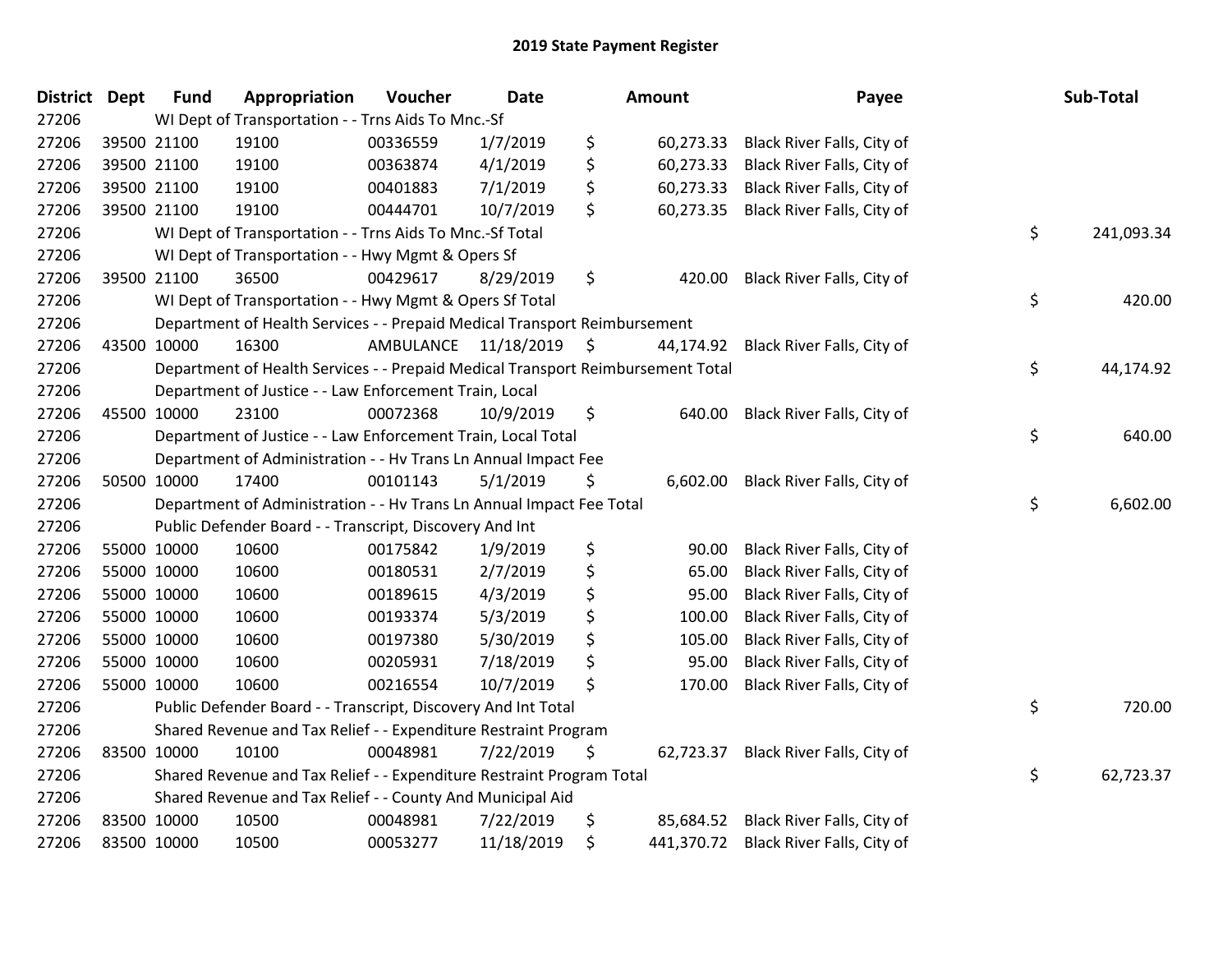# 2019 State Payment Register

| District | Dept | Fund | Appropriation | Voucher | Date | Amount | Payee | Sub-Total |
|---|---|---|---|---|---|---|---|---|
| 27206 | | WI Dept of Transportation - - Trns Aids To Mnc.-Sf | | | | | | |
| 27206 | 39500 | 21100 | 19100 | 00336559 | 1/7/2019 | $ 60,273.33 | Black River Falls, City of | |
| 27206 | 39500 | 21100 | 19100 | 00363874 | 4/1/2019 | $ 60,273.33 | Black River Falls, City of | |
| 27206 | 39500 | 21100 | 19100 | 00401883 | 7/1/2019 | $ 60,273.33 | Black River Falls, City of | |
| 27206 | 39500 | 21100 | 19100 | 00444701 | 10/7/2019 | $ 60,273.35 | Black River Falls, City of | |
| 27206 | | WI Dept of Transportation - - Trns Aids To Mnc.-Sf Total | | | | | | $ 241,093.34 |
| 27206 | | WI Dept of Transportation - - Hwy Mgmt & Opers Sf | | | | | | |
| 27206 | 39500 | 21100 | 36500 | 00429617 | 8/29/2019 | $ 420.00 | Black River Falls, City of | |
| 27206 | | WI Dept of Transportation - - Hwy Mgmt & Opers Sf Total | | | | | | $ 420.00 |
| 27206 | | Department of Health Services - - Prepaid Medical Transport Reimbursement | | | | | | |
| 27206 | 43500 | 10000 | 16300 | AMBULANCE | 11/18/2019 | $ 44,174.92 | Black River Falls, City of | |
| 27206 | | Department of Health Services - - Prepaid Medical Transport Reimbursement Total | | | | | | $ 44,174.92 |
| 27206 | | Department of Justice - - Law Enforcement Train, Local | | | | | | |
| 27206 | 45500 | 10000 | 23100 | 00072368 | 10/9/2019 | $ 640.00 | Black River Falls, City of | |
| 27206 | | Department of Justice - - Law Enforcement Train, Local Total | | | | | | $ 640.00 |
| 27206 | | Department of Administration - - Hv Trans Ln Annual Impact Fee | | | | | | |
| 27206 | 50500 | 10000 | 17400 | 00101143 | 5/1/2019 | $ 6,602.00 | Black River Falls, City of | |
| 27206 | | Department of Administration - - Hv Trans Ln Annual Impact Fee Total | | | | | | $ 6,602.00 |
| 27206 | | Public Defender Board - - Transcript, Discovery And Int | | | | | | |
| 27206 | 55000 | 10000 | 10600 | 00175842 | 1/9/2019 | $ 90.00 | Black River Falls, City of | |
| 27206 | 55000 | 10000 | 10600 | 00180531 | 2/7/2019 | $ 65.00 | Black River Falls, City of | |
| 27206 | 55000 | 10000 | 10600 | 00189615 | 4/3/2019 | $ 95.00 | Black River Falls, City of | |
| 27206 | 55000 | 10000 | 10600 | 00193374 | 5/3/2019 | $ 100.00 | Black River Falls, City of | |
| 27206 | 55000 | 10000 | 10600 | 00197380 | 5/30/2019 | $ 105.00 | Black River Falls, City of | |
| 27206 | 55000 | 10000 | 10600 | 00205931 | 7/18/2019 | $ 95.00 | Black River Falls, City of | |
| 27206 | 55000 | 10000 | 10600 | 00216554 | 10/7/2019 | $ 170.00 | Black River Falls, City of | |
| 27206 | | Public Defender Board - - Transcript, Discovery And Int Total | | | | | | $ 720.00 |
| 27206 | | Shared Revenue and Tax Relief - - Expenditure Restraint Program | | | | | | |
| 27206 | 83500 | 10000 | 10100 | 00048981 | 7/22/2019 | $ 62,723.37 | Black River Falls, City of | |
| 27206 | | Shared Revenue and Tax Relief - - Expenditure Restraint Program Total | | | | | | $ 62,723.37 |
| 27206 | | Shared Revenue and Tax Relief - - County And Municipal Aid | | | | | | |
| 27206 | 83500 | 10000 | 10500 | 00048981 | 7/22/2019 | $ 85,684.52 | Black River Falls, City of | |
| 27206 | 83500 | 10000 | 10500 | 00053277 | 11/18/2019 | $ 441,370.72 | Black River Falls, City of | |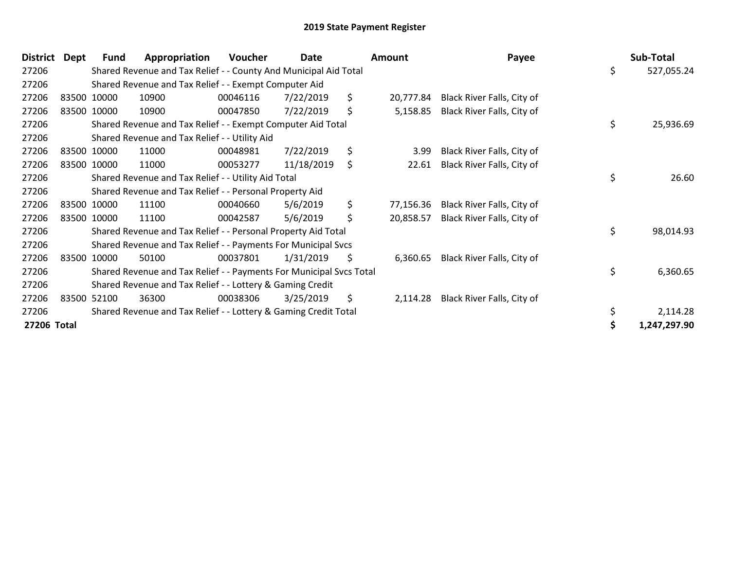# 2019 State Payment Register

| District | Dept | Fund | Appropriation | Voucher | Date | Amount | Payee | Sub-Total |
|---|---|---|---|---|---|---|---|---|
| 27206 | | Shared Revenue and Tax Relief - - County And Municipal Aid Total | | | | | | $ 527,055.24 |
| 27206 | | Shared Revenue and Tax Relief - - Exempt Computer Aid | | | | | | |
| 27206 | 83500 | 10000 | 10900 | 00046116 | 7/22/2019 | $ 20,777.84 | Black River Falls, City of | |
| 27206 | 83500 | 10000 | 10900 | 00047850 | 7/22/2019 | $ 5,158.85 | Black River Falls, City of | |
| 27206 | | Shared Revenue and Tax Relief - - Exempt Computer Aid Total | | | | | | $ 25,936.69 |
| 27206 | | Shared Revenue and Tax Relief - - Utility Aid | | | | | | |
| 27206 | 83500 | 10000 | 11000 | 00048981 | 7/22/2019 | $ 3.99 | Black River Falls, City of | |
| 27206 | 83500 | 10000 | 11000 | 00053277 | 11/18/2019 | $ 22.61 | Black River Falls, City of | |
| 27206 | | Shared Revenue and Tax Relief - - Utility Aid Total | | | | | | $ 26.60 |
| 27206 | | Shared Revenue and Tax Relief - - Personal Property Aid | | | | | | |
| 27206 | 83500 | 10000 | 11100 | 00040660 | 5/6/2019 | $ 77,156.36 | Black River Falls, City of | |
| 27206 | 83500 | 10000 | 11100 | 00042587 | 5/6/2019 | $ 20,858.57 | Black River Falls, City of | |
| 27206 | | Shared Revenue and Tax Relief - - Personal Property Aid Total | | | | | | $ 98,014.93 |
| 27206 | | Shared Revenue and Tax Relief - - Payments For Municipal Svcs | | | | | | |
| 27206 | 83500 | 10000 | 50100 | 00037801 | 1/31/2019 | $ 6,360.65 | Black River Falls, City of | |
| 27206 | | Shared Revenue and Tax Relief - - Payments For Municipal Svcs Total | | | | | | $ 6,360.65 |
| 27206 | | Shared Revenue and Tax Relief - - Lottery & Gaming Credit | | | | | | |
| 27206 | 83500 | 52100 | 36300 | 00038306 | 3/25/2019 | $ 2,114.28 | Black River Falls, City of | |
| 27206 | | Shared Revenue and Tax Relief - - Lottery & Gaming Credit Total | | | | | | $ 2,114.28 |
| **27206 Total** | | | | | | | | **$ 1,247,297.90** |